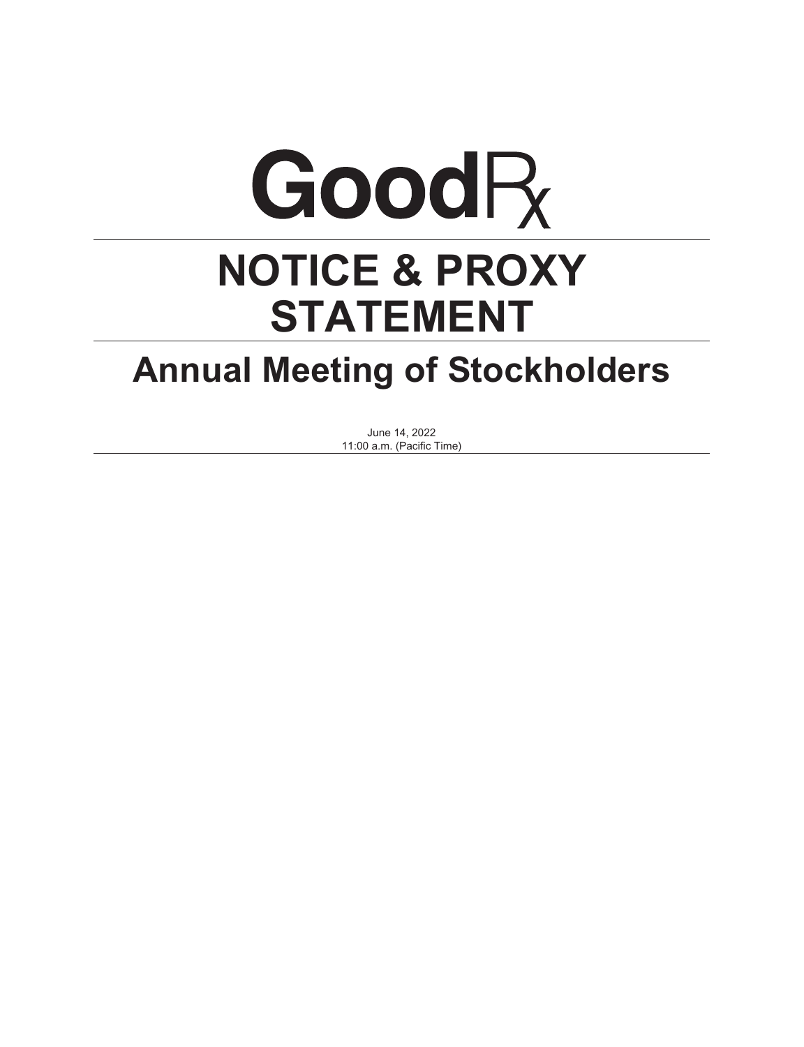# GoodRx

# NOTICE & PROXY STATEMENT

## Annual Meeting of Stockholders

June 14, 2022
11:00 a.m. (Pacific Time)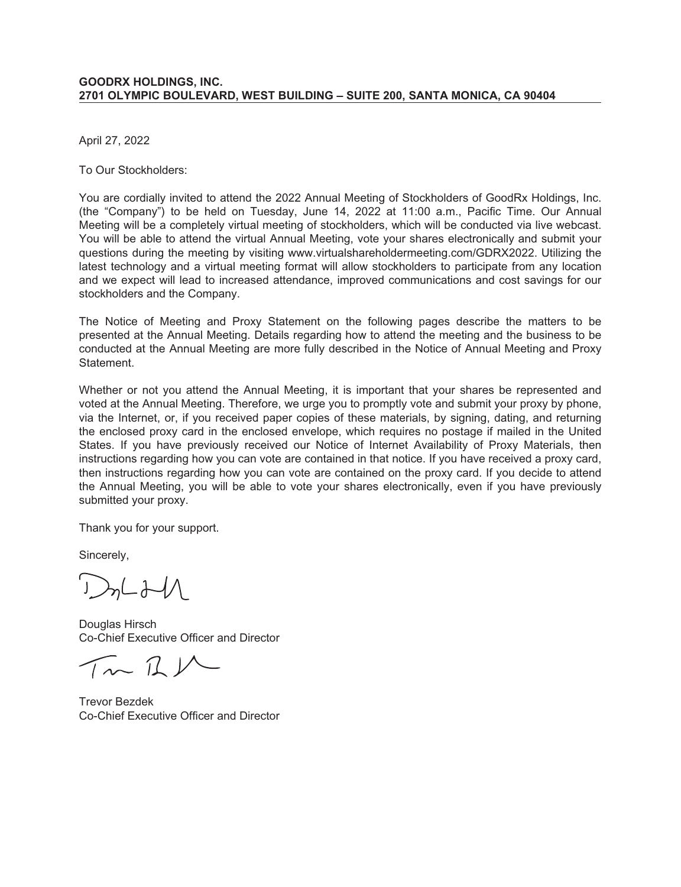**GOODRX HOLDINGS, INC.**
**2701 OLYMPIC BOULEVARD, WEST BUILDING – SUITE 200, SANTA MONICA, CA 90404**

April 27, 2022

To Our Stockholders:

You are cordially invited to attend the 2022 Annual Meeting of Stockholders of GoodRx Holdings, Inc. (the "Company") to be held on Tuesday, June 14, 2022 at 11:00 a.m., Pacific Time. Our Annual Meeting will be a completely virtual meeting of stockholders, which will be conducted via live webcast. You will be able to attend the virtual Annual Meeting, vote your shares electronically and submit your questions during the meeting by visiting www.virtualshareholdermeeting.com/GDRX2022. Utilizing the latest technology and a virtual meeting format will allow stockholders to participate from any location and we expect will lead to increased attendance, improved communications and cost savings for our stockholders and the Company.

The Notice of Meeting and Proxy Statement on the following pages describe the matters to be presented at the Annual Meeting. Details regarding how to attend the meeting and the business to be conducted at the Annual Meeting are more fully described in the Notice of Annual Meeting and Proxy Statement.

Whether or not you attend the Annual Meeting, it is important that your shares be represented and voted at the Annual Meeting. Therefore, we urge you to promptly vote and submit your proxy by phone, via the Internet, or, if you received paper copies of these materials, by signing, dating, and returning the enclosed proxy card in the enclosed envelope, which requires no postage if mailed in the United States. If you have previously received our Notice of Internet Availability of Proxy Materials, then instructions regarding how you can vote are contained in that notice. If you have received a proxy card, then instructions regarding how you can vote are contained on the proxy card. If you decide to attend the Annual Meeting, you will be able to vote your shares electronically, even if you have previously submitted your proxy.

Thank you for your support.

Sincerely,

Douglas Hirsch
Co-Chief Executive Officer and Director

Trevor Bezdek
Co-Chief Executive Officer and Director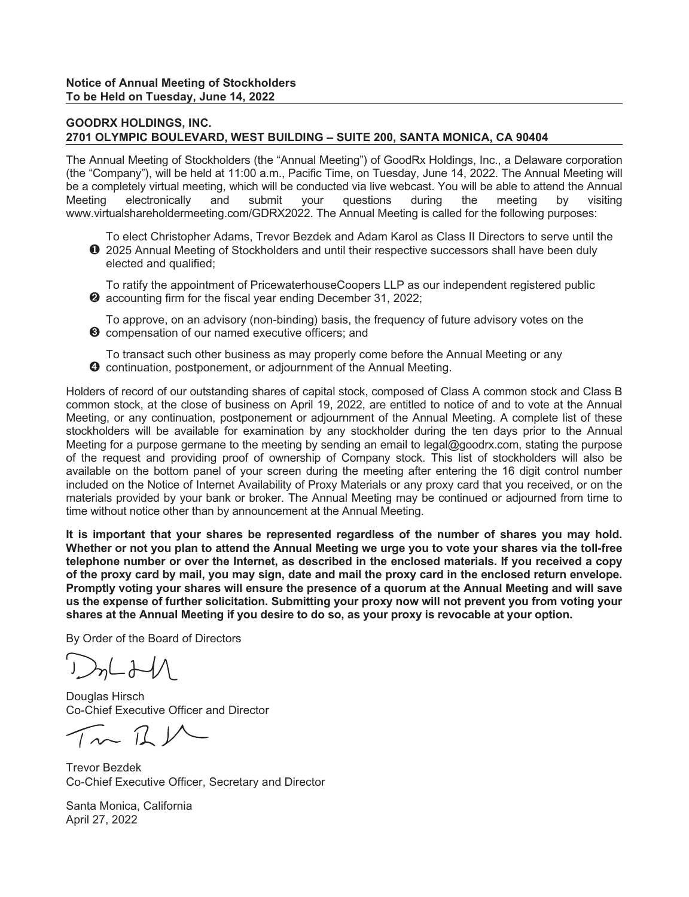**Notice of Annual Meeting of Stockholders**
**To be Held on Tuesday, June 14, 2022**

**GOODRX HOLDINGS, INC.**
**2701 OLYMPIC BOULEVARD, WEST BUILDING – SUITE 200, SANTA MONICA, CA 90404**

The Annual Meeting of Stockholders (the "Annual Meeting") of GoodRx Holdings, Inc., a Delaware corporation (the "Company"), will be held at 11:00 a.m., Pacific Time, on Tuesday, June 14, 2022. The Annual Meeting will be a completely virtual meeting, which will be conducted via live webcast. You will be able to attend the Annual Meeting electronically and submit your questions during the meeting by visiting www.virtualshareholdermeeting.com/GDRX2022. The Annual Meeting is called for the following purposes:

1. To elect Christopher Adams, Trevor Bezdek and Adam Karol as Class II Directors to serve until the 2025 Annual Meeting of Stockholders and until their respective successors shall have been duly elected and qualified;
2. To ratify the appointment of PricewaterhouseCoopers LLP as our independent registered public accounting firm for the fiscal year ending December 31, 2022;
3. To approve, on an advisory (non-binding) basis, the frequency of future advisory votes on the compensation of our named executive officers; and
4. To transact such other business as may properly come before the Annual Meeting or any continuation, postponement, or adjournment of the Annual Meeting.

Holders of record of our outstanding shares of capital stock, composed of Class A common stock and Class B common stock, at the close of business on April 19, 2022, are entitled to notice of and to vote at the Annual Meeting, or any continuation, postponement or adjournment of the Annual Meeting. A complete list of these stockholders will be available for examination by any stockholder during the ten days prior to the Annual Meeting for a purpose germane to the meeting by sending an email to legal@goodrx.com, stating the purpose of the request and providing proof of your ownership of Company stock. This list of stockholders will also be available on the bottom panel of your screen during the meeting after entering the 16 digit control number included on the Notice of Internet Availability of Proxy Materials or any proxy card that you received, or on the materials provided by your bank or broker. The Annual Meeting may be continued or adjourned from time to time without notice other than by announcement at the Annual Meeting.

**It is important that your shares be represented regardless of the number of shares you may hold. Whether or not you plan to attend the Annual Meeting we urge you to vote your shares via the toll-free telephone number or over the Internet, as described in the enclosed materials. If you received a copy of the proxy card by mail, you may sign, date and mail the proxy card in the enclosed return envelope. Promptly voting your shares will ensure the presence of a quorum at the Annual Meeting and will save us the expense of further solicitation. Submitting your proxy now will not prevent you from voting your shares at the Annual Meeting if you desire to do so, as your proxy is revocable at your option.**

By Order of the Board of Directors

Douglas Hirsch
Co-Chief Executive Officer and Director

Trevor Bezdek
Co-Chief Executive Officer, Secretary and Director

Santa Monica, California
April 27, 2022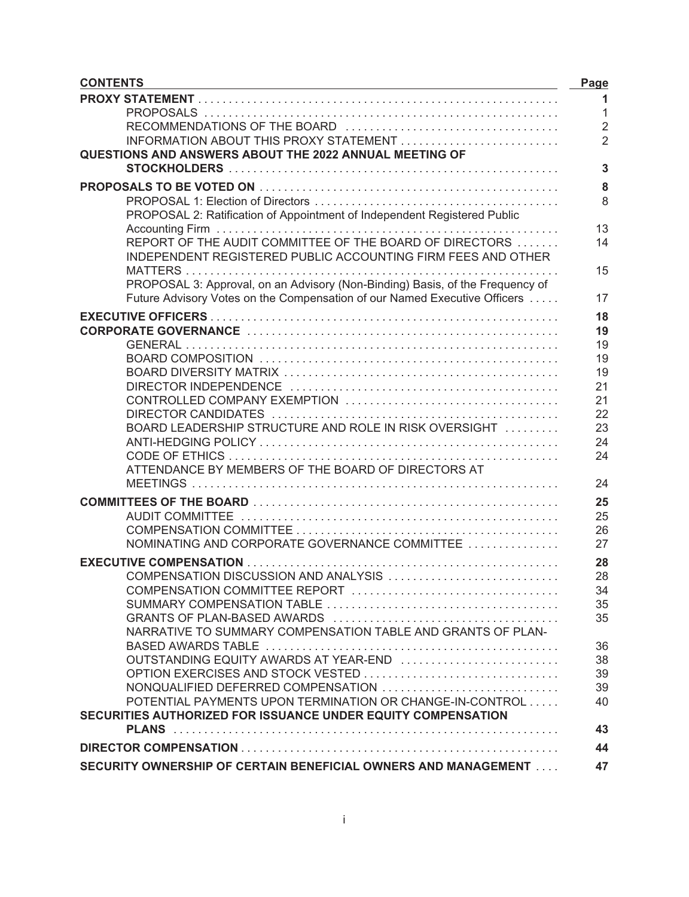| CONTENTS | Page |
| --- | --- |
| **PROXY STATEMENT** | **1** |
| PROPOSALS | 1 |
| RECOMMENDATIONS OF THE BOARD | 2 |
| INFORMATION ABOUT THIS PROXY STATEMENT | 2 |
| **QUESTIONS AND ANSWERS ABOUT THE 2022 ANNUAL MEETING OF STOCKHOLDERS** | **3** |
| **PROPOSALS TO BE VOTED ON** | **8** |
| PROPOSAL 1: Election of Directors | 8 |
| PROPOSAL 2: Ratification of Appointment of Independent Registered Public Accounting Firm | 13 |
| REPORT OF THE AUDIT COMMITTEE OF THE BOARD OF DIRECTORS | 14 |
| INDEPENDENT REGISTERED PUBLIC ACCOUNTING FIRM FEES AND OTHER MATTERS | 15 |
| PROPOSAL 3: Approval, on an Advisory (Non-Binding) Basis, of the Frequency of Future Advisory Votes on the Compensation of our Named Executive Officers | 17 |
| **EXECUTIVE OFFICERS** | **18** |
| **CORPORATE GOVERNANCE** | **19** |
| GENERAL | 19 |
| BOARD COMPOSITION | 19 |
| BOARD DIVERSITY MATRIX | 19 |
| DIRECTOR INDEPENDENCE | 21 |
| CONTROLLED COMPANY EXEMPTION | 21 |
| DIRECTOR CANDIDATES | 22 |
| BOARD LEADERSHIP STRUCTURE AND ROLE IN RISK OVERSIGHT | 23 |
| ANTI-HEDGING POLICY | 24 |
| CODE OF ETHICS | 24 |
| ATTENDANCE BY MEMBERS OF THE BOARD OF DIRECTORS AT MEETINGS | 24 |
| **COMMITTEES OF THE BOARD** | **25** |
| AUDIT COMMITTEE | 25 |
| COMPENSATION COMMITTEE | 26 |
| NOMINATING AND CORPORATE GOVERNANCE COMMITTEE | 27 |
| **EXECUTIVE COMPENSATION** | **28** |
| COMPENSATION DISCUSSION AND ANALYSIS | 28 |
| COMPENSATION COMMITTEE REPORT | 34 |
| SUMMARY COMPENSATION TABLE | 35 |
| GRANTS OF PLAN-BASED AWARDS | 35 |
| NARRATIVE TO SUMMARY COMPENSATION TABLE AND GRANTS OF PLAN-BASED AWARDS TABLE | 36 |
| OUTSTANDING EQUITY AWARDS AT YEAR-END | 38 |
| OPTION EXERCISES AND STOCK VESTED | 39 |
| NONQUALIFIED DEFERRED COMPENSATION | 39 |
| POTENTIAL PAYMENTS UPON TERMINATION OR CHANGE-IN-CONTROL | 40 |
| **SECURITIES AUTHORIZED FOR ISSUANCE UNDER EQUITY COMPENSATION PLANS** | **43** |
| **DIRECTOR COMPENSATION** | **44** |
| **SECURITY OWNERSHIP OF CERTAIN BENEFICIAL OWNERS AND MANAGEMENT** | **47** |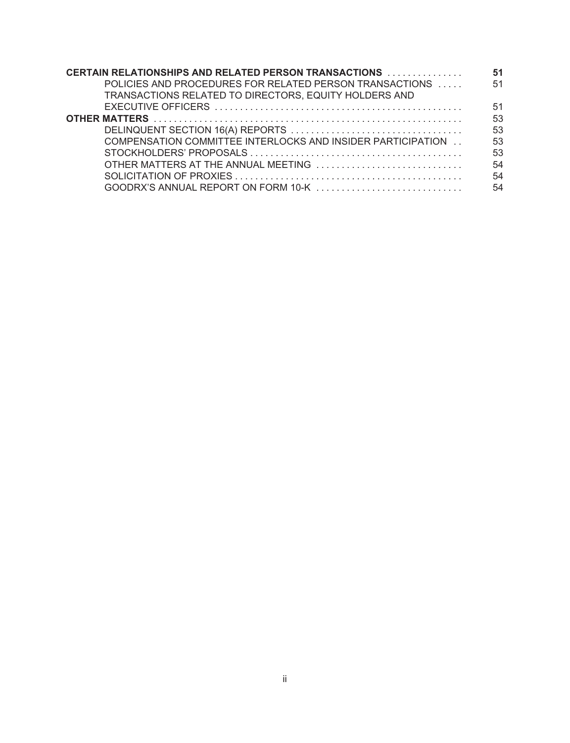| | |
|---|---|
| **CERTAIN RELATIONSHIPS AND RELATED PERSON TRANSACTIONS** | **51** |
| POLICIES AND PROCEDURES FOR RELATED PERSON TRANSACTIONS | 51 |
| TRANSACTIONS RELATED TO DIRECTORS, EQUITY HOLDERS AND EXECUTIVE OFFICERS | 51 |
| **OTHER MATTERS** | 53 |
| DELINQUENT SECTION 16(A) REPORTS | 53 |
| COMPENSATION COMMITTEE INTERLOCKS AND INSIDER PARTICIPATION | 53 |
| STOCKHOLDERS' PROPOSALS | 53 |
| OTHER MATTERS AT THE ANNUAL MEETING | 54 |
| SOLICITATION OF PROXIES | 54 |
| GOODRX'S ANNUAL REPORT ON FORM 10-K | 54 |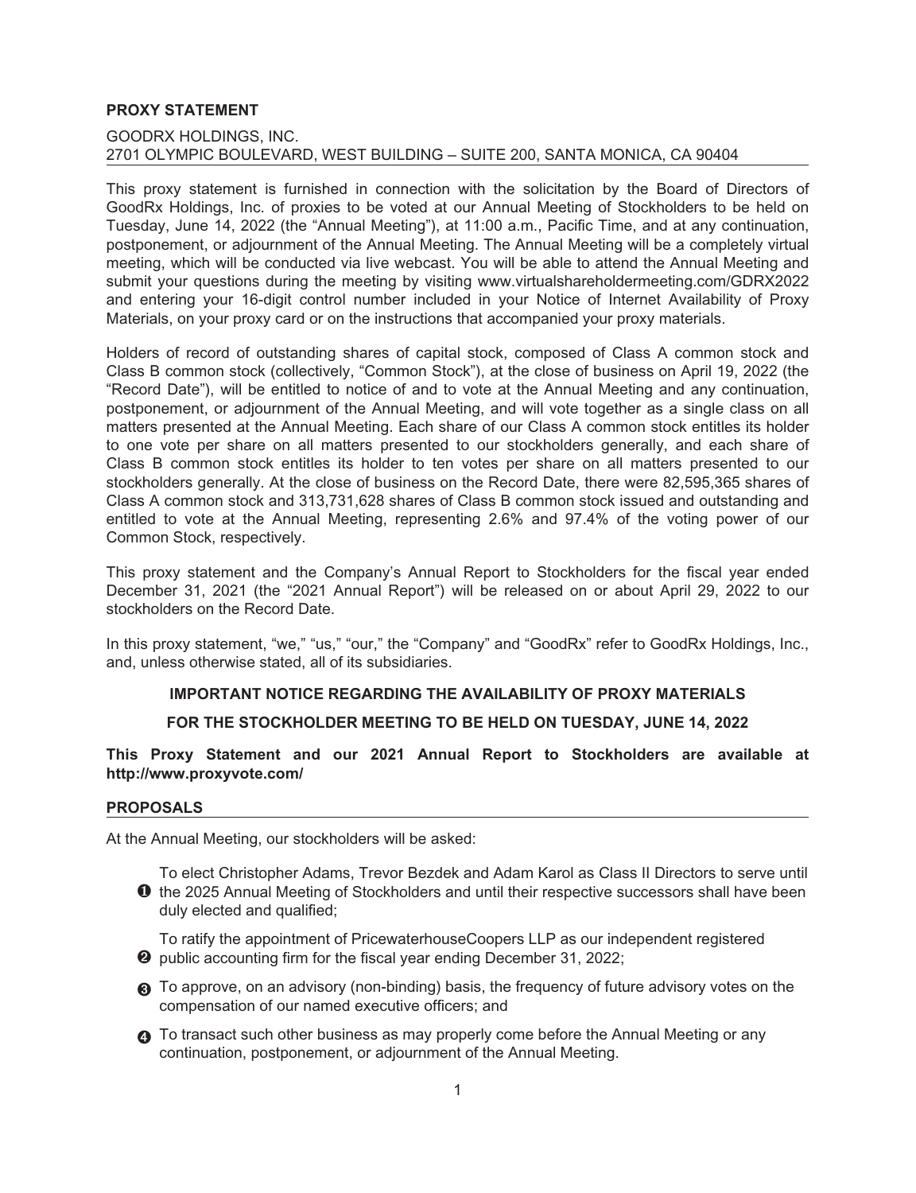## PROXY STATEMENT

GOODRX HOLDINGS, INC.
2701 OLYMPIC BOULEVARD, WEST BUILDING – SUITE 200, SANTA MONICA, CA 90404

This proxy statement is furnished in connection with the solicitation by the Board of Directors of GoodRx Holdings, Inc. of proxies to be voted at our Annual Meeting of Stockholders to be held on Tuesday, June 14, 2022 (the "Annual Meeting"), at 11:00 a.m., Pacific Time, and at any continuation, postponement, or adjournment of the Annual Meeting. The Annual Meeting will be a completely virtual meeting, which will be conducted via live webcast. You will be able to attend the Annual Meeting and submit your questions during the meeting by visiting www.virtualshareholdermeeting.com/GDRX2022 and entering your 16-digit control number included in your Notice of Internet Availability of Proxy Materials, on your proxy card or on the instructions that accompanied your proxy materials.

Holders of record of outstanding shares of capital stock, composed of Class A common stock and Class B common stock (collectively, "Common Stock"), at the close of business on April 19, 2022 (the "Record Date"), will be entitled to notice of and to vote at the Annual Meeting and any continuation, postponement, or adjournment of the Annual Meeting, and will vote together as a single class on all matters presented at the Annual Meeting. Each share of our Class A common stock entitles its holder to one vote per share on all matters presented to our stockholders generally, and each share of Class B common stock entitles its holder to ten votes per share on all matters presented to our stockholders generally. At the close of business on the Record Date, there were 82,595,365 shares of Class A common stock and 313,731,628 shares of Class B common stock issued and outstanding and entitled to vote at the Annual Meeting, representing 2.6% and 97.4% of the voting power of our Common Stock, respectively.

This proxy statement and the Company's Annual Report to Stockholders for the fiscal year ended December 31, 2021 (the "2021 Annual Report") will be released on or about April 29, 2022 to our stockholders on the Record Date.

In this proxy statement, "we," "us," "our," the "Company" and "GoodRx" refer to GoodRx Holdings, Inc., and, unless otherwise stated, all of its subsidiaries.

**IMPORTANT NOTICE REGARDING THE AVAILABILITY OF PROXY MATERIALS**

**FOR THE STOCKHOLDER MEETING TO BE HELD ON TUESDAY, JUNE 14, 2022**

**This Proxy Statement and our 2021 Annual Report to Stockholders are available at http://www.proxyvote.com/**

## PROPOSALS

At the Annual Meeting, our stockholders will be asked:

1. To elect Christopher Adams, Trevor Bezdek and Adam Karol as Class II Directors to serve until the 2025 Annual Meeting of Stockholders and until their respective successors shall have been duly elected and qualified;
2. To ratify the appointment of PricewaterhouseCoopers LLP as our independent registered public accounting firm for the fiscal year ending December 31, 2022;
3. To approve, on an advisory (non-binding) basis, the frequency of future advisory votes on the compensation of our named executive officers; and
4. To transact such other business as may properly come before the Annual Meeting or any continuation, postponement, or adjournment of the Annual Meeting.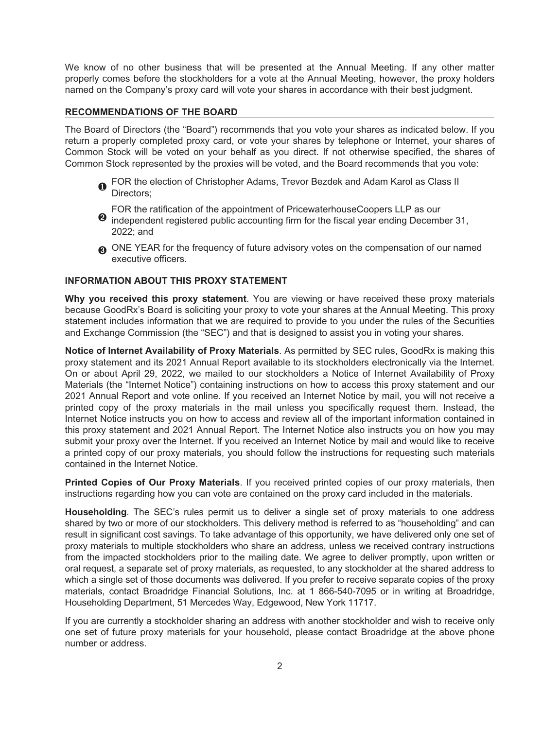We know of no other business that will be presented at the Annual Meeting. If any other matter properly comes before the stockholders for a vote at the Annual Meeting, however, the proxy holders named on the Company's proxy card will vote your shares in accordance with their best judgment.

## RECOMMENDATIONS OF THE BOARD

The Board of Directors (the "Board") recommends that you vote your shares as indicated below. If you return a properly completed proxy card, or vote your shares by telephone or Internet, your shares of Common Stock will be voted on your behalf as you direct. If not otherwise specified, the shares of Common Stock represented by the proxies will be voted, and the Board recommends that you vote:

1. FOR the election of Christopher Adams, Trevor Bezdek and Adam Karol as Class II Directors;
2. FOR the ratification of the appointment of PricewaterhouseCoopers LLP as our independent registered public accounting firm for the fiscal year ending December 31, 2022; and
3. ONE YEAR for the frequency of future advisory votes on the compensation of our named executive officers.

## INFORMATION ABOUT THIS PROXY STATEMENT

**Why you received this proxy statement**. You are viewing or have received these proxy materials because GoodRx's Board is soliciting your proxy to vote your shares at the Annual Meeting. This proxy statement includes information that we are required to provide to you under the rules of the Securities and Exchange Commission (the "SEC") and that is designed to assist you in voting your shares.

**Notice of Internet Availability of Proxy Materials**. As permitted by SEC rules, GoodRx is making this proxy statement and its 2021 Annual Report available to its stockholders electronically via the Internet. On or about April 29, 2022, we mailed to our stockholders a Notice of Internet Availability of Proxy Materials (the "Internet Notice") containing instructions on how to access this proxy statement and our 2021 Annual Report and vote online. If you received an Internet Notice by mail, you will not receive a printed copy of the proxy materials in the mail unless you specifically request them. Instead, the Internet Notice instructs you on how to access and review all of the important information contained in this proxy statement and 2021 Annual Report. The Internet Notice also instructs you on how you may submit your proxy over the Internet. If you received an Internet Notice by mail and would like to receive a printed copy of our proxy materials, you should follow the instructions for requesting such materials contained in the Internet Notice.

**Printed Copies of Our Proxy Materials**. If you received printed copies of our proxy materials, then instructions regarding how you can vote are contained on the proxy card included in the materials.

**Householding**. The SEC's rules permit us to deliver a single set of proxy materials to one address shared by two or more of our stockholders. This delivery method is referred to as "householding" and can result in significant cost savings. To take advantage of this opportunity, we have delivered only one set of proxy materials to multiple stockholders who share an address, unless we received contrary instructions from the impacted stockholders prior to the mailing date. We agree to deliver promptly, upon written or oral request, a separate set of proxy materials, as requested, to any stockholder at the shared address to which a single set of those documents was delivered. If you prefer to receive separate copies of the proxy materials, contact Broadridge Financial Solutions, Inc. at 1 866-540-7095 or in writing at Broadridge, Householding Department, 51 Mercedes Way, Edgewood, New York 11717.

If you are currently a stockholder sharing an address with another stockholder and wish to receive only one set of future proxy materials for your household, please contact Broadridge at the above phone number or address.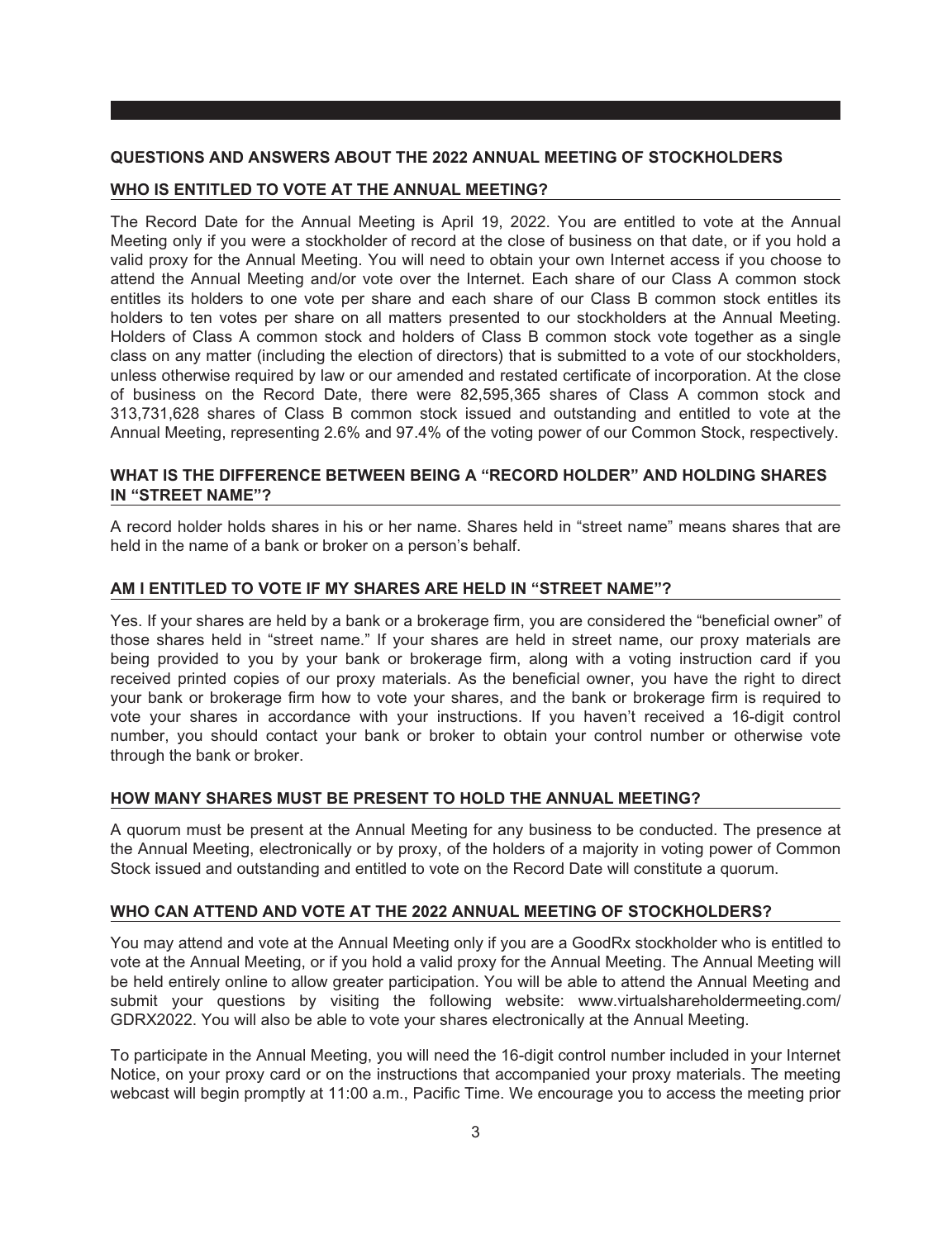## QUESTIONS AND ANSWERS ABOUT THE 2022 ANNUAL MEETING OF STOCKHOLDERS

### WHO IS ENTITLED TO VOTE AT THE ANNUAL MEETING?

The Record Date for the Annual Meeting is April 19, 2022. You are entitled to vote at the Annual Meeting only if you were a stockholder of record at the close of business on that date, or if you hold a valid proxy for the Annual Meeting. You will need to obtain your own Internet access if you choose to attend the Annual Meeting and/or vote over the Internet. Each share of our Class A common stock entitles its holders to one vote per share and each share of our Class B common stock entitles its holders to ten votes per share on all matters presented to our stockholders at the Annual Meeting. Holders of Class A common stock and holders of Class B common stock vote together as a single class on any matter (including the election of directors) that is submitted to a vote of our stockholders, unless otherwise required by law or our amended and restated certificate of incorporation. At the close of business on the Record Date, there were 82,595,365 shares of Class A common stock and 313,731,628 shares of Class B common stock issued and outstanding and entitled to vote at the Annual Meeting, representing 2.6% and 97.4% of the voting power of our Common Stock, respectively.

### WHAT IS THE DIFFERENCE BETWEEN BEING A "RECORD HOLDER" AND HOLDING SHARES IN "STREET NAME"?

A record holder holds shares in his or her name. Shares held in "street name" means shares that are held in the name of a bank or broker on a person's behalf.

### AM I ENTITLED TO VOTE IF MY SHARES ARE HELD IN "STREET NAME"?

Yes. If your shares are held by a bank or a brokerage firm, you are considered the "beneficial owner" of those shares held in "street name." If your shares are held in street name, our proxy materials are being provided to you by your bank or brokerage firm, along with a voting instruction card if you received printed copies of our proxy materials. As the beneficial owner, you have the right to direct your bank or brokerage firm how to vote your shares, and the bank or brokerage firm is required to vote your shares in accordance with your instructions. If you haven't received a 16-digit control number, you should contact your bank or broker to obtain your control number or otherwise vote through the bank or broker.

### HOW MANY SHARES MUST BE PRESENT TO HOLD THE ANNUAL MEETING?

A quorum must be present at the Annual Meeting for any business to be conducted. The presence at the Annual Meeting, electronically or by proxy, of the holders of a majority in voting power of Common Stock issued and outstanding and entitled to vote on the Record Date will constitute a quorum.

### WHO CAN ATTEND AND VOTE AT THE 2022 ANNUAL MEETING OF STOCKHOLDERS?

You may attend and vote at the Annual Meeting only if you are a GoodRx stockholder who is entitled to vote at the Annual Meeting, or if you hold a valid proxy for the Annual Meeting. The Annual Meeting will be held entirely online to allow greater participation. You will be able to attend the Annual Meeting and submit your questions by visiting the following website: www.virtualshareholdermeeting.com/GDRX2022. You will also be able to vote your shares electronically at the Annual Meeting.

To participate in the Annual Meeting, you will need the 16-digit control number included in your Internet Notice, on your proxy card or on the instructions that accompanied your proxy materials. The meeting webcast will begin promptly at 11:00 a.m., Pacific Time. We encourage you to access the meeting prior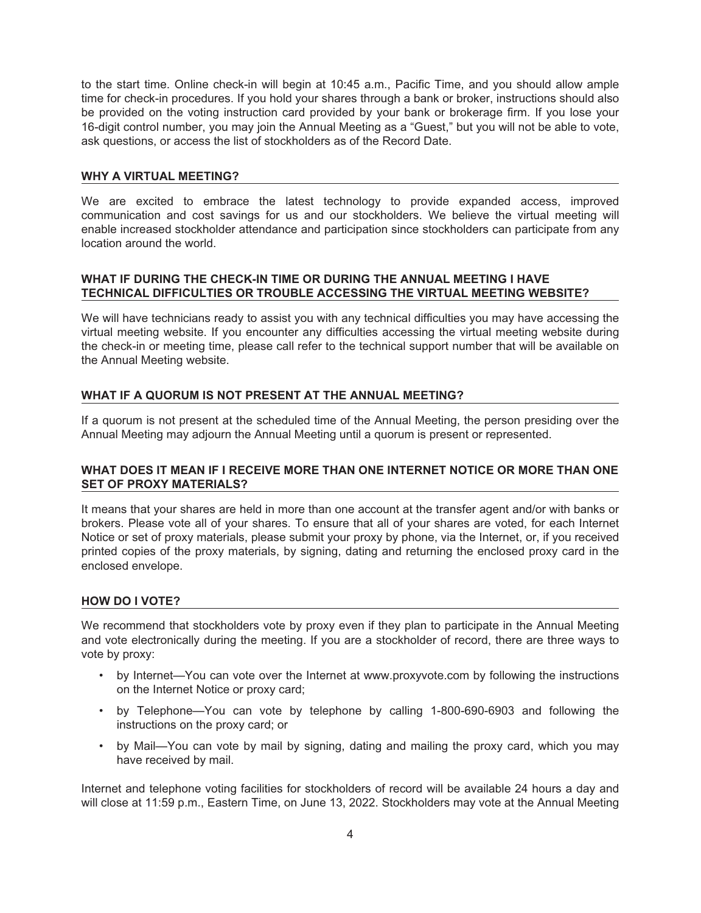to the start time. Online check-in will begin at 10:45 a.m., Pacific Time, and you should allow ample time for check-in procedures. If you hold your shares through a bank or broker, instructions should also be provided on the voting instruction card provided by your bank or brokerage firm. If you lose your 16-digit control number, you may join the Annual Meeting as a "Guest," but you will not be able to vote, ask questions, or access the list of stockholders as of the Record Date.

### WHY A VIRTUAL MEETING?

We are excited to embrace the latest technology to provide expanded access, improved communication and cost savings for us and our stockholders. We believe the virtual meeting will enable increased stockholder attendance and participation since stockholders can participate from any location around the world.

### WHAT IF DURING THE CHECK-IN TIME OR DURING THE ANNUAL MEETING I HAVE TECHNICAL DIFFICULTIES OR TROUBLE ACCESSING THE VIRTUAL MEETING WEBSITE?

We will have technicians ready to assist you with any technical difficulties you may have accessing the virtual meeting website. If you encounter any difficulties accessing the virtual meeting website during the check-in or meeting time, please call refer to the technical support number that will be available on the Annual Meeting website.

### WHAT IF A QUORUM IS NOT PRESENT AT THE ANNUAL MEETING?

If a quorum is not present at the scheduled time of the Annual Meeting, the person presiding over the Annual Meeting may adjourn the Annual Meeting until a quorum is present or represented.

### WHAT DOES IT MEAN IF I RECEIVE MORE THAN ONE INTERNET NOTICE OR MORE THAN ONE SET OF PROXY MATERIALS?

It means that your shares are held in more than one account at the transfer agent and/or with banks or brokers. Please vote all of your shares. To ensure that all of your shares are voted, for each Internet Notice or set of proxy materials, please submit your proxy by phone, via the Internet, or, if you received printed copies of the proxy materials, by signing, dating and returning the enclosed proxy card in the enclosed envelope.

### HOW DO I VOTE?

We recommend that stockholders vote by proxy even if they plan to participate in the Annual Meeting and vote electronically during the meeting. If you are a stockholder of record, there are three ways to vote by proxy:

- by Internet—You can vote over the Internet at www.proxyvote.com by following the instructions on the Internet Notice or proxy card;
- by Telephone—You can vote by telephone by calling 1-800-690-6903 and following the instructions on the proxy card; or
- by Mail—You can vote by mail by signing, dating and mailing the proxy card, which you may have received by mail.

Internet and telephone voting facilities for stockholders of record will be available 24 hours a day and will close at 11:59 p.m., Eastern Time, on June 13, 2022. Stockholders may vote at the Annual Meeting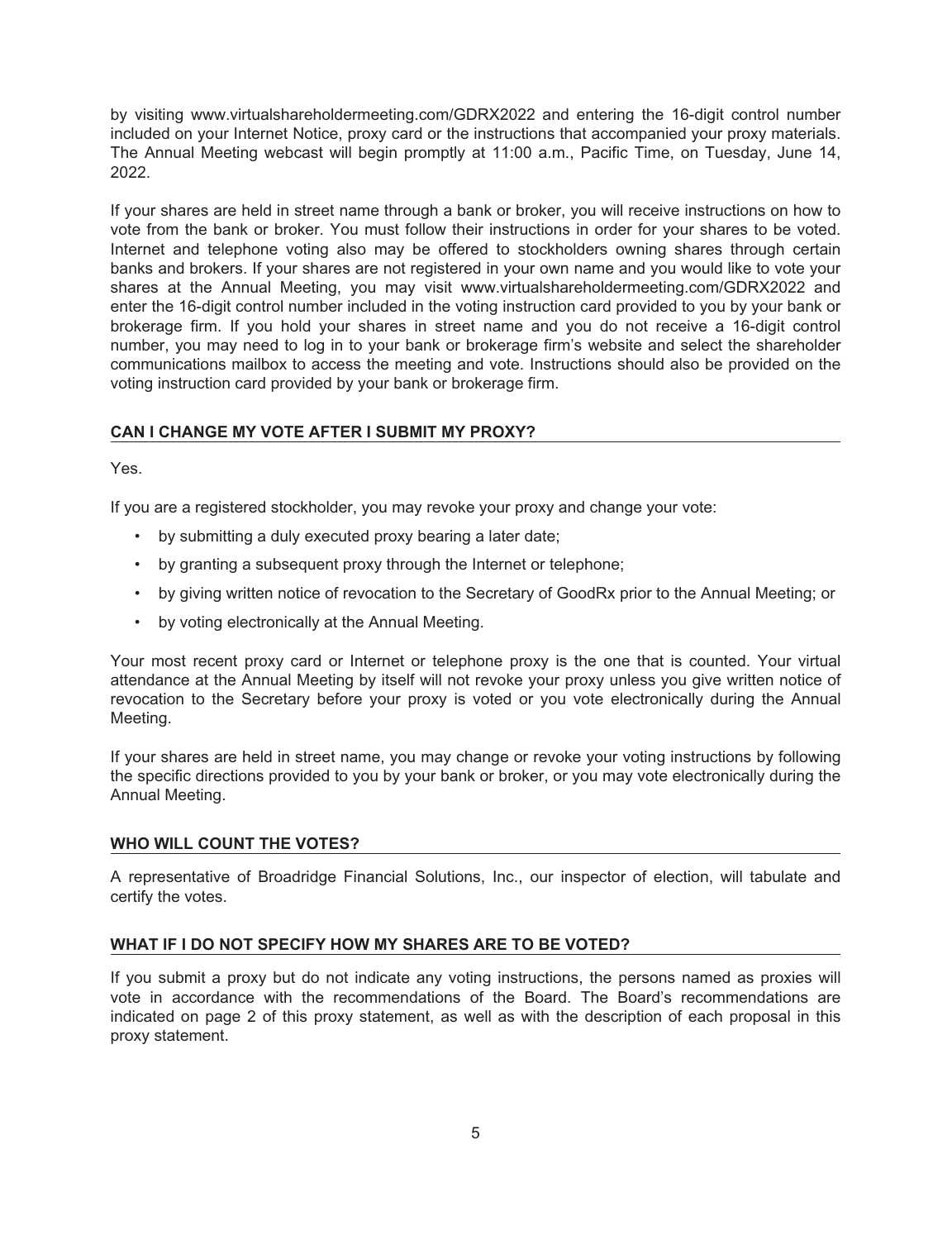by visiting www.virtualshareholdermeeting.com/GDRX2022 and entering the 16-digit control number included on your Internet Notice, proxy card or the instructions that accompanied your proxy materials. The Annual Meeting webcast will begin promptly at 11:00 a.m., Pacific Time, on Tuesday, June 14, 2022.

If your shares are held in street name through a bank or broker, you will receive instructions on how to vote from the bank or broker. You must follow their instructions in order for your shares to be voted. Internet and telephone voting also may be offered to stockholders owning shares through certain banks and brokers. If your shares are not registered in your own name and you would like to vote your shares at the Annual Meeting, you may visit www.virtualshareholdermeeting.com/GDRX2022 and enter the 16-digit control number included in the voting instruction card provided to you by your bank or brokerage firm. If you hold your shares in street name and you do not receive a 16-digit control number, you may need to log in to your bank or brokerage firm's website and select the shareholder communications mailbox to access the meeting and vote. Instructions should also be provided on the voting instruction card provided by your bank or brokerage firm.

## CAN I CHANGE MY VOTE AFTER I SUBMIT MY PROXY?

Yes.

If you are a registered stockholder, you may revoke your proxy and change your vote:

- by submitting a duly executed proxy bearing a later date;
- by granting a subsequent proxy through the Internet or telephone;
- by giving written notice of revocation to the Secretary of GoodRx prior to the Annual Meeting; or
- by voting electronically at the Annual Meeting.

Your most recent proxy card or Internet or telephone proxy is the one that is counted. Your virtual attendance at the Annual Meeting by itself will not revoke your proxy unless you give written notice of revocation to the Secretary before your proxy is voted or you vote electronically during the Annual Meeting.

If your shares are held in street name, you may change or revoke your voting instructions by following the specific directions provided to you by your bank or broker, or you may vote electronically during the Annual Meeting.

## WHO WILL COUNT THE VOTES?

A representative of Broadridge Financial Solutions, Inc., our inspector of election, will tabulate and certify the votes.

## WHAT IF I DO NOT SPECIFY HOW MY SHARES ARE TO BE VOTED?

If you submit a proxy but do not indicate any voting instructions, the persons named as proxies will vote in accordance with the recommendations of the Board. The Board's recommendations are indicated on page 2 of this proxy statement, as well as with the description of each proposal in this proxy statement.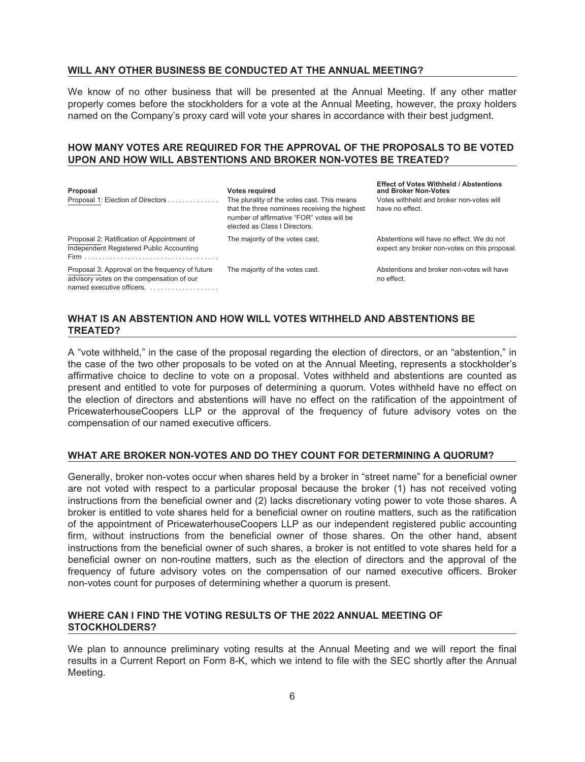## WILL ANY OTHER BUSINESS BE CONDUCTED AT THE ANNUAL MEETING?

We know of no other business that will be presented at the Annual Meeting. If any other matter properly comes before the stockholders for a vote at the Annual Meeting, however, the proxy holders named on the Company's proxy card will vote your shares in accordance with their best judgment.

## HOW MANY VOTES ARE REQUIRED FOR THE APPROVAL OF THE PROPOSALS TO BE VOTED UPON AND HOW WILL ABSTENTIONS AND BROKER NON-VOTES BE TREATED?

| Proposal | Votes required | Effect of Votes Withheld / Abstentions and Broker Non-Votes |
|---|---|---|
| Proposal 1: Election of Directors | The plurality of the votes cast. This means that the three nominees receiving the highest number of affirmative "FOR" votes will be elected as Class I Directors. | Votes withheld and broker non-votes will have no effect. |
| Proposal 2: Ratification of Appointment of Independent Registered Public Accounting Firm | The majority of the votes cast. | Abstentions will have no effect. We do not expect any broker non-votes on this proposal. |
| Proposal 3: Approval on the frequency of future advisory votes on the compensation of our named executive officers. | The majority of the votes cast. | Abstentions and broker non-votes will have no effect. |

## WHAT IS AN ABSTENTION AND HOW WILL VOTES WITHHELD AND ABSTENTIONS BE TREATED?

A "vote withheld," in the case of the proposal regarding the election of directors, or an "abstention," in the case of the two other proposals to be voted on at the Annual Meeting, represents a stockholder's affirmative choice to decline to vote on a proposal. Votes withheld and abstentions are counted as present and entitled to vote for purposes of determining a quorum. Votes withheld have no effect on the election of directors and abstentions will have no effect on the ratification of the appointment of PricewaterhouseCoopers LLP or the approval of the frequency of future advisory votes on the compensation of our named executive officers.

## WHAT ARE BROKER NON-VOTES AND DO THEY COUNT FOR DETERMINING A QUORUM?

Generally, broker non-votes occur when shares held by a broker in "street name" for a beneficial owner are not voted with respect to a particular proposal because the broker (1) has not received voting instructions from the beneficial owner and (2) lacks discretionary voting power to vote those shares. A broker is entitled to vote shares held for a beneficial owner on routine matters, such as the ratification of the appointment of PricewaterhouseCoopers LLP as our independent registered public accounting firm, without instructions from the beneficial owner of those shares. On the other hand, absent instructions from the beneficial owner of such shares, a broker is not entitled to vote shares held for a beneficial owner on non-routine matters, such as the election of directors and the approval of the frequency of future advisory votes on the compensation of our named executive officers. Broker non-votes count for purposes of determining whether a quorum is present.

## WHERE CAN I FIND THE VOTING RESULTS OF THE 2022 ANNUAL MEETING OF STOCKHOLDERS?

We plan to announce preliminary voting results at the Annual Meeting and we will report the final results in a Current Report on Form 8-K, which we intend to file with the SEC shortly after the Annual Meeting.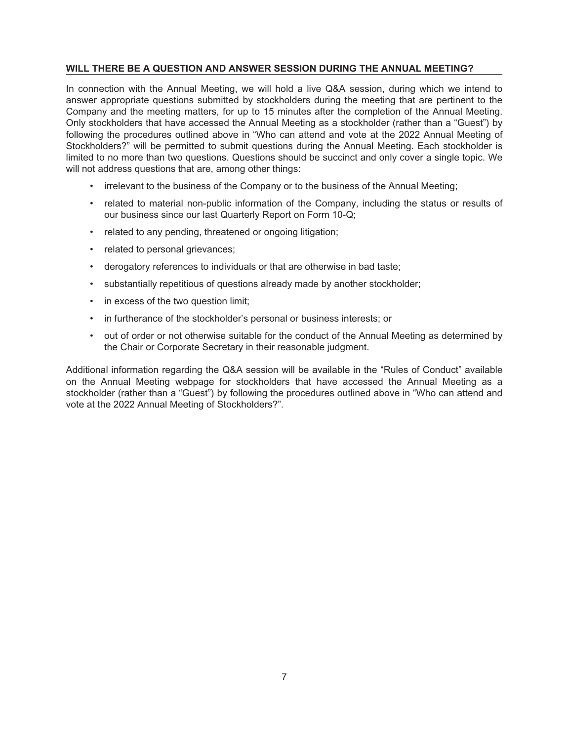## WILL THERE BE A QUESTION AND ANSWER SESSION DURING THE ANNUAL MEETING?

In connection with the Annual Meeting, we will hold a live Q&A session, during which we intend to answer appropriate questions submitted by stockholders during the meeting that are pertinent to the Company and the meeting matters, for up to 15 minutes after the completion of the Annual Meeting. Only stockholders that have accessed the Annual Meeting as a stockholder (rather than a "Guest") by following the procedures outlined above in "Who can attend and vote at the 2022 Annual Meeting of Stockholders?" will be permitted to submit questions during the Annual Meeting. Each stockholder is limited to no more than two questions. Questions should be succinct and only cover a single topic. We will not address questions that are, among other things:

- irrelevant to the business of the Company or to the business of the Annual Meeting;
- related to material non-public information of the Company, including the status or results of our business since our last Quarterly Report on Form 10-Q;
- related to any pending, threatened or ongoing litigation;
- related to personal grievances;
- derogatory references to individuals or that are otherwise in bad taste;
- substantially repetitious of questions already made by another stockholder;
- in excess of the two question limit;
- in furtherance of the stockholder's personal or business interests; or
- out of order or not otherwise suitable for the conduct of the Annual Meeting as determined by the Chair or Corporate Secretary in their reasonable judgment.

Additional information regarding the Q&A session will be available in the "Rules of Conduct" available on the Annual Meeting webpage for stockholders that have accessed the Annual Meeting as a stockholder (rather than a "Guest") by following the procedures outlined above in "Who can attend and vote at the 2022 Annual Meeting of Stockholders?".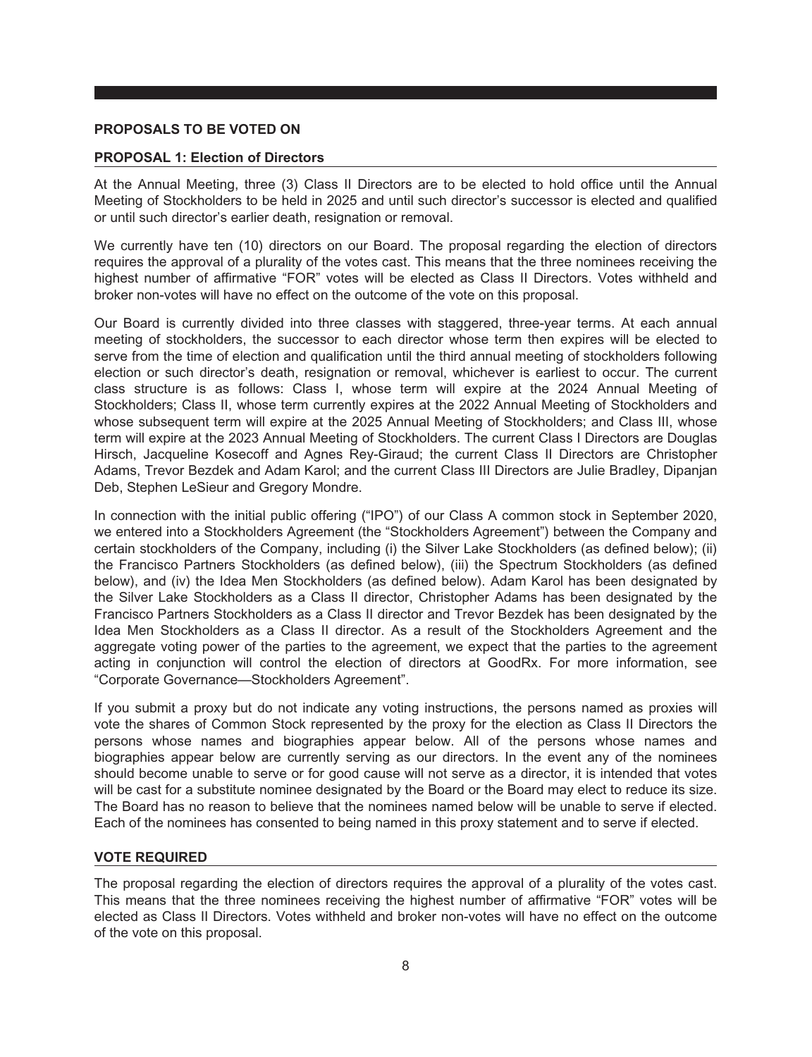## PROPOSALS TO BE VOTED ON

### PROPOSAL 1: Election of Directors

At the Annual Meeting, three (3) Class II Directors are to be elected to hold office until the Annual Meeting of Stockholders to be held in 2025 and until such director's successor is elected and qualified or until such director's earlier death, resignation or removal.

We currently have ten (10) directors on our Board. The proposal regarding the election of directors requires the approval of a plurality of the votes cast. This means that the three nominees receiving the highest number of affirmative "FOR" votes will be elected as Class II Directors. Votes withheld and broker non-votes will have no effect on the outcome of the vote on this proposal.

Our Board is currently divided into three classes with staggered, three-year terms. At each annual meeting of stockholders, the successor to each director whose term then expires will be elected to serve from the time of election and qualification until the third annual meeting of stockholders following election or such director's death, resignation or removal, whichever is earliest to occur. The current class structure is as follows: Class I, whose term will expire at the 2024 Annual Meeting of Stockholders; Class II, whose term currently expires at the 2022 Annual Meeting of Stockholders and whose subsequent term will expire at the 2025 Annual Meeting of Stockholders; and Class III, whose term will expire at the 2023 Annual Meeting of Stockholders. The current Class I Directors are Douglas Hirsch, Jacqueline Kosecoff and Agnes Rey-Giraud; the current Class II Directors are Christopher Adams, Trevor Bezdek and Adam Karol; and the current Class III Directors are Julie Bradley, Dipanjan Deb, Stephen LeSieur and Gregory Mondre.

In connection with the initial public offering ("IPO") of our Class A common stock in September 2020, we entered into a Stockholders Agreement (the "Stockholders Agreement") between the Company and certain stockholders of the Company, including (i) the Silver Lake Stockholders (as defined below); (ii) the Francisco Partners Stockholders (as defined below), (iii) the Spectrum Stockholders (as defined below), and (iv) the Idea Men Stockholders (as defined below). Adam Karol has been designated by the Silver Lake Stockholders as a Class II director, Christopher Adams has been designated by the Francisco Partners Stockholders as a Class II director and Trevor Bezdek has been designated by the Idea Men Stockholders as a Class II director. As a result of the Stockholders Agreement and the aggregate voting power of the parties to the agreement, we expect that the parties to the agreement acting in conjunction will control the election of directors at GoodRx. For more information, see "Corporate Governance—Stockholders Agreement".

If you submit a proxy but do not indicate any voting instructions, the persons named as proxies will vote the shares of Common Stock represented by the proxy for the election as Class II Directors the persons whose names and biographies appear below. All of the persons whose names and biographies appear below are currently serving as our directors. In the event any of the nominees should become unable to serve or for good cause will not serve as a director, it is intended that votes will be cast for a substitute nominee designated by the Board or the Board may elect to reduce its size. The Board has no reason to believe that the nominees named below will be unable to serve if elected. Each of the nominees has consented to being named in this proxy statement and to serve if elected.

### VOTE REQUIRED

The proposal regarding the election of directors requires the approval of a plurality of the votes cast. This means that the three nominees receiving the highest number of affirmative "FOR" votes will be elected as Class II Directors. Votes withheld and broker non-votes will have no effect on the outcome of the vote on this proposal.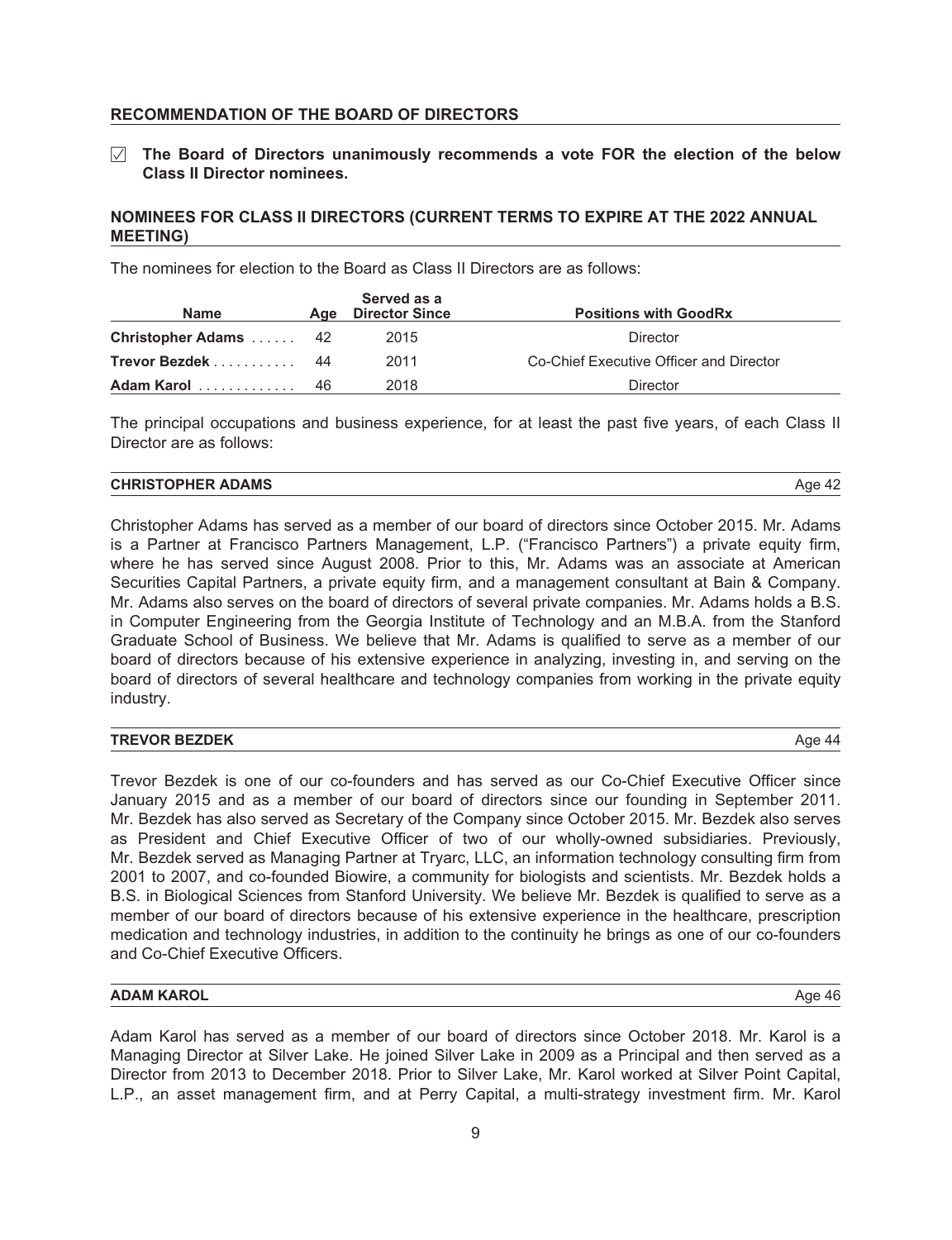## RECOMMENDATION OF THE BOARD OF DIRECTORS

☑ **The Board of Directors unanimously recommends a vote FOR the election of the below Class II Director nominees.**

## NOMINEES FOR CLASS II DIRECTORS (CURRENT TERMS TO EXPIRE AT THE 2022 ANNUAL MEETING)

The nominees for election to the Board as Class II Directors are as follows:

| Name | Age | Served as a Director Since | Positions with GoodRx |
|---|---|---|---|
| **Christopher Adams** | 42 | 2015 | Director |
| **Trevor Bezdek** | 44 | 2011 | Co-Chief Executive Officer and Director |
| **Adam Karol** | 46 | 2018 | Director |

The principal occupations and business experience, for at least the past five years, of each Class II Director are as follows:

### CHRISTOPHER ADAMS — Age 42

Christopher Adams has served as a member of our board of directors since October 2015. Mr. Adams is a Partner at Francisco Partners Management, L.P. ("Francisco Partners") a private equity firm, where he has served since August 2008. Prior to this, Mr. Adams was an associate at American Securities Capital Partners, a private equity firm, and a management consultant at Bain & Company. Mr. Adams also serves on the board of directors of several private companies. Mr. Adams holds a B.S. in Computer Engineering from the Georgia Institute of Technology and an M.B.A. from the Stanford Graduate School of Business. We believe that Mr. Adams is qualified to serve as a member of our board of directors because of his extensive experience in analyzing, investing in, and serving on the board of directors of several healthcare and technology companies from working in the private equity industry.

### TREVOR BEZDEK — Age 44

Trevor Bezdek is one of our co-founders and has served as our Co-Chief Executive Officer since January 2015 and as a member of our board of directors since our founding in September 2011. Mr. Bezdek has also served as Secretary of the Company since October 2015. Mr. Bezdek also serves as President and Chief Executive Officer of two of our wholly-owned subsidiaries. Previously, Mr. Bezdek served as Managing Partner at Tryarc, LLC, an information technology consulting firm from 2001 to 2007, and co-founded Biowire, a community for biologists and scientists. Mr. Bezdek holds a B.S. in Biological Sciences from Stanford University. We believe Mr. Bezdek is qualified to serve as a member of our board of directors because of his extensive experience in the healthcare, prescription medication and technology industries, in addition to the continuity he brings as one of our co-founders and Co-Chief Executive Officers.

### ADAM KAROL — Age 46

Adam Karol has served as a member of our board of directors since October 2018. Mr. Karol is a Managing Director at Silver Lake. He joined Silver Lake in 2009 as a Principal and then served as a Director from 2013 to December 2018. Prior to Silver Lake, Mr. Karol worked at Silver Point Capital, L.P., an asset management firm, and at Perry Capital, a multi-strategy investment firm. Mr. Karol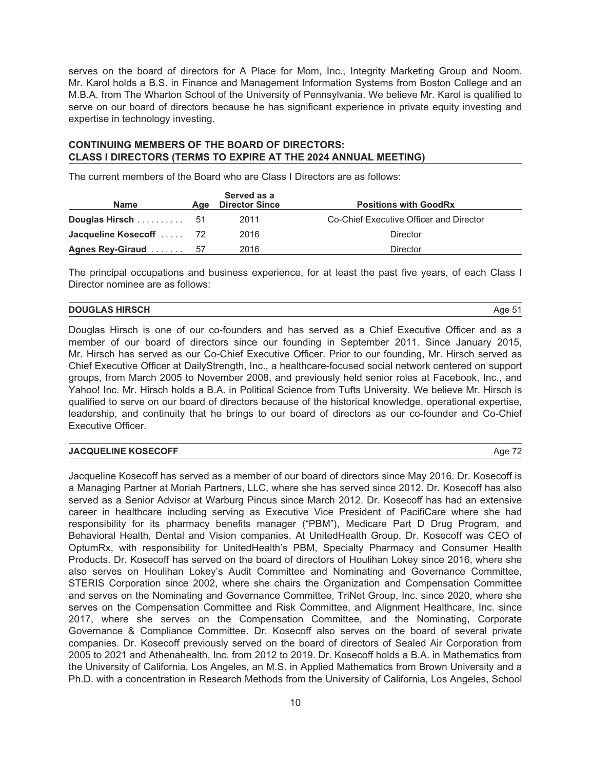serves on the board of directors for A Place for Mom, Inc., Integrity Marketing Group and Noom. Mr. Karol holds a B.S. in Finance and Management Information Systems from Boston College and an M.B.A. from The Wharton School of the University of Pennsylvania. We believe Mr. Karol is qualified to serve on our board of directors because he has significant experience in private equity investing and expertise in technology investing.

## CONTINUING MEMBERS OF THE BOARD OF DIRECTORS: CLASS I DIRECTORS (TERMS TO EXPIRE AT THE 2024 ANNUAL MEETING)

The current members of the Board who are Class I Directors are as follows:

| Name | Age | Served as a Director Since | Positions with GoodRx |
|---|---|---|---|
| **Douglas Hirsch** | 51 | 2011 | Co-Chief Executive Officer and Director |
| **Jacqueline Kosecoff** | 72 | 2016 | Director |
| **Agnes Rey-Giraud** | 57 | 2016 | Director |

The principal occupations and business experience, for at least the past five years, of each Class I Director nominee are as follows:

### DOUGLAS HIRSCH — Age 51

Douglas Hirsch is one of our co-founders and has served as a Chief Executive Officer and as a member of our board of directors since our founding in September 2011. Since January 2015, Mr. Hirsch has served as our Co-Chief Executive Officer. Prior to our founding, Mr. Hirsch served as Chief Executive Officer at DailyStrength, Inc., a healthcare-focused social network centered on support groups, from March 2005 to November 2008, and previously held senior roles at Facebook, Inc., and Yahoo! Inc. Mr. Hirsch holds a B.A. in Political Science from Tufts University. We believe Mr. Hirsch is qualified to serve on our board of directors because of the historical knowledge, operational expertise, leadership, and continuity that he brings to our board of directors as our co-founder and Co-Chief Executive Officer.

### JACQUELINE KOSECOFF — Age 72

Jacqueline Kosecoff has served as a member of our board of directors since May 2016. Dr. Kosecoff is a Managing Partner at Moriah Partners, LLC, where she has served since 2012. Dr. Kosecoff has also served as a Senior Advisor at Warburg Pincus since March 2012. Dr. Kosecoff has had an extensive career in healthcare including serving as Executive Vice President of PacifiCare where she had responsibility for its pharmacy benefits manager ("PBM"), Medicare Part D Drug Program, and Behavioral Health, Dental and Vision companies. At UnitedHealth Group, Dr. Kosecoff was CEO of OptumRx, with responsibility for UnitedHealth's PBM, Specialty Pharmacy and Consumer Health Products. Dr. Kosecoff has served on the board of directors of Houlihan Lokey since 2016, where she also serves on Houlihan Lokey's Audit Committee and Nominating and Governance Committee, STERIS Corporation since 2002, where she chairs the Organization and Compensation Committee and serves on the Nominating and Governance Committee, TriNet Group, Inc. since 2020, where she serves on the Compensation Committee and Risk Committee, and Alignment Healthcare, Inc. since 2017, where she serves on the Compensation Committee, and the Nominating, Corporate Governance & Compliance Committee. Dr. Kosecoff also serves on the board of several private companies. Dr. Kosecoff previously served on the board of directors of Sealed Air Corporation from 2005 to 2021 and Athenahealth, Inc. from 2012 to 2019. Dr. Kosecoff holds a B.A. in Mathematics from the University of California, Los Angeles, an M.S. in Applied Mathematics from Brown University and a Ph.D. with a concentration in Research Methods from the University of California, Los Angeles, School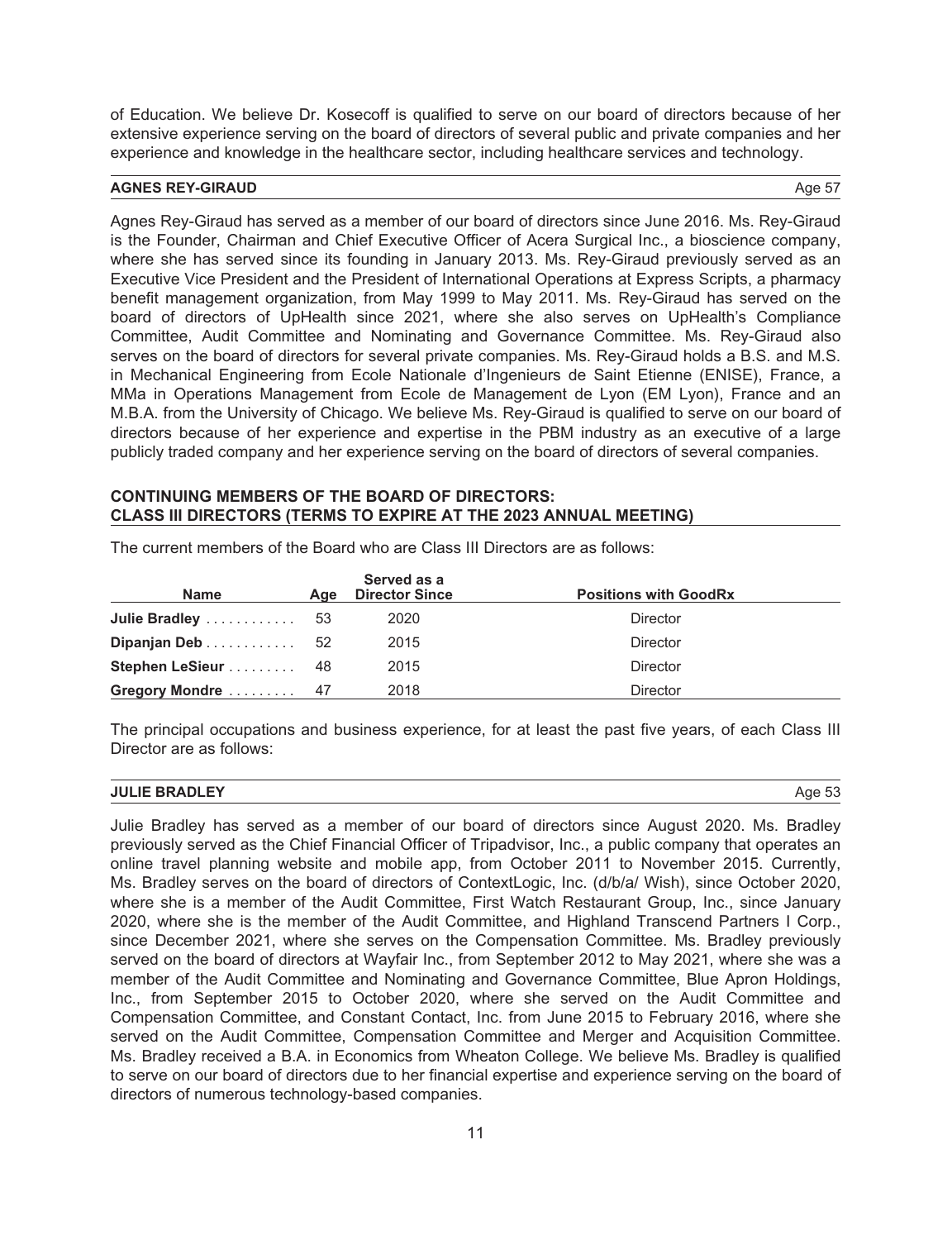of Education. We believe Dr. Kosecoff is qualified to serve on our board of directors because of her extensive experience serving on the board of directors of several public and private companies and her experience and knowledge in the healthcare sector, including healthcare services and technology.

### AGNES REY-GIRAUD

Age 57

Agnes Rey-Giraud has served as a member of our board of directors since June 2016. Ms. Rey-Giraud is the Founder, Chairman and Chief Executive Officer of Acera Surgical Inc., a bioscience company, where she has served since its founding in January 2013. Ms. Rey-Giraud previously served as an Executive Vice President and the President of International Operations at Express Scripts, a pharmacy benefit management organization, from May 1999 to May 2011. Ms. Rey-Giraud has served on the board of directors of UpHealth since 2021, where she also serves on UpHealth's Compliance Committee, Audit Committee and Nominating and Governance Committee. Ms. Rey-Giraud also serves on the board of directors for several private companies. Ms. Rey-Giraud holds a B.S. and M.S. in Mechanical Engineering from Ecole Nationale d'Ingenieurs de Saint Etienne (ENISE), France, a MMa in Operations Management from Ecole de Management de Lyon (EM Lyon), France and an M.B.A. from the University of Chicago. We believe Ms. Rey-Giraud is qualified to serve on our board of directors because of her experience and expertise in the PBM industry as an executive of a large publicly traded company and her experience serving on the board of directors of several companies.

## CONTINUING MEMBERS OF THE BOARD OF DIRECTORS: CLASS III DIRECTORS (TERMS TO EXPIRE AT THE 2023 ANNUAL MEETING)

The current members of the Board who are Class III Directors are as follows:

| Name | Age | Served as a Director Since | Positions with GoodRx |
|---|---|---|---|
| **Julie Bradley** | 53 | 2020 | Director |
| **Dipanjan Deb** | 52 | 2015 | Director |
| **Stephen LeSieur** | 48 | 2015 | Director |
| **Gregory Mondre** | 47 | 2018 | Director |

The principal occupations and business experience, for at least the past five years, of each Class III Director are as follows:

### JULIE BRADLEY

Age 53

Julie Bradley has served as a member of our board of directors since August 2020. Ms. Bradley previously served as the Chief Financial Officer of Tripadvisor, Inc., a public company that operates an online travel planning website and mobile app, from October 2011 to November 2015. Currently, Ms. Bradley serves on the board of directors of ContextLogic, Inc. (d/b/a/ Wish), since October 2020, where she is a member of the Audit Committee, First Watch Restaurant Group, Inc., since January 2020, where she is the member of the Audit Committee, and Highland Transcend Partners I Corp., since December 2021, where she serves on the Compensation Committee. Ms. Bradley previously served on the board of directors at Wayfair Inc., from September 2012 to May 2021, where she was a member of the Audit Committee and Nominating and Governance Committee, Blue Apron Holdings, Inc., from September 2015 to October 2020, where she served on the Audit Committee and Compensation Committee, and Constant Contact, Inc. from June 2015 to February 2016, where she served on the Audit Committee, Compensation Committee and Merger and Acquisition Committee. Ms. Bradley received a B.A. in Economics from Wheaton College. We believe Ms. Bradley is qualified to serve on our board of directors due to her financial expertise and experience serving on the board of directors of numerous technology-based companies.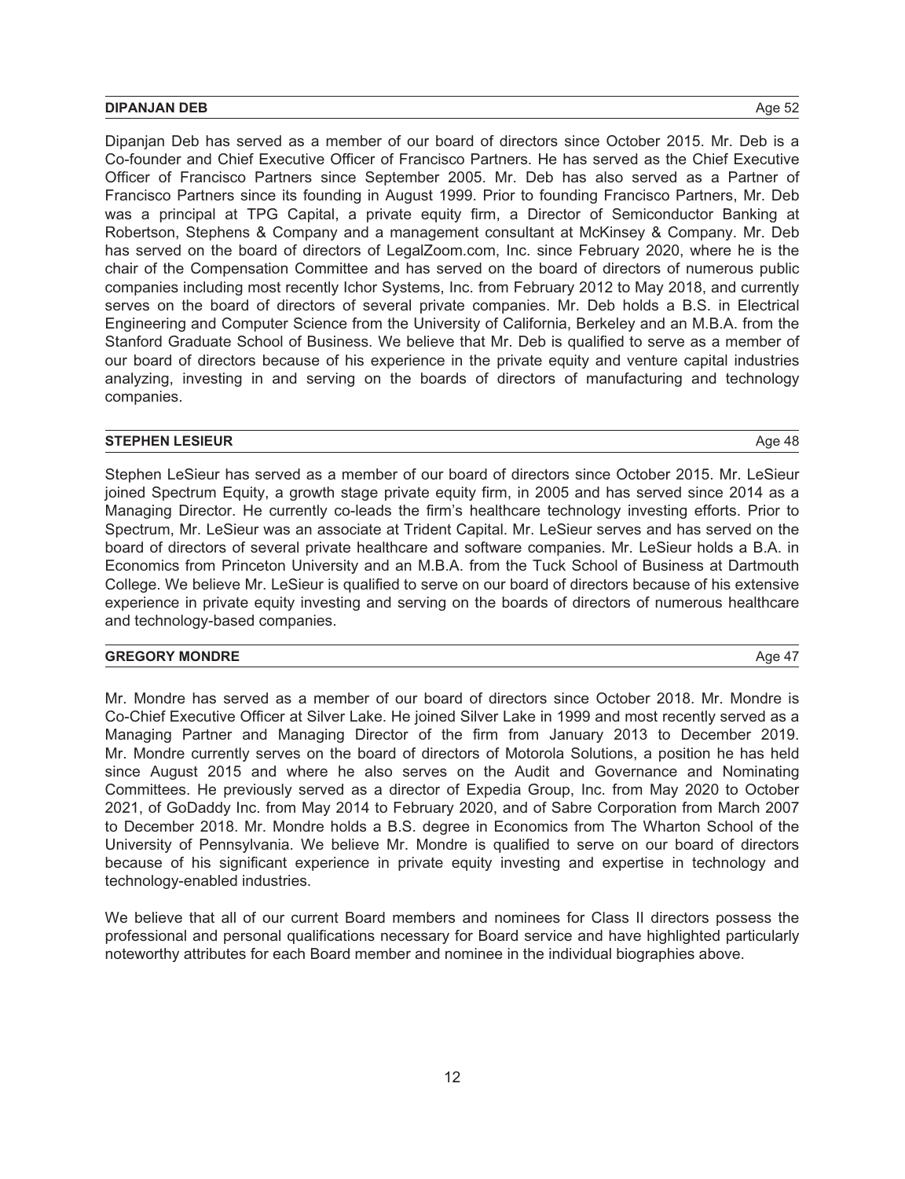**DIPANJAN DEB** Age 52

Dipanjan Deb has served as a member of our board of directors since October 2015. Mr. Deb is a Co-founder and Chief Executive Officer of Francisco Partners. He has served as the Chief Executive Officer of Francisco Partners since September 2005. Mr. Deb has also served as a Partner of Francisco Partners since its founding in August 1999. Prior to founding Francisco Partners, Mr. Deb was a principal at TPG Capital, a private equity firm, a Director of Semiconductor Banking at Robertson, Stephens & Company and a management consultant at McKinsey & Company. Mr. Deb has served on the board of directors of LegalZoom.com, Inc. since February 2020, where he is the chair of the Compensation Committee and has served on the board of directors of numerous public companies including most recently Ichor Systems, Inc. from February 2012 to May 2018, and currently serves on the board of directors of several private companies. Mr. Deb holds a B.S. in Electrical Engineering and Computer Science from the University of California, Berkeley and an M.B.A. from the Stanford Graduate School of Business. We believe that Mr. Deb is qualified to serve as a member of our board of directors because of his experience in the private equity and venture capital industries analyzing, investing in and serving on the boards of directors of manufacturing and technology companies.

**STEPHEN LESIEUR** Age 48

Stephen LeSieur has served as a member of our board of directors since October 2015. Mr. LeSieur joined Spectrum Equity, a growth stage private equity firm, in 2005 and has served since 2014 as a Managing Director. He currently co-leads the firm's healthcare technology investing efforts. Prior to Spectrum, Mr. LeSieur was an associate at Trident Capital. Mr. LeSieur serves and has served on the board of directors of several private healthcare and software companies. Mr. LeSieur holds a B.A. in Economics from Princeton University and an M.B.A. from the Tuck School of Business at Dartmouth College. We believe Mr. LeSieur is qualified to serve on our board of directors because of his extensive experience in private equity investing and serving on the boards of directors of numerous healthcare and technology-based companies.

**GREGORY MONDRE** Age 47

Mr. Mondre has served as a member of our board of directors since October 2018. Mr. Mondre is Co-Chief Executive Officer at Silver Lake. He joined Silver Lake in 1999 and most recently served as a Managing Partner and Managing Director of the firm from January 2013 to December 2019. Mr. Mondre currently serves on the board of directors of Motorola Solutions, a position he has held since August 2015 and where he also serves on the Audit and Governance and Nominating Committees. He previously served as a director of Expedia Group, Inc. from May 2020 to October 2021, of GoDaddy Inc. from May 2014 to February 2020, and of Sabre Corporation from March 2007 to December 2018. Mr. Mondre holds a B.S. degree in Economics from The Wharton School of the University of Pennsylvania. We believe Mr. Mondre is qualified to serve on our board of directors because of his significant experience in private equity investing and expertise in technology and technology-enabled industries.

We believe that all of our current Board members and nominees for Class II directors possess the professional and personal qualifications necessary for Board service and have highlighted particularly noteworthy attributes for each Board member and nominee in the individual biographies above.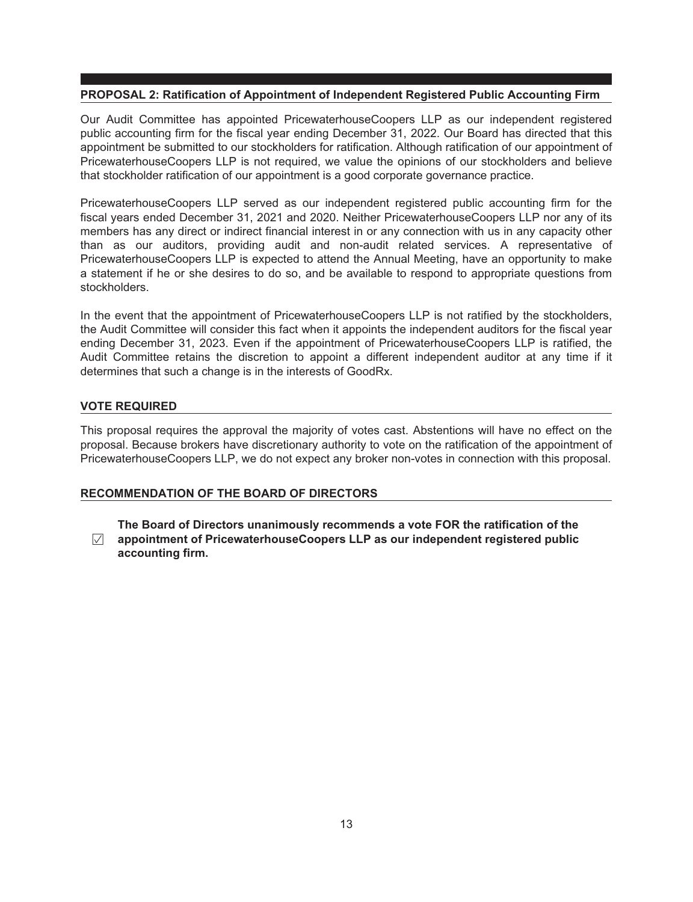## PROPOSAL 2: Ratification of Appointment of Independent Registered Public Accounting Firm

Our Audit Committee has appointed PricewaterhouseCoopers LLP as our independent registered public accounting firm for the fiscal year ending December 31, 2022. Our Board has directed that this appointment be submitted to our stockholders for ratification. Although ratification of our appointment of PricewaterhouseCoopers LLP is not required, we value the opinions of our stockholders and believe that stockholder ratification of our appointment is a good corporate governance practice.

PricewaterhouseCoopers LLP served as our independent registered public accounting firm for the fiscal years ended December 31, 2021 and 2020. Neither PricewaterhouseCoopers LLP nor any of its members has any direct or indirect financial interest in or any connection with us in any capacity other than as our auditors, providing audit and non-audit related services. A representative of PricewaterhouseCoopers LLP is expected to attend the Annual Meeting, have an opportunity to make a statement if he or she desires to do so, and be available to respond to appropriate questions from stockholders.

In the event that the appointment of PricewaterhouseCoopers LLP is not ratified by the stockholders, the Audit Committee will consider this fact when it appoints the independent auditors for the fiscal year ending December 31, 2023. Even if the appointment of PricewaterhouseCoopers LLP is ratified, the Audit Committee retains the discretion to appoint a different independent auditor at any time if it determines that such a change is in the interests of GoodRx.

### VOTE REQUIRED

This proposal requires the approval the majority of votes cast. Abstentions will have no effect on the proposal. Because brokers have discretionary authority to vote on the ratification of the appointment of PricewaterhouseCoopers LLP, we do not expect any broker non-votes in connection with this proposal.

### RECOMMENDATION OF THE BOARD OF DIRECTORS

☑ **The Board of Directors unanimously recommends a vote FOR the ratification of the appointment of PricewaterhouseCoopers LLP as our independent registered public accounting firm.**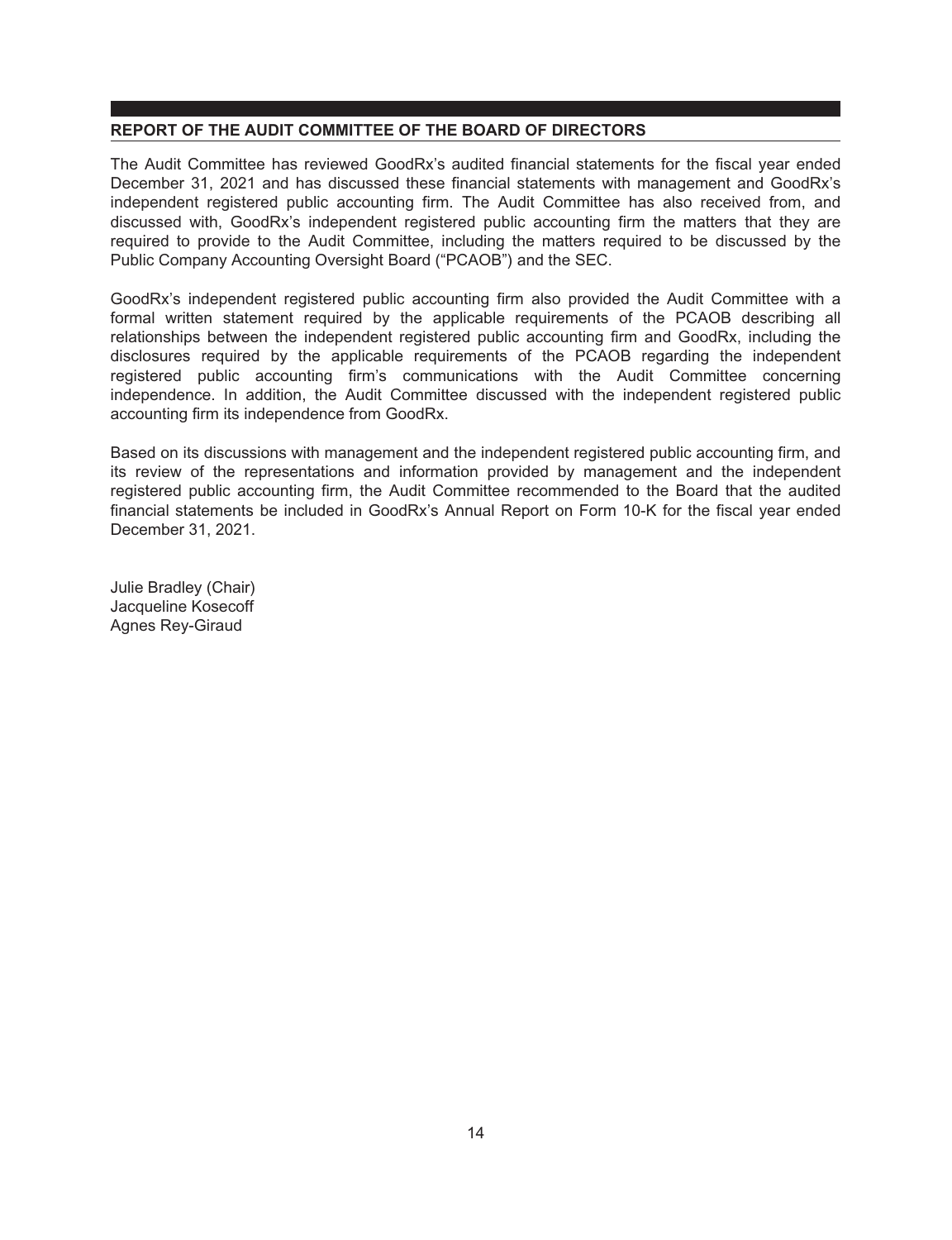## REPORT OF THE AUDIT COMMITTEE OF THE BOARD OF DIRECTORS

The Audit Committee has reviewed GoodRx's audited financial statements for the fiscal year ended December 31, 2021 and has discussed these financial statements with management and GoodRx's independent registered public accounting firm. The Audit Committee has also received from, and discussed with, GoodRx's independent registered public accounting firm the matters that they are required to provide to the Audit Committee, including the matters required to be discussed by the Public Company Accounting Oversight Board ("PCAOB") and the SEC.

GoodRx's independent registered public accounting firm also provided the Audit Committee with a formal written statement required by the applicable requirements of the PCAOB describing all relationships between the independent registered public accounting firm and GoodRx, including the disclosures required by the applicable requirements of the PCAOB regarding the independent registered public accounting firm's communications with the Audit Committee concerning independence. In addition, the Audit Committee discussed with the independent registered public accounting firm its independence from GoodRx.

Based on its discussions with management and the independent registered public accounting firm, and its review of the representations and information provided by management and the independent registered public accounting firm, the Audit Committee recommended to the Board that the audited financial statements be included in GoodRx's Annual Report on Form 10-K for the fiscal year ended December 31, 2021.

Julie Bradley (Chair)
Jacqueline Kosecoff
Agnes Rey-Giraud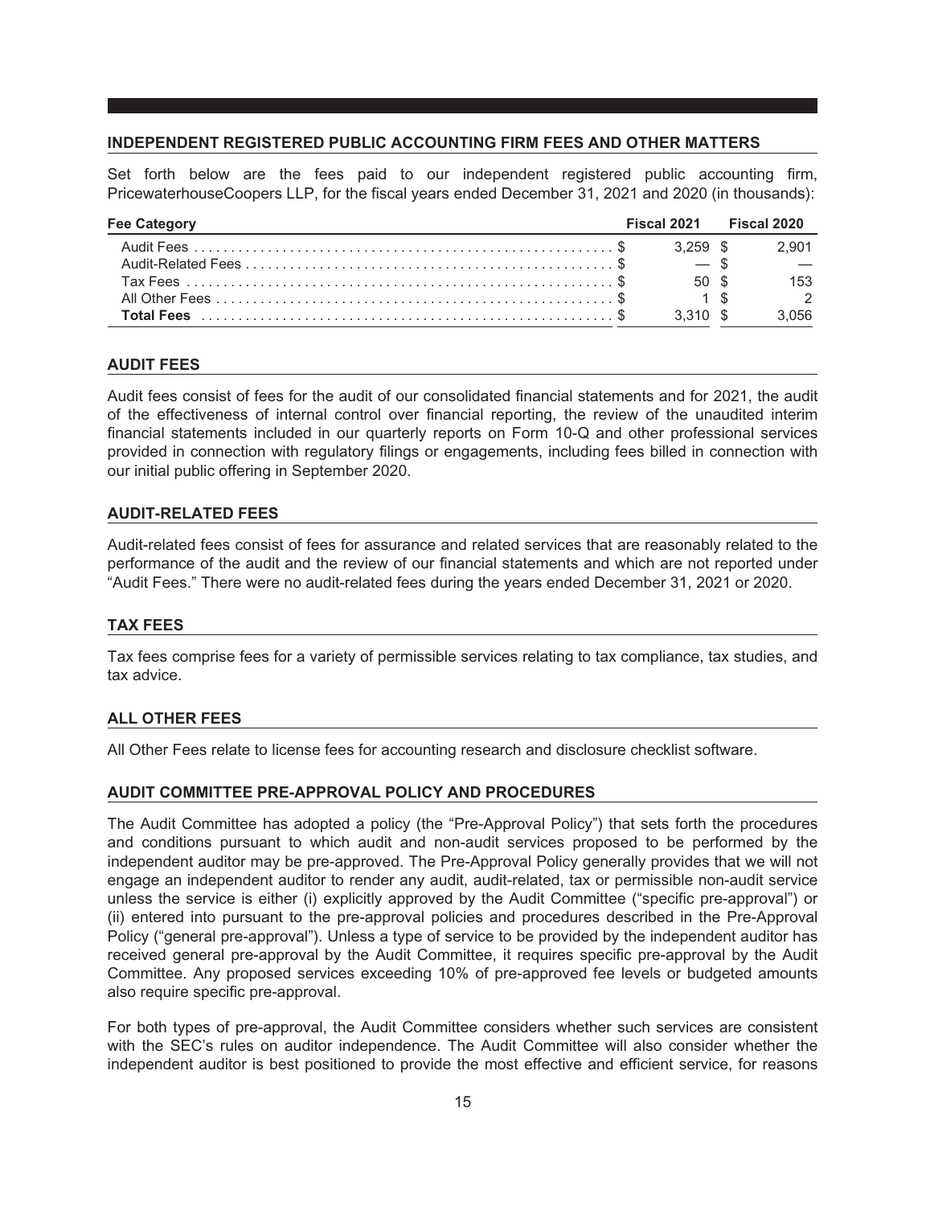## INDEPENDENT REGISTERED PUBLIC ACCOUNTING FIRM FEES AND OTHER MATTERS

Set forth below are the fees paid to our independent registered public accounting firm, PricewaterhouseCoopers LLP, for the fiscal years ended December 31, 2021 and 2020 (in thousands):

| Fee Category | Fiscal 2021 | Fiscal 2020 |
| --- | --- | --- |
| Audit Fees | $ 3,259 | $ 2,901 |
| Audit-Related Fees | $ — | $ — |
| Tax Fees | $ 50 | $ 153 |
| All Other Fees | $ 1 | $ 2 |
| **Total Fees** | $ 3,310 | $ 3,056 |

## AUDIT FEES

Audit fees consist of fees for the audit of our consolidated financial statements and for 2021, the audit of the effectiveness of internal control over financial reporting, the review of the unaudited interim financial statements included in our quarterly reports on Form 10-Q and other professional services provided in connection with regulatory filings or engagements, including fees billed in connection with our initial public offering in September 2020.

## AUDIT-RELATED FEES

Audit-related fees consist of fees for assurance and related services that are reasonably related to the performance of the audit and the review of our financial statements and which are not reported under "Audit Fees." There were no audit-related fees during the years ended December 31, 2021 or 2020.

## TAX FEES

Tax fees comprise fees for a variety of permissible services relating to tax compliance, tax studies, and tax advice.

## ALL OTHER FEES

All Other Fees relate to license fees for accounting research and disclosure checklist software.

## AUDIT COMMITTEE PRE-APPROVAL POLICY AND PROCEDURES

The Audit Committee has adopted a policy (the "Pre-Approval Policy") that sets forth the procedures and conditions pursuant to which audit and non-audit services proposed to be performed by the independent auditor may be pre-approved. The Pre-Approval Policy generally provides that we will not engage an independent auditor to render any audit, audit-related, tax or permissible non-audit service unless the service is either (i) explicitly approved by the Audit Committee ("specific pre-approval") or (ii) entered into pursuant to the pre-approval policies and procedures described in the Pre-Approval Policy ("general pre-approval"). Unless a type of service to be provided by the independent auditor has received general pre-approval by the Audit Committee, it requires specific pre-approval by the Audit Committee. Any proposed services exceeding 10% of pre-approved fee levels or budgeted amounts also require specific pre-approval.

For both types of pre-approval, the Audit Committee considers whether such services are consistent with the SEC's rules on auditor independence. The Audit Committee will also consider whether the independent auditor is best positioned to provide the most effective and efficient service, for reasons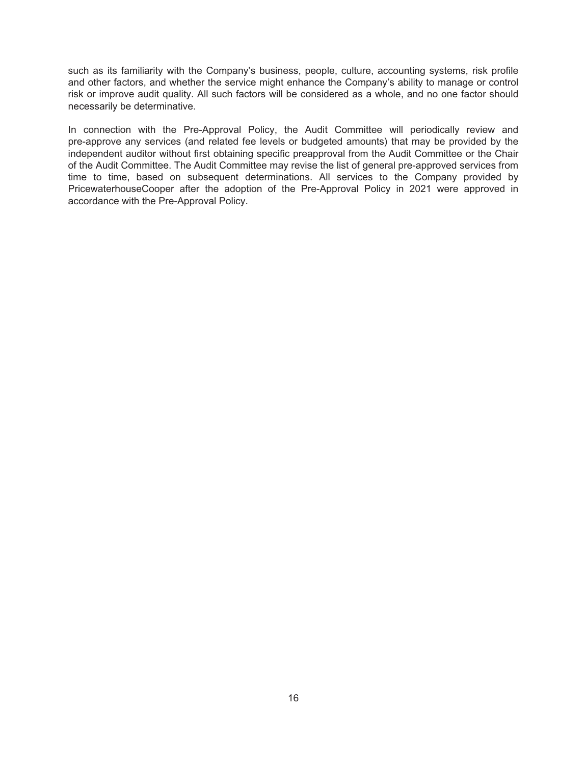such as its familiarity with the Company's business, people, culture, accounting systems, risk profile and other factors, and whether the service might enhance the Company's ability to manage or control risk or improve audit quality. All such factors will be considered as a whole, and no one factor should necessarily be determinative.

In connection with the Pre-Approval Policy, the Audit Committee will periodically review and pre-approve any services (and related fee levels or budgeted amounts) that may be provided by the independent auditor without first obtaining specific preapproval from the Audit Committee or the Chair of the Audit Committee. The Audit Committee may revise the list of general pre-approved services from time to time, based on subsequent determinations. All services to the Company provided by PricewaterhouseCooper after the adoption of the Pre-Approval Policy in 2021 were approved in accordance with the Pre-Approval Policy.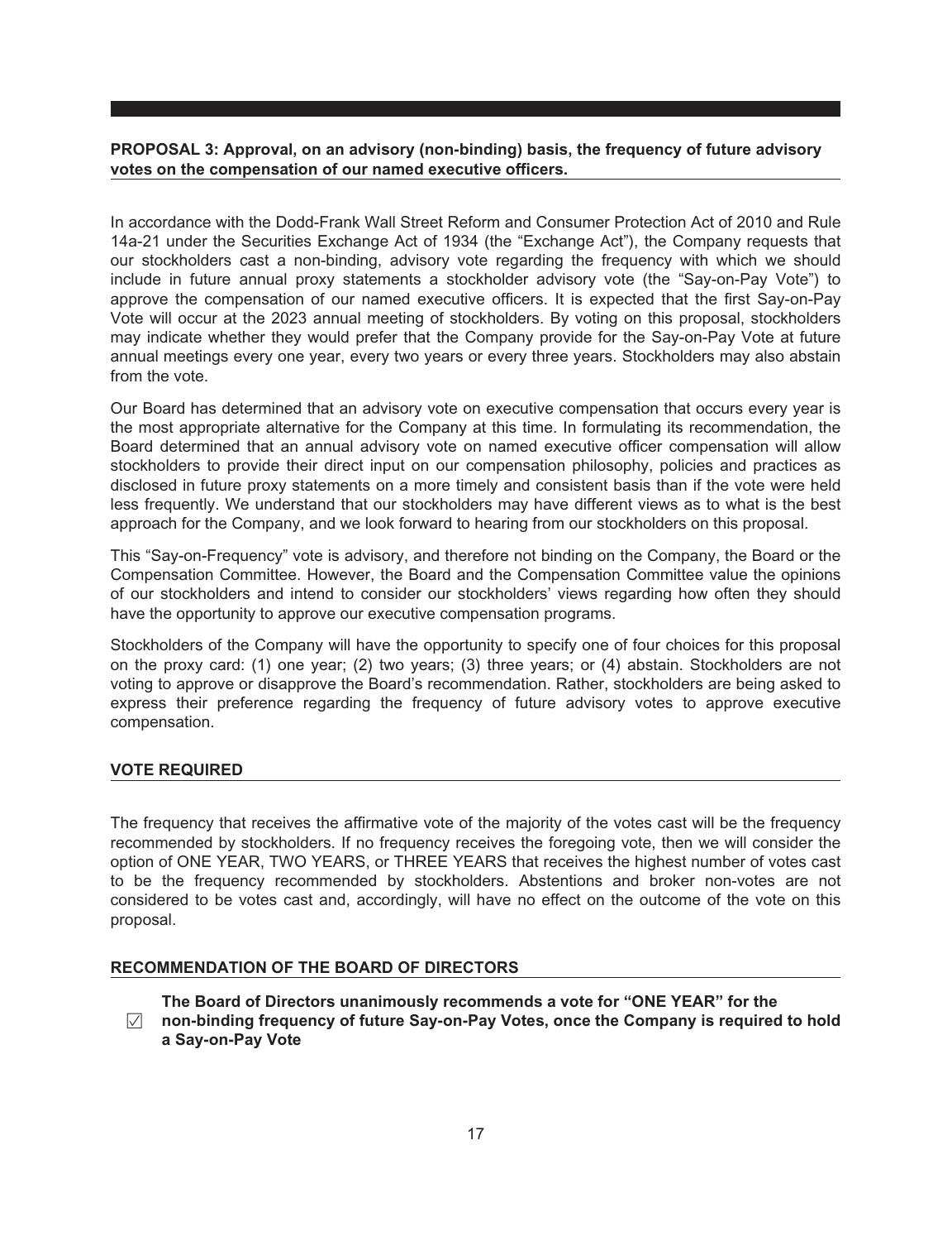## PROPOSAL 3: Approval, on an advisory (non-binding) basis, the frequency of future advisory votes on the compensation of our named executive officers.

In accordance with the Dodd-Frank Wall Street Reform and Consumer Protection Act of 2010 and Rule 14a-21 under the Securities Exchange Act of 1934 (the "Exchange Act"), the Company requests that our stockholders cast a non-binding, advisory vote regarding the frequency with which we should include in future annual proxy statements a stockholder advisory vote (the "Say-on-Pay Vote") to approve the compensation of our named executive officers. It is expected that the first Say-on-Pay Vote will occur at the 2023 annual meeting of stockholders. By voting on this proposal, stockholders may indicate whether they would prefer that the Company provide for the Say-on-Pay Vote at future annual meetings every one year, every two years or every three years. Stockholders may also abstain from the vote.

Our Board has determined that an advisory vote on executive compensation that occurs every year is the most appropriate alternative for the Company at this time. In formulating its recommendation, the Board determined that an annual advisory vote on named executive officer compensation will allow stockholders to provide their direct input on our compensation philosophy, policies and practices as disclosed in future proxy statements on a more timely and consistent basis than if the vote were held less frequently. We understand that our stockholders may have different views as to what is the best approach for the Company, and we look forward to hearing from our stockholders on this proposal.

This "Say-on-Frequency" vote is advisory, and therefore not binding on the Company, the Board or the Compensation Committee. However, the Board and the Compensation Committee value the opinions of our stockholders and intend to consider our stockholders' views regarding how often they should have the opportunity to approve our executive compensation programs.

Stockholders of the Company will have the opportunity to specify one of four choices for this proposal on the proxy card: (1) one year; (2) two years; (3) three years; or (4) abstain. Stockholders are not voting to approve or disapprove the Board's recommendation. Rather, stockholders are being asked to express their preference regarding the frequency of future advisory votes to approve executive compensation.

### VOTE REQUIRED

The frequency that receives the affirmative vote of the majority of the votes cast will be the frequency recommended by stockholders. If no frequency receives the foregoing vote, then we will consider the option of ONE YEAR, TWO YEARS, or THREE YEARS that receives the highest number of votes cast to be the frequency recommended by stockholders. Abstentions and broker non-votes are not considered to be votes cast and, accordingly, will have no effect on the outcome of the vote on this proposal.

### RECOMMENDATION OF THE BOARD OF DIRECTORS

☑ **The Board of Directors unanimously recommends a vote for "ONE YEAR" for the non-binding frequency of future Say-on-Pay Votes, once the Company is required to hold a Say-on-Pay Vote**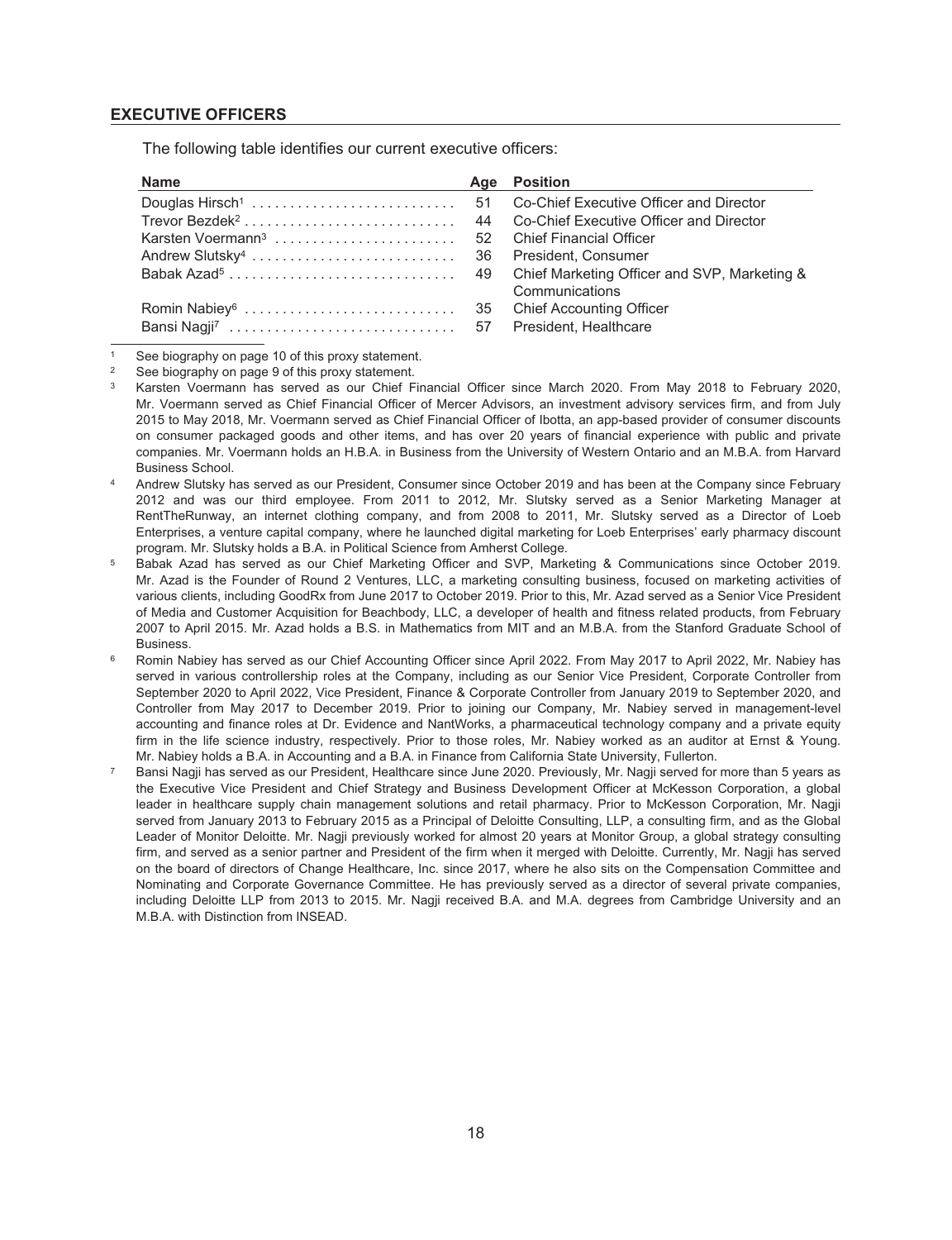## EXECUTIVE OFFICERS

The following table identifies our current executive officers:

| Name | Age | Position |
|---|---|---|
| Douglas Hirsch[1] | 51 | Co-Chief Executive Officer and Director |
| Trevor Bezdek[2] | 44 | Co-Chief Executive Officer and Director |
| Karsten Voermann[3] | 52 | Chief Financial Officer |
| Andrew Slutsky[4] | 36 | President, Consumer |
| Babak Azad[5] | 49 | Chief Marketing Officer and SVP, Marketing & Communications |
| Romin Nabiey[6] | 35 | Chief Accounting Officer |
| Bansi Nagji[7] | 57 | President, Healthcare |

[1] See biography on page 10 of this proxy statement.

[2] See biography on page 9 of this proxy statement.

[3] Karsten Voermann has served as our Chief Financial Officer since March 2020. From May 2018 to February 2020, Mr. Voermann served as Chief Financial Officer of Mercer Advisors, an investment advisory services firm, and from July 2015 to May 2018, Mr. Voermann served as Chief Financial Officer of Ibotta, an app-based provider of consumer discounts on consumer packaged goods and other items, and has over 20 years of financial experience with public and private companies. Mr. Voermann holds an H.B.A. in Business from the University of Western Ontario and an M.B.A. from Harvard Business School.

[4] Andrew Slutsky has served as our President, Consumer since October 2019 and has been at the Company since February 2012 and was our third employee. From 2011 to 2012, Mr. Slutsky served as a Senior Marketing Manager at RentTheRunway, an internet clothing company, and from 2008 to 2011, Mr. Slutsky served as a Director of Loeb Enterprises, a venture capital company, where he launched digital marketing for Loeb Enterprises' early pharmacy discount program. Mr. Slutsky holds a B.A. in Political Science from Amherst College.

[5] Babak Azad has served as our Chief Marketing Officer and SVP, Marketing & Communications since October 2019. Mr. Azad is the Founder of Round 2 Ventures, LLC, a marketing consulting business, focused on marketing activities of various clients, including GoodRx from June 2017 to October 2019. Prior to this, Mr. Azad served as a Senior Vice President of Media and Customer Acquisition for Beachbody, LLC, a developer of health and fitness related products, from February 2007 to April 2015. Mr. Azad holds a B.S. in Mathematics from MIT and an M.B.A. from the Stanford Graduate School of Business.

[6] Romin Nabiey has served as our Chief Accounting Officer since April 2022. From May 2017 to April 2022, Mr. Nabiey has served in various controllership roles at the Company, including as our Senior Vice President, Corporate Controller from September 2020 to April 2022, Vice President, Finance & Corporate Controller from January 2019 to September 2020, and Controller from May 2017 to December 2019. Prior to joining our Company, Mr. Nabiey served in management-level accounting and finance roles at Dr. Evidence and NantWorks, a pharmaceutical technology company and a private equity firm in the life science industry, respectively. Prior to those roles, Mr. Nabiey worked as an auditor at Ernst & Young. Mr. Nabiey holds a B.A. in Accounting and a B.A. in Finance from California State University, Fullerton.

[7] Bansi Nagji has served as our President, Healthcare since June 2020. Previously, Mr. Nagji served for more than 5 years as the Executive Vice President and Chief Strategy and Business Development Officer at McKesson Corporation, a global leader in healthcare supply chain management solutions and retail pharmacy. Prior to McKesson Corporation, Mr. Nagji served from January 2013 to February 2015 as a Principal of Deloitte Consulting, LLP, a consulting firm, and as the Global Leader of Monitor Deloitte. Mr. Nagji previously worked for almost 20 years at Monitor Group, a global strategy consulting firm, and served as a senior partner and President of the firm when it merged with Deloitte. Currently, Mr. Nagji has served on the board of directors of Change Healthcare, Inc. since 2017, where he also sits on the Compensation Committee and Nominating and Corporate Governance Committee. He has previously served as a director of several private companies, including Deloitte LLP from 2013 to 2015. Mr. Nagji received B.A. and M.A. degrees from Cambridge University and an M.B.A. with Distinction from INSEAD.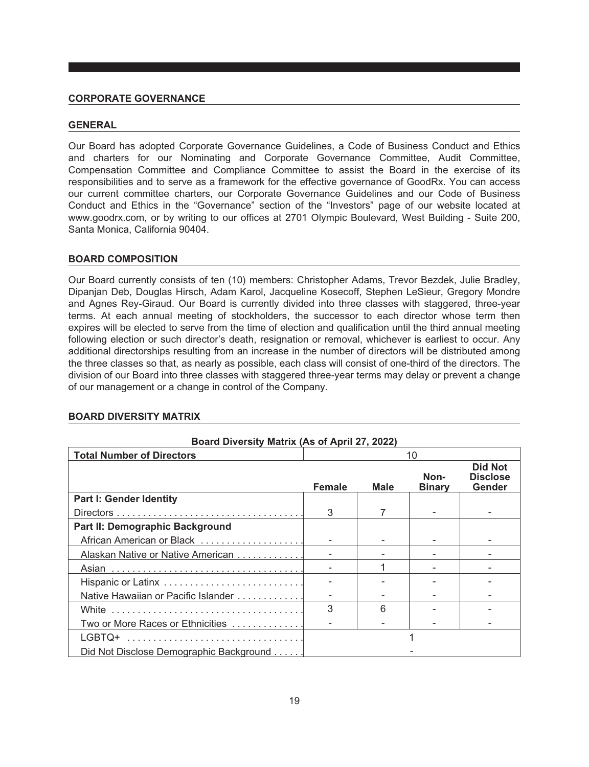## CORPORATE GOVERNANCE

### GENERAL

Our Board has adopted Corporate Governance Guidelines, a Code of Business Conduct and Ethics and charters for our Nominating and Corporate Governance Committee, Audit Committee, Compensation Committee and Compliance Committee to assist the Board in the exercise of its responsibilities and to serve as a framework for the effective governance of GoodRx. You can access our current committee charters, our Corporate Governance Guidelines and our Code of Business Conduct and Ethics in the "Governance" section of the "Investors" page of our website located at www.goodrx.com, or by writing to our offices at 2701 Olympic Boulevard, West Building - Suite 200, Santa Monica, California 90404.

### BOARD COMPOSITION

Our Board currently consists of ten (10) members: Christopher Adams, Trevor Bezdek, Julie Bradley, Dipanjan Deb, Douglas Hirsch, Adam Karol, Jacqueline Kosecoff, Stephen LeSieur, Gregory Mondre and Agnes Rey-Giraud. Our Board is currently divided into three classes with staggered, three-year terms. At each annual meeting of stockholders, the successor to each director whose term then expires will be elected to serve from the time of election and qualification until the third annual meeting following election or such director's death, resignation or removal, whichever is earliest to occur. Any additional directorships resulting from an increase in the number of directors will be distributed among the three classes so that, as nearly as possible, each class will consist of one-third of the directors. The division of our Board into three classes with staggered three-year terms may delay or prevent a change of our management or a change in control of the Company.

### BOARD DIVERSITY MATRIX

**Board Diversity Matrix (As of April 27, 2022)**

| **Total Number of Directors** | 10 | | | |
|---|---|---|---|---|
| | **Female** | **Male** | **Non-Binary** | **Did Not Disclose Gender** |
| **Part I: Gender Identity** | | | | |
| Directors | 3 | 7 | - | - |
| **Part II: Demographic Background** | | | | |
| African American or Black | - | - | - | - |
| Alaskan Native or Native American | - | - | - | - |
| Asian | - | 1 | - | - |
| Hispanic or Latinx | - | - | - | - |
| Native Hawaiian or Pacific Islander | - | - | - | - |
| White | 3 | 6 | - | - |
| Two or More Races or Ethnicities | - | - | - | - |
| LGBTQ+ | 1 | | | |
| Did Not Disclose Demographic Background | - | | | |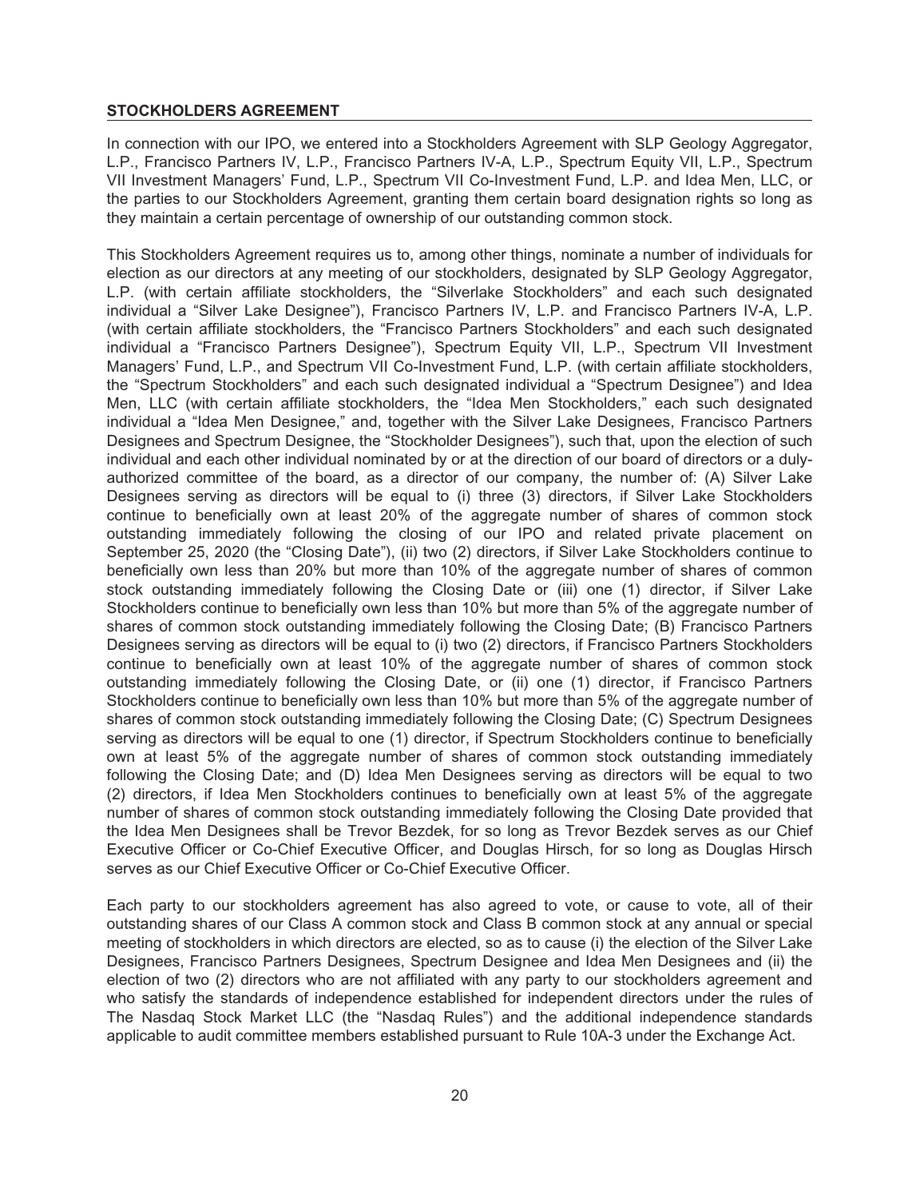## STOCKHOLDERS AGREEMENT

In connection with our IPO, we entered into a Stockholders Agreement with SLP Geology Aggregator, L.P., Francisco Partners IV, L.P., Francisco Partners IV-A, L.P., Spectrum Equity VII, L.P., Spectrum VII Investment Managers' Fund, L.P., Spectrum VII Co-Investment Fund, L.P. and Idea Men, LLC, or the parties to our Stockholders Agreement, granting them certain board designation rights so long as they maintain a certain percentage of ownership of our outstanding common stock.

This Stockholders Agreement requires us to, among other things, nominate a number of individuals for election as our directors at any meeting of our stockholders, designated by SLP Geology Aggregator, L.P. (with certain affiliate stockholders, the "Silverlake Stockholders" and each such designated individual a "Silver Lake Designee"), Francisco Partners IV, L.P. and Francisco Partners IV-A, L.P. (with certain affiliate stockholders, the "Francisco Partners Stockholders" and each such designated individual a "Francisco Partners Designee"), Spectrum Equity VII, L.P., Spectrum VII Investment Managers' Fund, L.P., and Spectrum VII Co-Investment Fund, L.P. (with certain affiliate stockholders, the "Spectrum Stockholders" and each such designated individual a "Spectrum Designee") and Idea Men, LLC (with certain affiliate stockholders, the "Idea Men Stockholders," each such designated individual a "Idea Men Designee," and, together with the Silver Lake Designees, Francisco Partners Designees and Spectrum Designee, the "Stockholder Designees"), such that, upon the election of such individual and each other individual nominated by or at the direction of our board of directors or a duly-authorized committee of the board, as a director of our company, the number of: (A) Silver Lake Designees serving as directors will be equal to (i) three (3) directors, if Silver Lake Stockholders continue to beneficially own at least 20% of the aggregate number of shares of common stock outstanding immediately following the closing of our IPO and related private placement on September 25, 2020 (the "Closing Date"), (ii) two (2) directors, if Silver Lake Stockholders continue to beneficially own less than 20% but more than 10% of the aggregate number of shares of common stock outstanding immediately following the Closing Date or (iii) one (1) director, if Silver Lake Stockholders continue to beneficially own less than 10% but more than 5% of the aggregate number of shares of common stock outstanding immediately following the Closing Date; (B) Francisco Partners Designees serving as directors will be equal to (i) two (2) directors, if Francisco Partners Stockholders continue to beneficially own at least 10% of the aggregate number of shares of common stock outstanding immediately following the Closing Date, or (ii) one (1) director, if Francisco Partners Stockholders continue to beneficially own less than 10% but more than 5% of the aggregate number of shares of common stock outstanding immediately following the Closing Date; (C) Spectrum Designees serving as directors will be equal to one (1) director, if Spectrum Stockholders continue to beneficially own at least 5% of the aggregate number of shares of common stock outstanding immediately following the Closing Date; and (D) Idea Men Designees serving as directors will be equal to two (2) directors, if Idea Men Stockholders continues to beneficially own at least 5% of the aggregate number of shares of common stock outstanding immediately following the Closing Date provided that the Idea Men Designees shall be Trevor Bezdek, for so long as Trevor Bezdek serves as our Chief Executive Officer or Co-Chief Executive Officer, and Douglas Hirsch, for so long as Douglas Hirsch serves as our Chief Executive Officer or Co-Chief Executive Officer.

Each party to our stockholders agreement has also agreed to vote, or cause to vote, all of their outstanding shares of our Class A common stock and Class B common stock at any annual or special meeting of stockholders in which directors are elected, so as to cause (i) the election of the Silver Lake Designees, Francisco Partners Designees, Spectrum Designee and Idea Men Designees and (ii) the election of two (2) directors who are not affiliated with any party to our stockholders agreement and who satisfy the standards of independence established for independent directors under the rules of The Nasdaq Stock Market LLC (the "Nasdaq Rules") and the additional independence standards applicable to audit committee members established pursuant to Rule 10A-3 under the Exchange Act.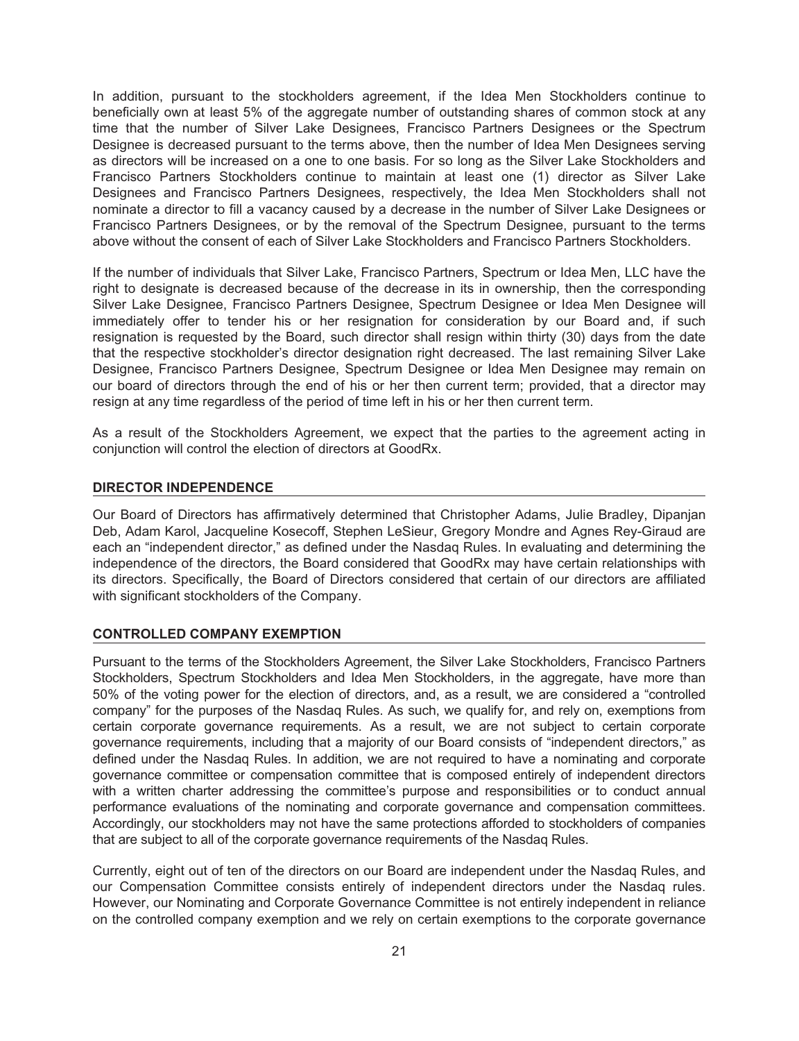In addition, pursuant to the stockholders agreement, if the Idea Men Stockholders continue to beneficially own at least 5% of the aggregate number of outstanding shares of common stock at any time that the number of Silver Lake Designees, Francisco Partners Designees or the Spectrum Designee is decreased pursuant to the terms above, then the number of Idea Men Designees serving as directors will be increased on a one to one basis. For so long as the Silver Lake Stockholders and Francisco Partners Stockholders continue to maintain at least one (1) director as Silver Lake Designees and Francisco Partners Designees, respectively, the Idea Men Stockholders shall not nominate a director to fill a vacancy caused by a decrease in the number of Silver Lake Designees or Francisco Partners Designees, or by the removal of the Spectrum Designee, pursuant to the terms above without the consent of each of Silver Lake Stockholders and Francisco Partners Stockholders.

If the number of individuals that Silver Lake, Francisco Partners, Spectrum or Idea Men, LLC have the right to designate is decreased because of the decrease in its in ownership, then the corresponding Silver Lake Designee, Francisco Partners Designee, Spectrum Designee or Idea Men Designee will immediately offer to tender his or her resignation for consideration by our Board and, if such resignation is requested by the Board, such director shall resign within thirty (30) days from the date that the respective stockholder's director designation right decreased. The last remaining Silver Lake Designee, Francisco Partners Designee, Spectrum Designee or Idea Men Designee may remain on our board of directors through the end of his or her then current term; provided, that a director may resign at any time regardless of the period of time left in his or her then current term.

As a result of the Stockholders Agreement, we expect that the parties to the agreement acting in conjunction will control the election of directors at GoodRx.

## DIRECTOR INDEPENDENCE

Our Board of Directors has affirmatively determined that Christopher Adams, Julie Bradley, Dipanjan Deb, Adam Karol, Jacqueline Kosecoff, Stephen LeSieur, Gregory Mondre and Agnes Rey-Giraud are each an "independent director," as defined under the Nasdaq Rules. In evaluating and determining the independence of the directors, the Board considered that GoodRx may have certain relationships with its directors. Specifically, the Board of Directors considered that certain of our directors are affiliated with significant stockholders of the Company.

## CONTROLLED COMPANY EXEMPTION

Pursuant to the terms of the Stockholders Agreement, the Silver Lake Stockholders, Francisco Partners Stockholders, Spectrum Stockholders and Idea Men Stockholders, in the aggregate, have more than 50% of the voting power for the election of directors, and, as a result, we are considered a "controlled company" for the purposes of the Nasdaq Rules. As such, we qualify for, and rely on, exemptions from certain corporate governance requirements. As a result, we are not subject to certain corporate governance requirements, including that a majority of our Board consists of "independent directors," as defined under the Nasdaq Rules. In addition, we are not required to have a nominating and corporate governance committee or compensation committee that is composed entirely of independent directors with a written charter addressing the committee's purpose and responsibilities or to conduct annual performance evaluations of the nominating and corporate governance and compensation committees. Accordingly, our stockholders may not have the same protections afforded to stockholders of companies that are subject to all of the corporate governance requirements of the Nasdaq Rules.

Currently, eight out of ten of the directors on our Board are independent under the Nasdaq Rules, and our Compensation Committee consists entirely of independent directors under the Nasdaq rules. However, our Nominating and Corporate Governance Committee is not entirely independent in reliance on the controlled company exemption and we rely on certain exemptions to the corporate governance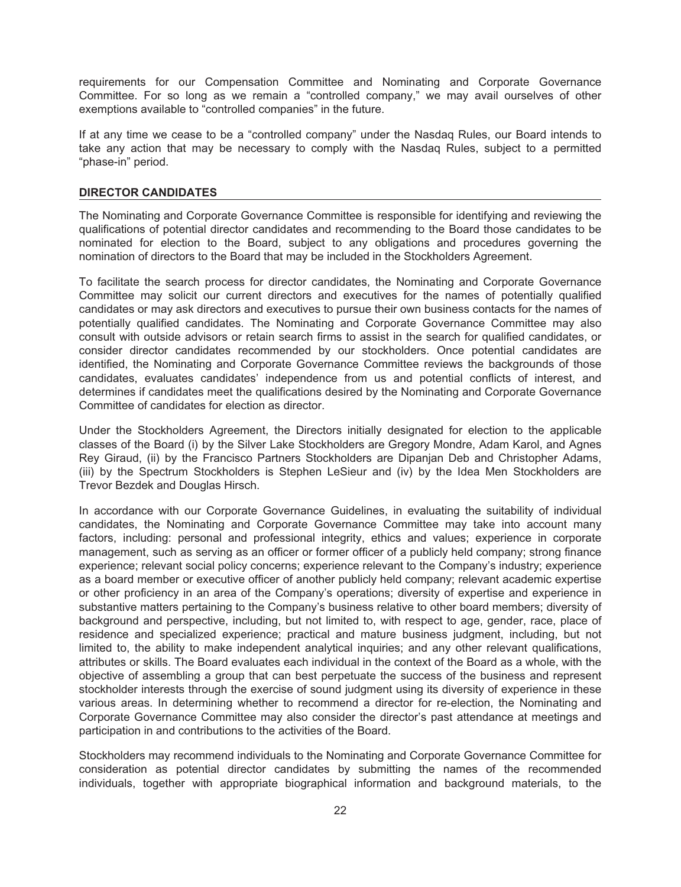requirements for our Compensation Committee and Nominating and Corporate Governance Committee. For so long as we remain a "controlled company," we may avail ourselves of other exemptions available to "controlled companies" in the future.

If at any time we cease to be a "controlled company" under the Nasdaq Rules, our Board intends to take any action that may be necessary to comply with the Nasdaq Rules, subject to a permitted "phase-in" period.

## DIRECTOR CANDIDATES

The Nominating and Corporate Governance Committee is responsible for identifying and reviewing the qualifications of potential director candidates and recommending to the Board those candidates to be nominated for election to the Board, subject to any obligations and procedures governing the nomination of directors to the Board that may be included in the Stockholders Agreement.

To facilitate the search process for director candidates, the Nominating and Corporate Governance Committee may solicit our current directors and executives for the names of potentially qualified candidates or may ask directors and executives to pursue their own business contacts for the names of potentially qualified candidates. The Nominating and Corporate Governance Committee may also consult with outside advisors or retain search firms to assist in the search for qualified candidates, or consider director candidates recommended by our stockholders. Once potential candidates are identified, the Nominating and Corporate Governance Committee reviews the backgrounds of those candidates, evaluates candidates' independence from us and potential conflicts of interest, and determines if candidates meet the qualifications desired by the Nominating and Corporate Governance Committee of candidates for election as director.

Under the Stockholders Agreement, the Directors initially designated for election to the applicable classes of the Board (i) by the Silver Lake Stockholders are Gregory Mondre, Adam Karol, and Agnes Rey Giraud, (ii) by the Francisco Partners Stockholders are Dipanjan Deb and Christopher Adams, (iii) by the Spectrum Stockholders is Stephen LeSieur and (iv) by the Idea Men Stockholders are Trevor Bezdek and Douglas Hirsch.

In accordance with our Corporate Governance Guidelines, in evaluating the suitability of individual candidates, the Nominating and Corporate Governance Committee may take into account many factors, including: personal and professional integrity, ethics and values; experience in corporate management, such as serving as an officer or former officer of a publicly held company; strong finance experience; relevant social policy concerns; experience relevant to the Company's industry; experience as a board member or executive officer of another publicly held company; relevant academic expertise or other proficiency in an area of the Company's operations; diversity of expertise and experience in substantive matters pertaining to the Company's business relative to other board members; diversity of background and perspective, including, but not limited to, with respect to age, gender, race, place of residence and specialized experience; practical and mature business judgment, including, but not limited to, the ability to make independent analytical inquiries; and any other relevant qualifications, attributes or skills. The Board evaluates each individual in the context of the Board as a whole, with the objective of assembling a group that can best perpetuate the success of the business and represent stockholder interests through the exercise of sound judgment using its diversity of experience in these various areas. In determining whether to recommend a director for re-election, the Nominating and Corporate Governance Committee may also consider the director's past attendance at meetings and participation in and contributions to the activities of the Board.

Stockholders may recommend individuals to the Nominating and Corporate Governance Committee for consideration as potential director candidates by submitting the names of the recommended individuals, together with appropriate biographical information and background materials, to the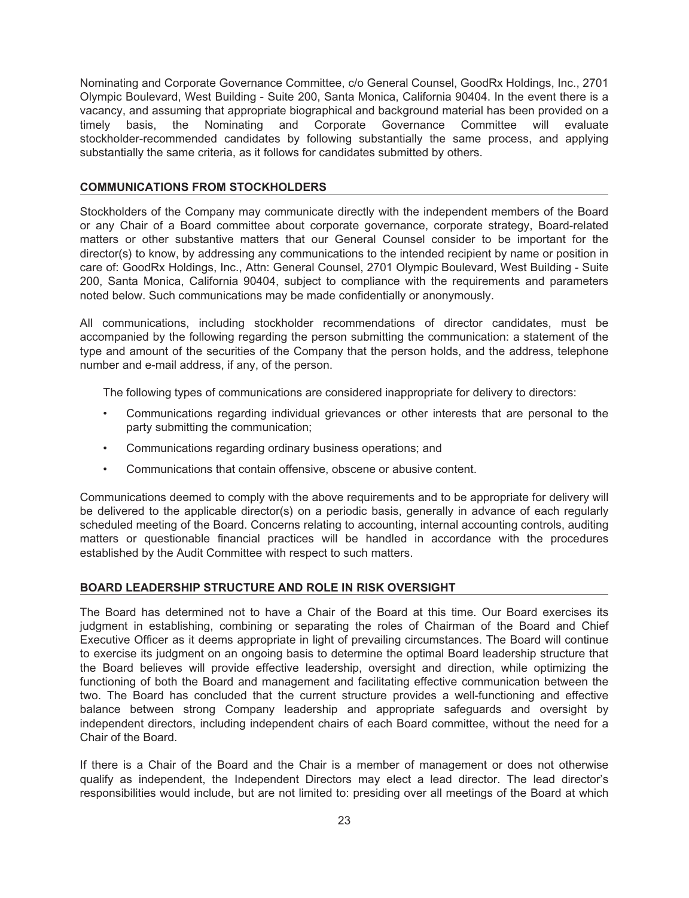Nominating and Corporate Governance Committee, c/o General Counsel, GoodRx Holdings, Inc., 2701 Olympic Boulevard, West Building - Suite 200, Santa Monica, California 90404. In the event there is a vacancy, and assuming that appropriate biographical and background material has been provided on a timely basis, the Nominating and Corporate Governance Committee will evaluate stockholder-recommended candidates by following substantially the same process, and applying substantially the same criteria, as it follows for candidates submitted by others.

## COMMUNICATIONS FROM STOCKHOLDERS

Stockholders of the Company may communicate directly with the independent members of the Board or any Chair of a Board committee about corporate governance, corporate strategy, Board-related matters or other substantive matters that our General Counsel consider to be important for the director(s) to know, by addressing any communications to the intended recipient by name or position in care of: GoodRx Holdings, Inc., Attn: General Counsel, 2701 Olympic Boulevard, West Building - Suite 200, Santa Monica, California 90404, subject to compliance with the requirements and parameters noted below. Such communications may be made confidentially or anonymously.

All communications, including stockholder recommendations of director candidates, must be accompanied by the following regarding the person submitting the communication: a statement of the type and amount of the securities of the Company that the person holds, and the address, telephone number and e-mail address, if any, of the person.

The following types of communications are considered inappropriate for delivery to directors:

- Communications regarding individual grievances or other interests that are personal to the party submitting the communication;
- Communications regarding ordinary business operations; and
- Communications that contain offensive, obscene or abusive content.

Communications deemed to comply with the above requirements and to be appropriate for delivery will be delivered to the applicable director(s) on a periodic basis, generally in advance of each regularly scheduled meeting of the Board. Concerns relating to accounting, internal accounting controls, auditing matters or questionable financial practices will be handled in accordance with the procedures established by the Audit Committee with respect to such matters.

## BOARD LEADERSHIP STRUCTURE AND ROLE IN RISK OVERSIGHT

The Board has determined not to have a Chair of the Board at this time. Our Board exercises its judgment in establishing, combining or separating the roles of Chairman of the Board and Chief Executive Officer as it deems appropriate in light of prevailing circumstances. The Board will continue to exercise its judgment on an ongoing basis to determine the optimal Board leadership structure that the Board believes will provide effective leadership, oversight and direction, while optimizing the functioning of both the Board and management and facilitating effective communication between the two. The Board has concluded that the current structure provides a well-functioning and effective balance between strong Company leadership and appropriate safeguards and oversight by independent directors, including independent chairs of each Board committee, without the need for a Chair of the Board.

If there is a Chair of the Board and the Chair is a member of management or does not otherwise qualify as independent, the Independent Directors may elect a lead director. The lead director's responsibilities would include, but are not limited to: presiding over all meetings of the Board at which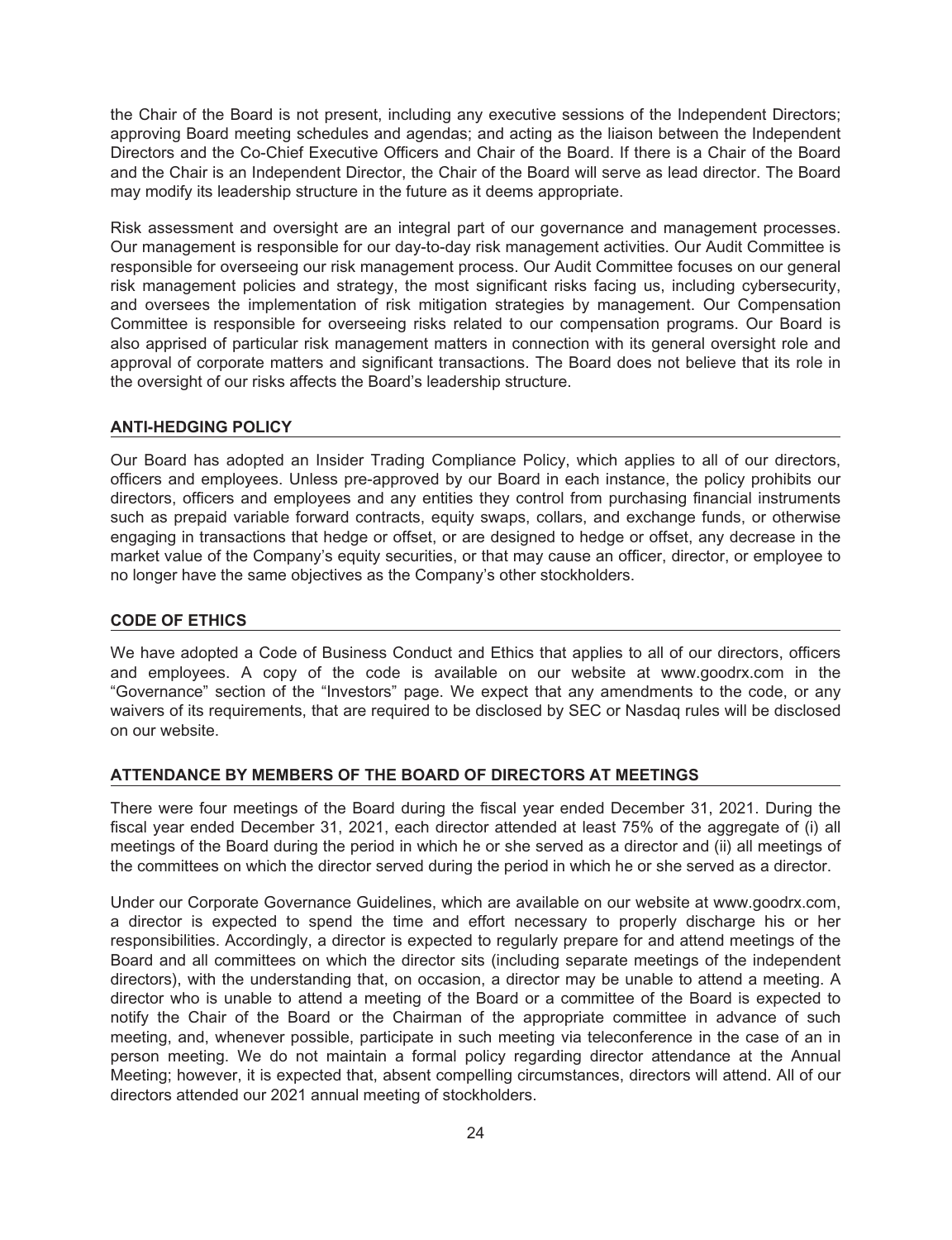the Chair of the Board is not present, including any executive sessions of the Independent Directors; approving Board meeting schedules and agendas; and acting as the liaison between the Independent Directors and the Co-Chief Executive Officers and Chair of the Board. If there is a Chair of the Board and the Chair is an Independent Director, the Chair of the Board will serve as lead director. The Board may modify its leadership structure in the future as it deems appropriate.

Risk assessment and oversight are an integral part of our governance and management processes. Our management is responsible for our day-to-day risk management activities. Our Audit Committee is responsible for overseeing our risk management process. Our Audit Committee focuses on our general risk management policies and strategy, the most significant risks facing us, including cybersecurity, and oversees the implementation of risk mitigation strategies by management. Our Compensation Committee is responsible for overseeing risks related to our compensation programs. Our Board is also apprised of particular risk management matters in connection with its general oversight role and approval of corporate matters and significant transactions. The Board does not believe that its role in the oversight of our risks affects the Board's leadership structure.

## ANTI-HEDGING POLICY

Our Board has adopted an Insider Trading Compliance Policy, which applies to all of our directors, officers and employees. Unless pre-approved by our Board in each instance, the policy prohibits our directors, officers and employees and any entities they control from purchasing financial instruments such as prepaid variable forward contracts, equity swaps, collars, and exchange funds, or otherwise engaging in transactions that hedge or offset, or are designed to hedge or offset, any decrease in the market value of the Company's equity securities, or that may cause an officer, director, or employee to no longer have the same objectives as the Company's other stockholders.

## CODE OF ETHICS

We have adopted a Code of Business Conduct and Ethics that applies to all of our directors, officers and employees. A copy of the code is available on our website at www.goodrx.com in the "Governance" section of the "Investors" page. We expect that any amendments to the code, or any waivers of its requirements, that are required to be disclosed by SEC or Nasdaq rules will be disclosed on our website.

## ATTENDANCE BY MEMBERS OF THE BOARD OF DIRECTORS AT MEETINGS

There were four meetings of the Board during the fiscal year ended December 31, 2021. During the fiscal year ended December 31, 2021, each director attended at least 75% of the aggregate of (i) all meetings of the Board during the period in which he or she served as a director and (ii) all meetings of the committees on which the director served during the period in which he or she served as a director.

Under our Corporate Governance Guidelines, which are available on our website at www.goodrx.com, a director is expected to spend the time and effort necessary to properly discharge his or her responsibilities. Accordingly, a director is expected to regularly prepare for and attend meetings of the Board and all committees on which the director sits (including separate meetings of the independent directors), with the understanding that, on occasion, a director may be unable to attend a meeting. A director who is unable to attend a meeting of the Board or a committee of the Board is expected to notify the Chair of the Board or the Chairman of the appropriate committee in advance of such meeting, and, whenever possible, participate in such meeting via teleconference in the case of an in person meeting. We do not maintain a formal policy regarding director attendance at the Annual Meeting; however, it is expected that, absent compelling circumstances, directors will attend. All of our directors attended our 2021 annual meeting of stockholders.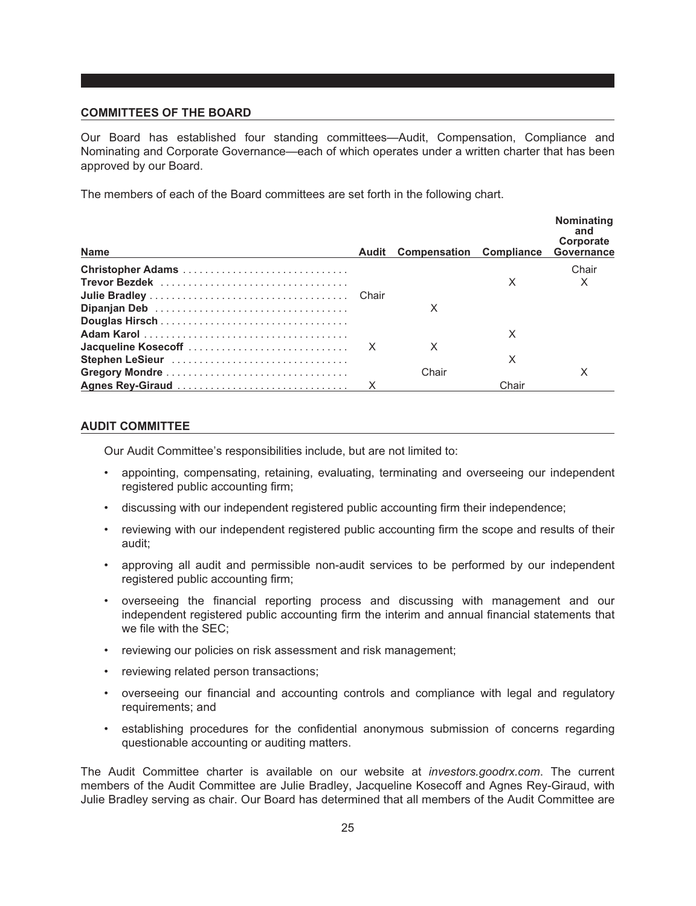## COMMITTEES OF THE BOARD

Our Board has established four standing committees—Audit, Compensation, Compliance and Nominating and Corporate Governance—each of which operates under a written charter that has been approved by our Board.

The members of each of the Board committees are set forth in the following chart.

| Name | Audit | Compensation | Compliance | Nominating and Corporate Governance |
|---|---|---|---|---|
| **Christopher Adams** | | | | Chair |
| **Trevor Bezdek** | | | X | X |
| **Julie Bradley** | Chair | | | |
| **Dipanjan Deb** | | X | | |
| **Douglas Hirsch** | | | | |
| **Adam Karol** | | | X | |
| **Jacqueline Kosecoff** | X | X | | |
| **Stephen LeSieur** | | | X | |
| **Gregory Mondre** | | Chair | | X |
| **Agnes Rey-Giraud** | X | | Chair | |

## AUDIT COMMITTEE

Our Audit Committee's responsibilities include, but are not limited to:

- appointing, compensating, retaining, evaluating, terminating and overseeing our independent registered public accounting firm;
- discussing with our independent registered public accounting firm their independence;
- reviewing with our independent registered public accounting firm the scope and results of their audit;
- approving all audit and permissible non-audit services to be performed by our independent registered public accounting firm;
- overseeing the financial reporting process and discussing with management and our independent registered public accounting firm the interim and annual financial statements that we file with the SEC;
- reviewing our policies on risk assessment and risk management;
- reviewing related person transactions;
- overseeing our financial and accounting controls and compliance with legal and regulatory requirements; and
- establishing procedures for the confidential anonymous submission of concerns regarding questionable accounting or auditing matters.

The Audit Committee charter is available on our website at *investors.goodrx.com*. The current members of the Audit Committee are Julie Bradley, Jacqueline Kosecoff and Agnes Rey-Giraud, with Julie Bradley serving as chair. Our Board has determined that all members of the Audit Committee are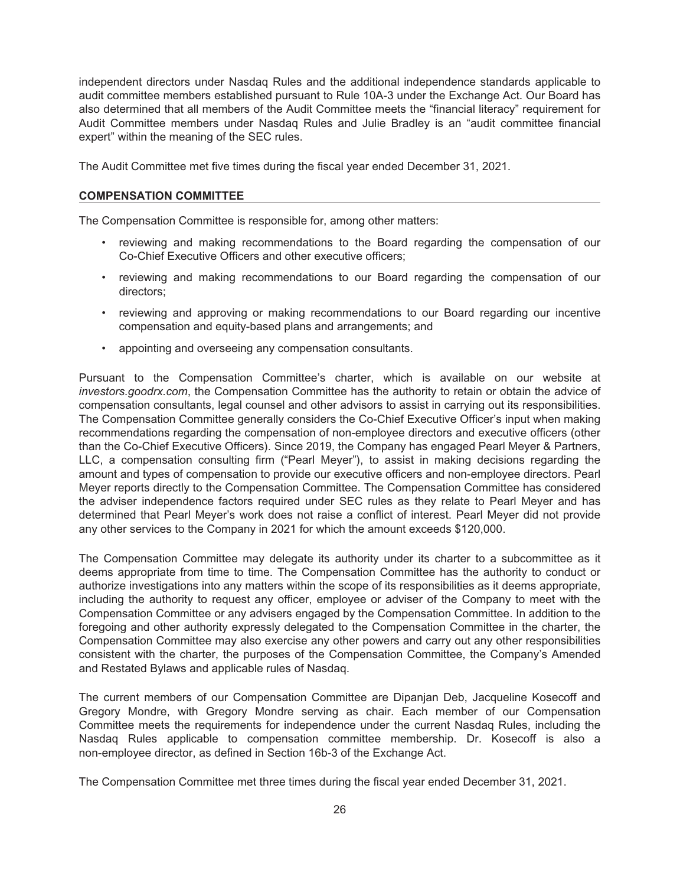independent directors under Nasdaq Rules and the additional independence standards applicable to audit committee members established pursuant to Rule 10A-3 under the Exchange Act. Our Board has also determined that all members of the Audit Committee meets the "financial literacy" requirement for Audit Committee members under Nasdaq Rules and Julie Bradley is an "audit committee financial expert" within the meaning of the SEC rules.

The Audit Committee met five times during the fiscal year ended December 31, 2021.

## COMPENSATION COMMITTEE

The Compensation Committee is responsible for, among other matters:

- reviewing and making recommendations to the Board regarding the compensation of our Co-Chief Executive Officers and other executive officers;
- reviewing and making recommendations to our Board regarding the compensation of our directors;
- reviewing and approving or making recommendations to our Board regarding our incentive compensation and equity-based plans and arrangements; and
- appointing and overseeing any compensation consultants.

Pursuant to the Compensation Committee's charter, which is available on our website at *investors.goodrx.com*, the Compensation Committee has the authority to retain or obtain the advice of compensation consultants, legal counsel and other advisors to assist in carrying out its responsibilities. The Compensation Committee generally considers the Co-Chief Executive Officer's input when making recommendations regarding the compensation of non-employee directors and executive officers (other than the Co-Chief Executive Officers). Since 2019, the Company has engaged Pearl Meyer & Partners, LLC, a compensation consulting firm ("Pearl Meyer"), to assist in making decisions regarding the amount and types of compensation to provide our executive officers and non-employee directors. Pearl Meyer reports directly to the Compensation Committee. The Compensation Committee has considered the adviser independence factors required under SEC rules as they relate to Pearl Meyer and has determined that Pearl Meyer's work does not raise a conflict of interest. Pearl Meyer did not provide any other services to the Company in 2021 for which the amount exceeds $120,000.

The Compensation Committee may delegate its authority under its charter to a subcommittee as it deems appropriate from time to time. The Compensation Committee has the authority to conduct or authorize investigations into any matters within the scope of its responsibilities as it deems appropriate, including the authority to request any officer, employee or adviser of the Company to meet with the Compensation Committee or any advisers engaged by the Compensation Committee. In addition to the foregoing and other authority expressly delegated to the Compensation Committee in the charter, the Compensation Committee may also exercise any other powers and carry out any other responsibilities consistent with the charter, the purposes of the Compensation Committee, the Company's Amended and Restated Bylaws and applicable rules of Nasdaq.

The current members of our Compensation Committee are Dipanjan Deb, Jacqueline Kosecoff and Gregory Mondre, with Gregory Mondre serving as chair. Each member of our Compensation Committee meets the requirements for independence under the current Nasdaq Rules, including the Nasdaq Rules applicable to compensation committee membership. Dr. Kosecoff is also a non-employee director, as defined in Section 16b-3 of the Exchange Act.

The Compensation Committee met three times during the fiscal year ended December 31, 2021.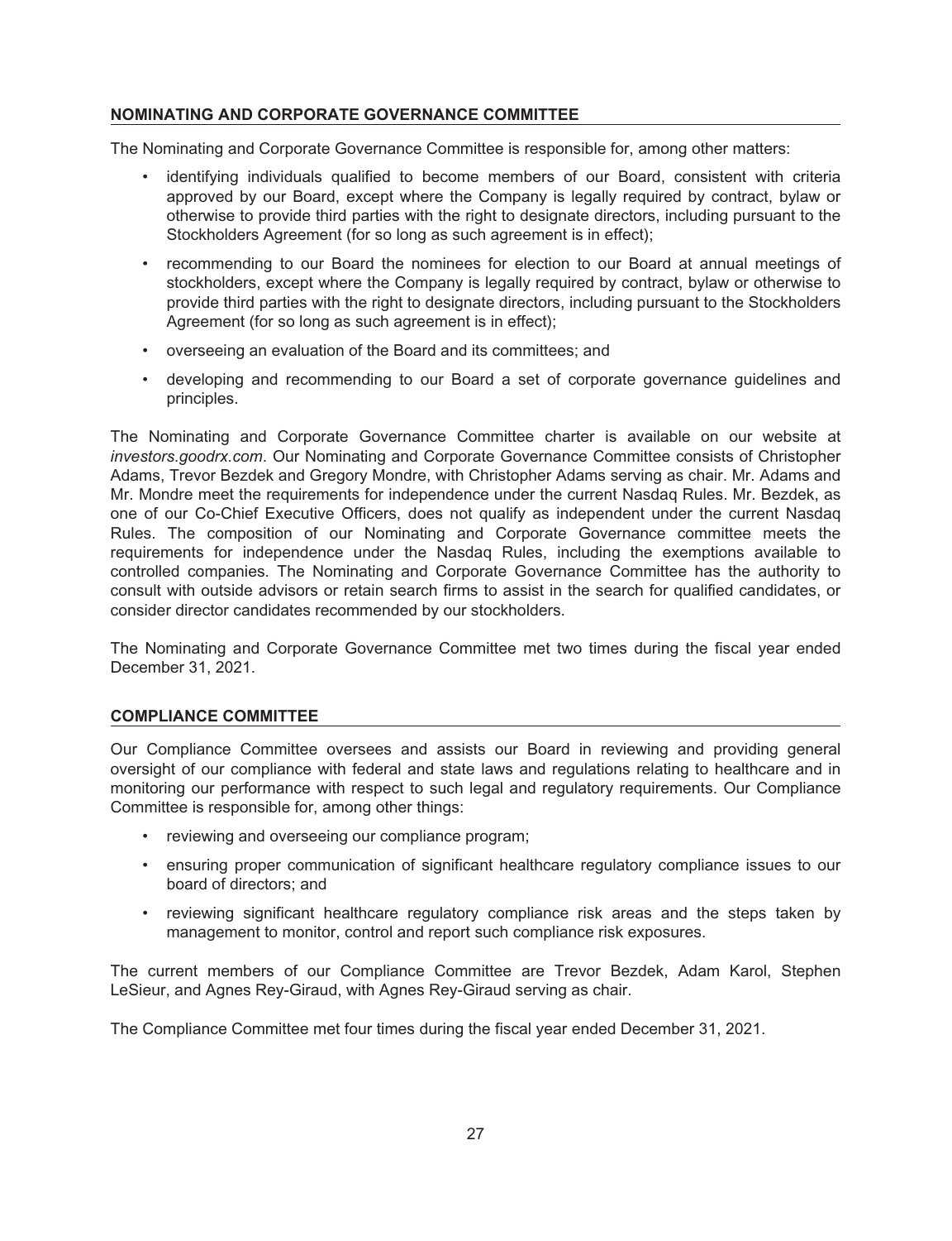## NOMINATING AND CORPORATE GOVERNANCE COMMITTEE

The Nominating and Corporate Governance Committee is responsible for, among other matters:

- identifying individuals qualified to become members of our Board, consistent with criteria approved by our Board, except where the Company is legally required by contract, bylaw or otherwise to provide third parties with the right to designate directors, including pursuant to the Stockholders Agreement (for so long as such agreement is in effect);
- recommending to our Board the nominees for election to our Board at annual meetings of stockholders, except where the Company is legally required by contract, bylaw or otherwise to provide third parties with the right to designate directors, including pursuant to the Stockholders Agreement (for so long as such agreement is in effect);
- overseeing an evaluation of the Board and its committees; and
- developing and recommending to our Board a set of corporate governance guidelines and principles.

The Nominating and Corporate Governance Committee charter is available on our website at *investors.goodrx.com*. Our Nominating and Corporate Governance Committee consists of Christopher Adams, Trevor Bezdek and Gregory Mondre, with Christopher Adams serving as chair. Mr. Adams and Mr. Mondre meet the requirements for independence under the current Nasdaq Rules. Mr. Bezdek, as one of our Co-Chief Executive Officers, does not qualify as independent under the current Nasdaq Rules. The composition of our Nominating and Corporate Governance committee meets the requirements for independence under the Nasdaq Rules, including the exemptions available to controlled companies. The Nominating and Corporate Governance Committee has the authority to consult with outside advisors or retain search firms to assist in the search for qualified candidates, or consider director candidates recommended by our stockholders.

The Nominating and Corporate Governance Committee met two times during the fiscal year ended December 31, 2021.

## COMPLIANCE COMMITTEE

Our Compliance Committee oversees and assists our Board in reviewing and providing general oversight of our compliance with federal and state laws and regulations relating to healthcare and in monitoring our performance with respect to such legal and regulatory requirements. Our Compliance Committee is responsible for, among other things:

- reviewing and overseeing our compliance program;
- ensuring proper communication of significant healthcare regulatory compliance issues to our board of directors; and
- reviewing significant healthcare regulatory compliance risk areas and the steps taken by management to monitor, control and report such compliance risk exposures.

The current members of our Compliance Committee are Trevor Bezdek, Adam Karol, Stephen LeSieur, and Agnes Rey-Giraud, with Agnes Rey-Giraud serving as chair.

The Compliance Committee met four times during the fiscal year ended December 31, 2021.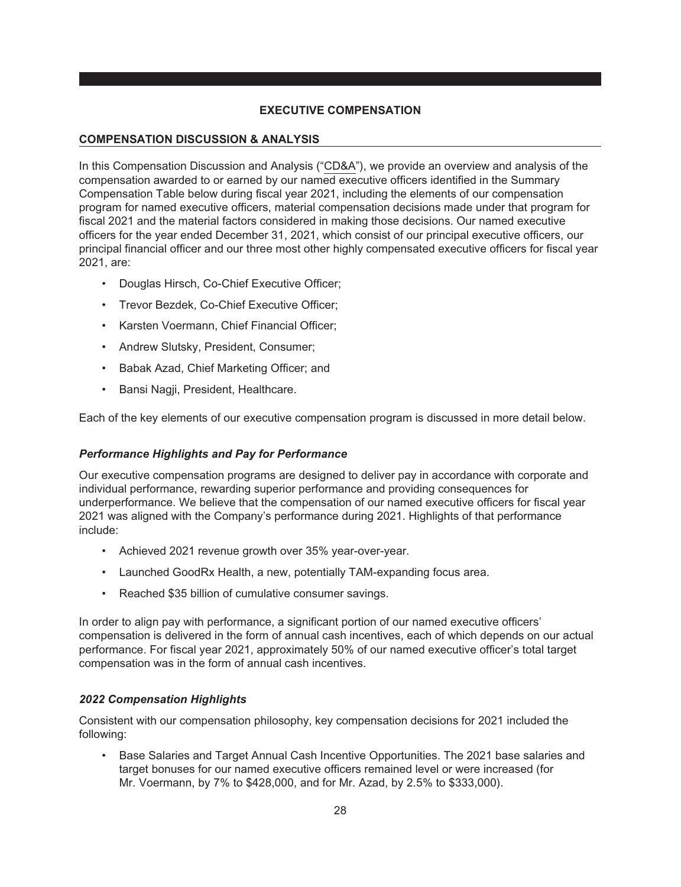## EXECUTIVE COMPENSATION

### COMPENSATION DISCUSSION & ANALYSIS

In this Compensation Discussion and Analysis ("CD&A"), we provide an overview and analysis of the compensation awarded to or earned by our named executive officers identified in the Summary Compensation Table below during fiscal year 2021, including the elements of our compensation program for named executive officers, material compensation decisions made under that program for fiscal 2021 and the material factors considered in making those decisions. Our named executive officers for the year ended December 31, 2021, which consist of our principal executive officers, our principal financial officer and our three most other highly compensated executive officers for fiscal year 2021, are:

- Douglas Hirsch, Co-Chief Executive Officer;
- Trevor Bezdek, Co-Chief Executive Officer;
- Karsten Voermann, Chief Financial Officer;
- Andrew Slutsky, President, Consumer;
- Babak Azad, Chief Marketing Officer; and
- Bansi Nagji, President, Healthcare.

Each of the key elements of our executive compensation program is discussed in more detail below.

#### *Performance Highlights and Pay for Performance*

Our executive compensation programs are designed to deliver pay in accordance with corporate and individual performance, rewarding superior performance and providing consequences for underperformance. We believe that the compensation of our named executive officers for fiscal year 2021 was aligned with the Company's performance during 2021. Highlights of that performance include:

- Achieved 2021 revenue growth over 35% year-over-year.
- Launched GoodRx Health, a new, potentially TAM-expanding focus area.
- Reached $35 billion of cumulative consumer savings.

In order to align pay with performance, a significant portion of our named executive officers' compensation is delivered in the form of annual cash incentives, each of which depends on our actual performance. For fiscal year 2021, approximately 50% of our named executive officer's total target compensation was in the form of annual cash incentives.

#### *2022 Compensation Highlights*

Consistent with our compensation philosophy, key compensation decisions for 2021 included the following:

- Base Salaries and Target Annual Cash Incentive Opportunities. The 2021 base salaries and target bonuses for our named executive officers remained level or were increased (for Mr. Voermann, by 7% to $428,000, and for Mr. Azad, by 2.5% to $333,000).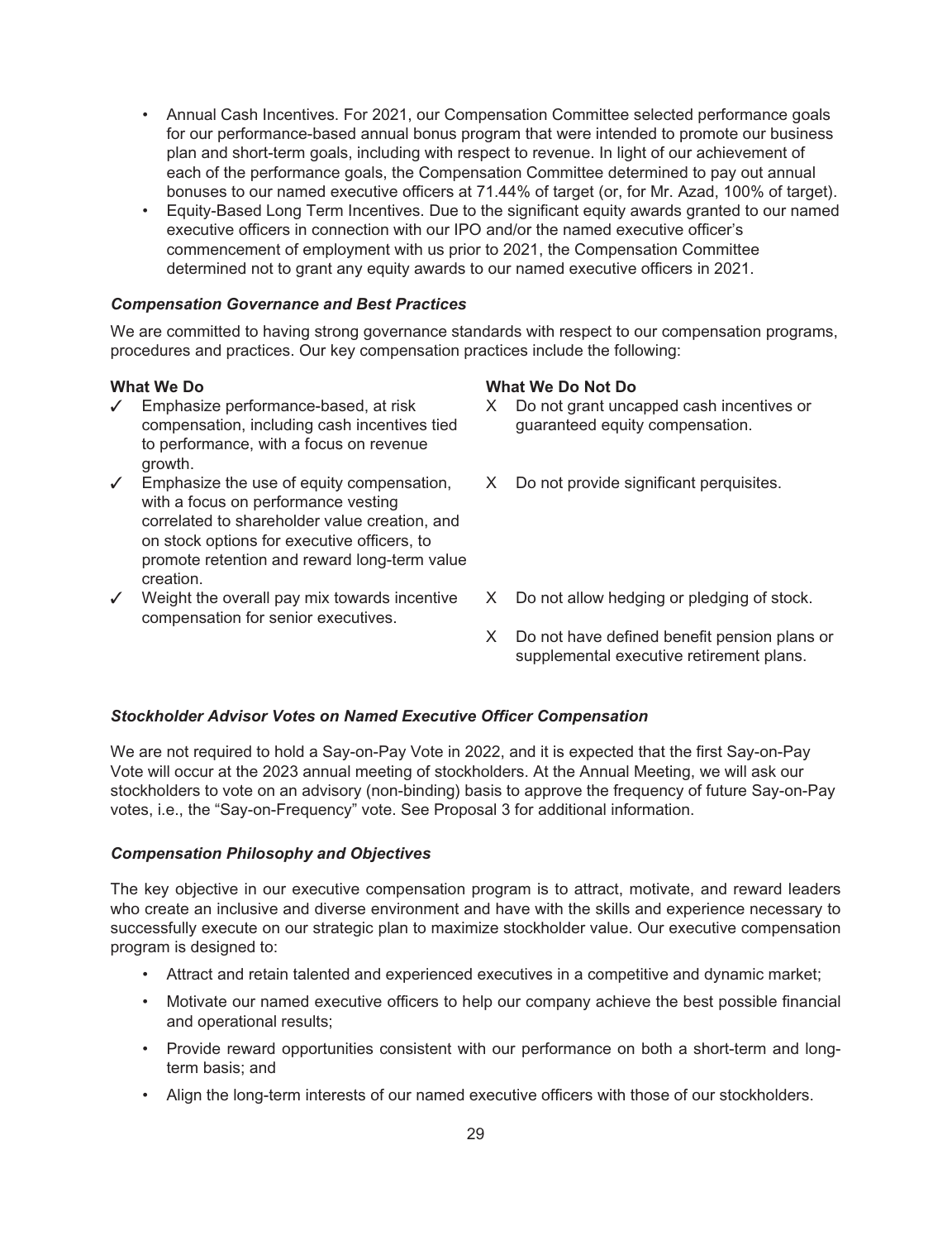- Annual Cash Incentives. For 2021, our Compensation Committee selected performance goals for our performance-based annual bonus program that were intended to promote our business plan and short-term goals, including with respect to revenue. In light of our achievement of each of the performance goals, the Compensation Committee determined to pay out annual bonuses to our named executive officers at 71.44% of target (or, for Mr. Azad, 100% of target).
- Equity-Based Long Term Incentives. Due to the significant equity awards granted to our named executive officers in connection with our IPO and/or the named executive officer's commencement of employment with us prior to 2021, the Compensation Committee determined not to grant any equity awards to our named executive officers in 2021.

***Compensation Governance and Best Practices***

We are committed to having strong governance standards with respect to our compensation programs, procedures and practices. Our key compensation practices include the following:

| What We Do | What We Do Not Do |
| --- | --- |
| ✓ Emphasize performance-based, at risk compensation, including cash incentives tied to performance, with a focus on revenue growth. | X Do not grant uncapped cash incentives or guaranteed equity compensation. |
| ✓ Emphasize the use of equity compensation, with a focus on performance vesting correlated to shareholder value creation, and on stock options for executive officers, to promote retention and reward long-term value creation. | X Do not provide significant perquisites. |
| ✓ Weight the overall pay mix towards incentive compensation for senior executives. | X Do not allow hedging or pledging of stock. |
| | X Do not have defined benefit pension plans or supplemental executive retirement plans. |

***Stockholder Advisor Votes on Named Executive Officer Compensation***

We are not required to hold a Say-on-Pay Vote in 2022, and it is expected that the first Say-on-Pay Vote will occur at the 2023 annual meeting of stockholders. At the Annual Meeting, we will ask our stockholders to vote on an advisory (non-binding) basis to approve the frequency of future Say-on-Pay votes, i.e., the "Say-on-Frequency" vote. See Proposal 3 for additional information.

***Compensation Philosophy and Objectives***

The key objective in our executive compensation program is to attract, motivate, and reward leaders who create an inclusive and diverse environment and have with the skills and experience necessary to successfully execute on our strategic plan to maximize stockholder value. Our executive compensation program is designed to:

- Attract and retain talented and experienced executives in a competitive and dynamic market;
- Motivate our named executive officers to help our company achieve the best possible financial and operational results;
- Provide reward opportunities consistent with our performance on both a short-term and long-term basis; and
- Align the long-term interests of our named executive officers with those of our stockholders.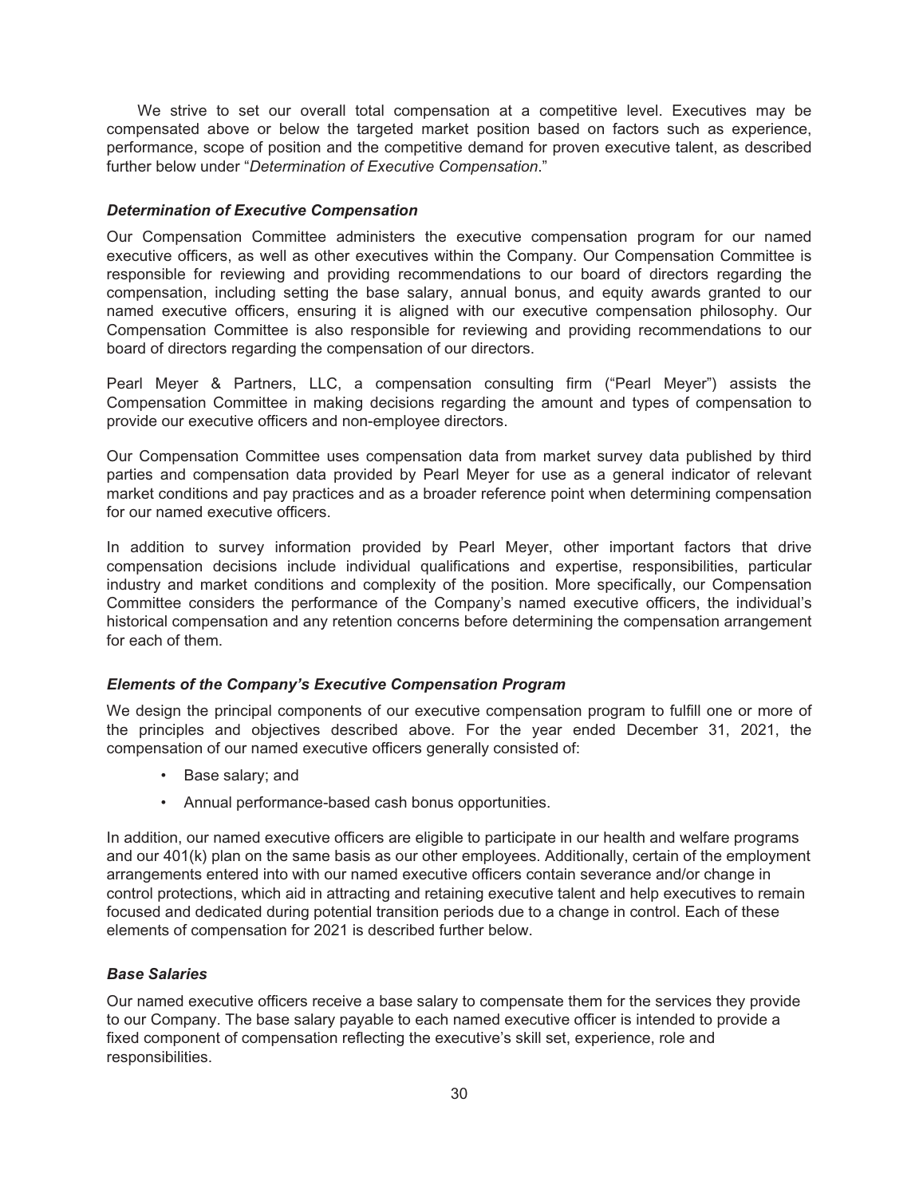We strive to set our overall total compensation at a competitive level. Executives may be compensated above or below the targeted market position based on factors such as experience, performance, scope of position and the competitive demand for proven executive talent, as described further below under "*Determination of Executive Compensation*."

### *Determination of Executive Compensation*

Our Compensation Committee administers the executive compensation program for our named executive officers, as well as other executives within the Company. Our Compensation Committee is responsible for reviewing and providing recommendations to our board of directors regarding the compensation, including setting the base salary, annual bonus, and equity awards granted to our named executive officers, ensuring it is aligned with our executive compensation philosophy. Our Compensation Committee is also responsible for reviewing and providing recommendations to our board of directors regarding the compensation of our directors.

Pearl Meyer & Partners, LLC, a compensation consulting firm ("Pearl Meyer") assists the Compensation Committee in making decisions regarding the amount and types of compensation to provide our executive officers and non-employee directors.

Our Compensation Committee uses compensation data from market survey data published by third parties and compensation data provided by Pearl Meyer for use as a general indicator of relevant market conditions and pay practices and as a broader reference point when determining compensation for our named executive officers.

In addition to survey information provided by Pearl Meyer, other important factors that drive compensation decisions include individual qualifications and expertise, responsibilities, particular industry and market conditions and complexity of the position. More specifically, our Compensation Committee considers the performance of the Company's named executive officers, the individual's historical compensation and any retention concerns before determining the compensation arrangement for each of them.

### *Elements of the Company's Executive Compensation Program*

We design the principal components of our executive compensation program to fulfill one or more of the principles and objectives described above. For the year ended December 31, 2021, the compensation of our named executive officers generally consisted of:

- Base salary; and
- Annual performance-based cash bonus opportunities.

In addition, our named executive officers are eligible to participate in our health and welfare programs and our 401(k) plan on the same basis as our other employees. Additionally, certain of the employment arrangements entered into with our named executive officers contain severance and/or change in control protections, which aid in attracting and retaining executive talent and help executives to remain focused and dedicated during potential transition periods due to a change in control. Each of these elements of compensation for 2021 is described further below.

### *Base Salaries*

Our named executive officers receive a base salary to compensate them for the services they provide to our Company. The base salary payable to each named executive officer is intended to provide a fixed component of compensation reflecting the executive's skill set, experience, role and responsibilities.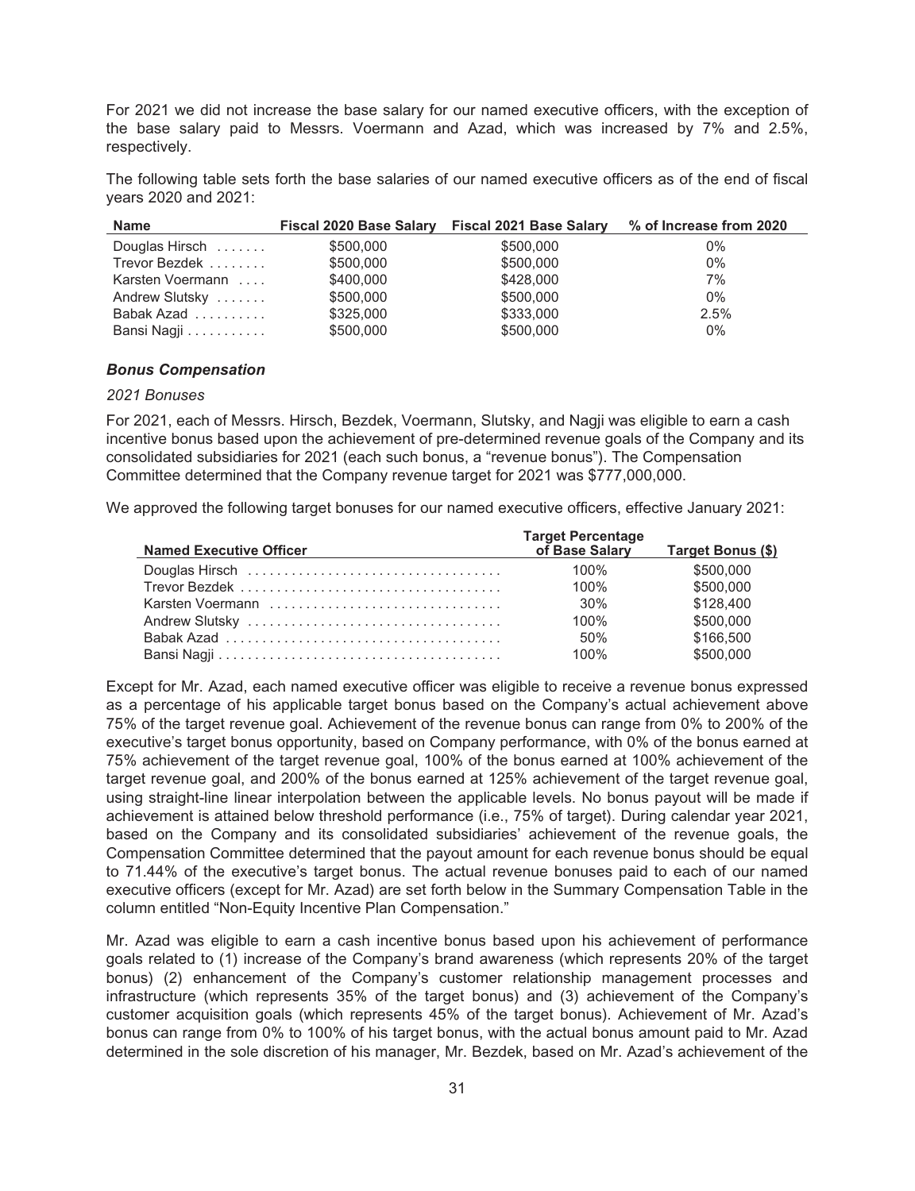For 2021 we did not increase the base salary for our named executive officers, with the exception of the base salary paid to Messrs. Voermann and Azad, which was increased by 7% and 2.5%, respectively.

The following table sets forth the base salaries of our named executive officers as of the end of fiscal years 2020 and 2021:

| Name | Fiscal 2020 Base Salary | Fiscal 2021 Base Salary | % of Increase from 2020 |
|---|---|---|---|
| Douglas Hirsch | $500,000 | $500,000 | 0% |
| Trevor Bezdek | $500,000 | $500,000 | 0% |
| Karsten Voermann | $400,000 | $428,000 | 7% |
| Andrew Slutsky | $500,000 | $500,000 | 0% |
| Babak Azad | $325,000 | $333,000 | 2.5% |
| Bansi Nagji | $500,000 | $500,000 | 0% |

### *Bonus Compensation*

*2021 Bonuses*

For 2021, each of Messrs. Hirsch, Bezdek, Voermann, Slutsky, and Nagji was eligible to earn a cash incentive bonus based upon the achievement of pre-determined revenue goals of the Company and its consolidated subsidiaries for 2021 (each such bonus, a "revenue bonus"). The Compensation Committee determined that the Company revenue target for 2021 was $777,000,000.

We approved the following target bonuses for our named executive officers, effective January 2021:

| Named Executive Officer | Target Percentage of Base Salary | Target Bonus ($) |
|---|---|---|
| Douglas Hirsch | 100% | $500,000 |
| Trevor Bezdek | 100% | $500,000 |
| Karsten Voermann | 30% | $128,400 |
| Andrew Slutsky | 100% | $500,000 |
| Babak Azad | 50% | $166,500 |
| Bansi Nagji | 100% | $500,000 |

Except for Mr. Azad, each named executive officer was eligible to receive a revenue bonus expressed as a percentage of his applicable target bonus based on the Company's actual achievement above 75% of the target revenue goal. Achievement of the revenue bonus can range from 0% to 200% of the executive's target bonus opportunity, based on Company performance, with 0% of the bonus earned at 75% achievement of the target revenue goal, 100% of the bonus earned at 100% achievement of the target revenue goal, and 200% of the bonus earned at 125% achievement of the target revenue goal, using straight-line linear interpolation between the applicable levels. No bonus payout will be made if achievement is attained below threshold performance (i.e., 75% of target). During calendar year 2021, based on the Company and its consolidated subsidiaries' achievement of the revenue goals, the Compensation Committee determined that the payout amount for each revenue bonus should be equal to 71.44% of the executive's target bonus. The actual revenue bonuses paid to each of our named executive officers (except for Mr. Azad) are set forth below in the Summary Compensation Table in the column entitled "Non-Equity Incentive Plan Compensation."

Mr. Azad was eligible to earn a cash incentive bonus based upon his achievement of performance goals related to (1) increase of the Company's brand awareness (which represents 20% of the target bonus) (2) enhancement of the Company's customer relationship management processes and infrastructure (which represents 35% of the target bonus) and (3) achievement of the Company's customer acquisition goals (which represents 45% of the target bonus). Achievement of Mr. Azad's bonus can range from 0% to 100% of his target bonus, with the actual bonus amount paid to Mr. Azad determined in the sole discretion of his manager, Mr. Bezdek, based on Mr. Azad's achievement of the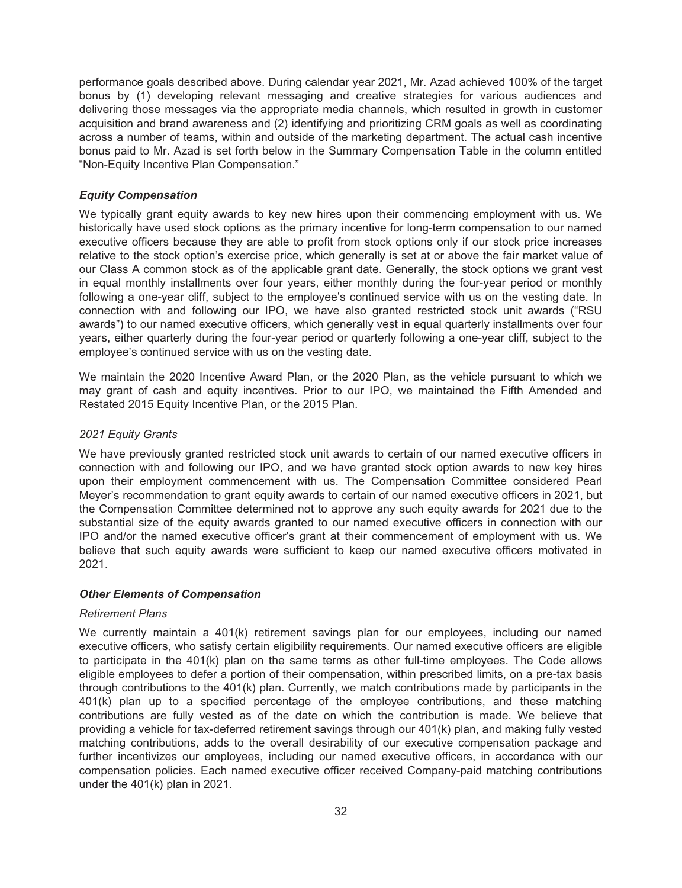performance goals described above. During calendar year 2021, Mr. Azad achieved 100% of the target bonus by (1) developing relevant messaging and creative strategies for various audiences and delivering those messages via the appropriate media channels, which resulted in growth in customer acquisition and brand awareness and (2) identifying and prioritizing CRM goals as well as coordinating across a number of teams, within and outside of the marketing department. The actual cash incentive bonus paid to Mr. Azad is set forth below in the Summary Compensation Table in the column entitled "Non-Equity Incentive Plan Compensation."

### *Equity Compensation*

We typically grant equity awards to key new hires upon their commencing employment with us. We historically have used stock options as the primary incentive for long-term compensation to our named executive officers because they are able to profit from stock options only if our stock price increases relative to the stock option's exercise price, which generally is set at or above the fair market value of our Class A common stock as of the applicable grant date. Generally, the stock options we grant vest in equal monthly installments over four years, either monthly during the four-year period or monthly following a one-year cliff, subject to the employee's continued service with us on the vesting date. In connection with and following our IPO, we have also granted restricted stock unit awards ("RSU awards") to our named executive officers, which generally vest in equal quarterly installments over four years, either quarterly during the four-year period or quarterly following a one-year cliff, subject to the employee's continued service with us on the vesting date.

We maintain the 2020 Incentive Award Plan, or the 2020 Plan, as the vehicle pursuant to which we may grant of cash and equity incentives. Prior to our IPO, we maintained the Fifth Amended and Restated 2015 Equity Incentive Plan, or the 2015 Plan.

#### *2021 Equity Grants*

We have previously granted restricted stock unit awards to certain of our named executive officers in connection with and following our IPO, and we have granted stock option awards to new key hires upon their employment commencement with us. The Compensation Committee considered Pearl Meyer's recommendation to grant equity awards to certain of our named executive officers in 2021, but the Compensation Committee determined not to approve any such equity awards for 2021 due to the substantial size of the equity awards granted to our named executive officers in connection with our IPO and/or the named executive officer's grant at their commencement of employment with us. We believe that such equity awards were sufficient to keep our named executive officers motivated in 2021.

### *Other Elements of Compensation*

#### *Retirement Plans*

We currently maintain a 401(k) retirement savings plan for our employees, including our named executive officers, who satisfy certain eligibility requirements. Our named executive officers are eligible to participate in the 401(k) plan on the same terms as other full-time employees. The Code allows eligible employees to defer a portion of their compensation, within prescribed limits, on a pre-tax basis through contributions to the 401(k) plan. Currently, we match contributions made by participants in the 401(k) plan up to a specified percentage of the employee contributions, and these matching contributions are fully vested as of the date on which the contribution is made. We believe that providing a vehicle for tax-deferred retirement savings through our 401(k) plan, and making fully vested matching contributions, adds to the overall desirability of our executive compensation package and further incentivizes our employees, including our named executive officers, in accordance with our compensation policies. Each named executive officer received Company-paid matching contributions under the 401(k) plan in 2021.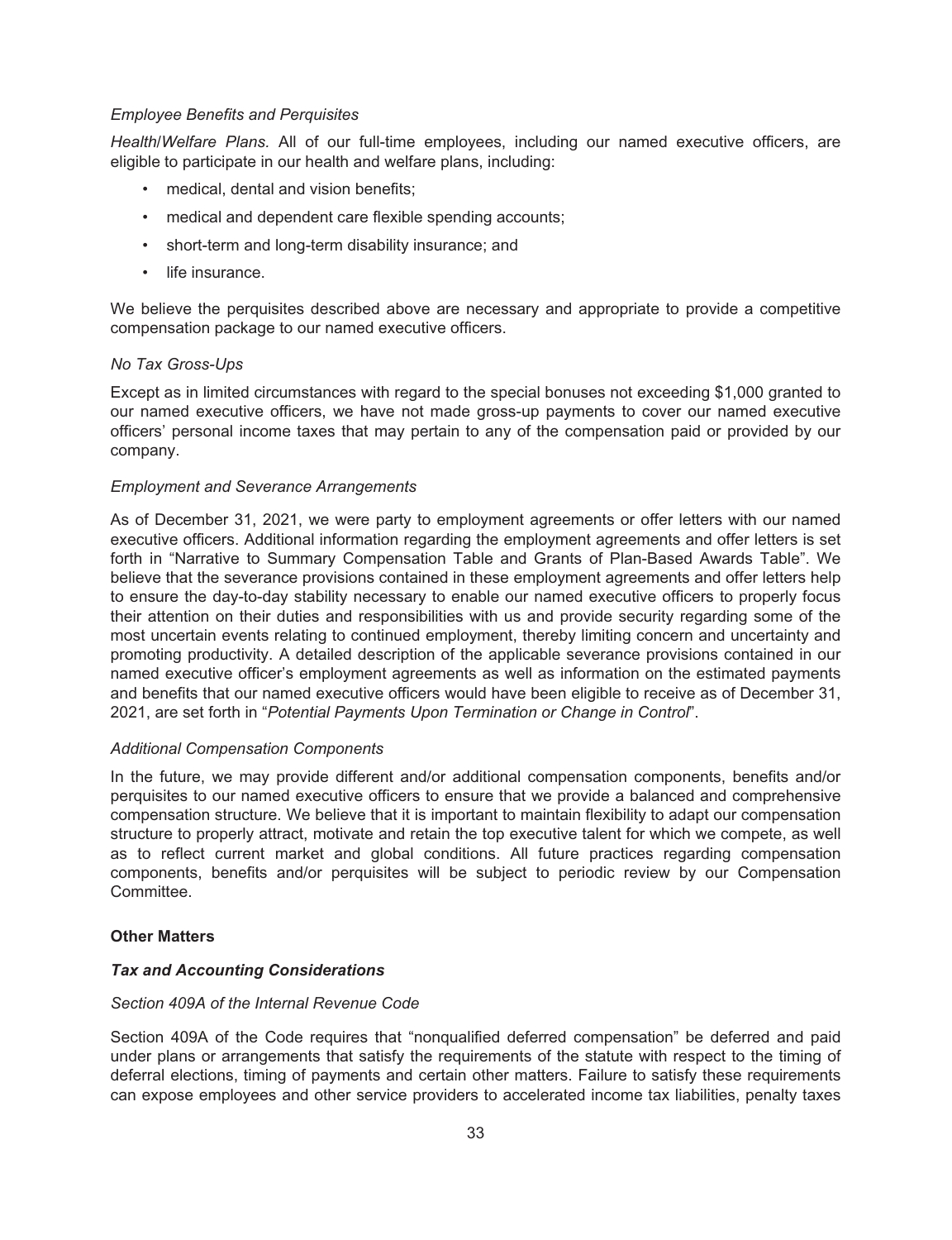*Employee Benefits and Perquisites*

*Health/Welfare Plans.* All of our full-time employees, including our named executive officers, are eligible to participate in our health and welfare plans, including:

- medical, dental and vision benefits;
- medical and dependent care flexible spending accounts;
- short-term and long-term disability insurance; and
- life insurance.

We believe the perquisites described above are necessary and appropriate to provide a competitive compensation package to our named executive officers.

*No Tax Gross-Ups*

Except as in limited circumstances with regard to the special bonuses not exceeding $1,000 granted to our named executive officers, we have not made gross-up payments to cover our named executive officers' personal income taxes that may pertain to any of the compensation paid or provided by our company.

*Employment and Severance Arrangements*

As of December 31, 2021, we were party to employment agreements or offer letters with our named executive officers. Additional information regarding the employment agreements and offer letters is set forth in "Narrative to Summary Compensation Table and Grants of Plan-Based Awards Table". We believe that the severance provisions contained in these employment agreements and offer letters help to ensure the day-to-day stability necessary to enable our named executive officers to properly focus their attention on their duties and responsibilities with us and provide security regarding some of the most uncertain events relating to continued employment, thereby limiting concern and uncertainty and promoting productivity. A detailed description of the applicable severance provisions contained in our named executive officer's employment agreements as well as information on the estimated payments and benefits that our named executive officers would have been eligible to receive as of December 31, 2021, are set forth in "*Potential Payments Upon Termination or Change in Control*".

*Additional Compensation Components*

In the future, we may provide different and/or additional compensation components, benefits and/or perquisites to our named executive officers to ensure that we provide a balanced and comprehensive compensation structure. We believe that it is important to maintain flexibility to adapt our compensation structure to properly attract, motivate and retain the top executive talent for which we compete, as well as to reflect current market and global conditions. All future practices regarding compensation components, benefits and/or perquisites will be subject to periodic review by our Compensation Committee.

**Other Matters**

***Tax and Accounting Considerations***

*Section 409A of the Internal Revenue Code*

Section 409A of the Code requires that "nonqualified deferred compensation" be deferred and paid under plans or arrangements that satisfy the requirements of the statute with respect to the timing of deferral elections, timing of payments and certain other matters. Failure to satisfy these requirements can expose employees and other service providers to accelerated income tax liabilities, penalty taxes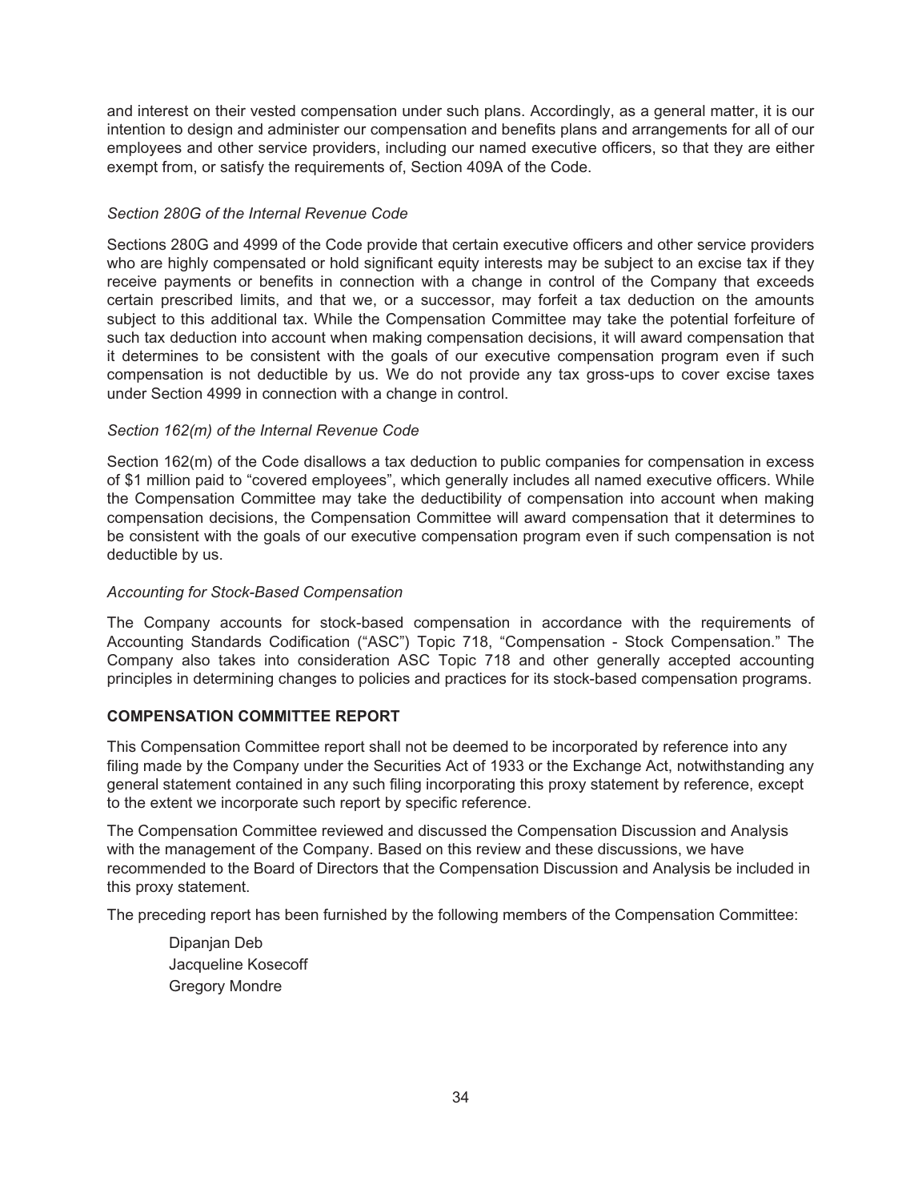and interest on their vested compensation under such plans. Accordingly, as a general matter, it is our intention to design and administer our compensation and benefits plans and arrangements for all of our employees and other service providers, including our named executive officers, so that they are either exempt from, or satisfy the requirements of, Section 409A of the Code.

*Section 280G of the Internal Revenue Code*

Sections 280G and 4999 of the Code provide that certain executive officers and other service providers who are highly compensated or hold significant equity interests may be subject to an excise tax if they receive payments or benefits in connection with a change in control of the Company that exceeds certain prescribed limits, and that we, or a successor, may forfeit a tax deduction on the amounts subject to this additional tax. While the Compensation Committee may take the potential forfeiture of such tax deduction into account when making compensation decisions, it will award compensation that it determines to be consistent with the goals of our executive compensation program even if such compensation is not deductible by us. We do not provide any tax gross-ups to cover excise taxes under Section 4999 in connection with a change in control.

*Section 162(m) of the Internal Revenue Code*

Section 162(m) of the Code disallows a tax deduction to public companies for compensation in excess of $1 million paid to "covered employees", which generally includes all named executive officers. While the Compensation Committee may take the deductibility of compensation into account when making compensation decisions, the Compensation Committee will award compensation that it determines to be consistent with the goals of our executive compensation program even if such compensation is not deductible by us.

*Accounting for Stock-Based Compensation*

The Company accounts for stock-based compensation in accordance with the requirements of Accounting Standards Codification ("ASC") Topic 718, "Compensation - Stock Compensation." The Company also takes into consideration ASC Topic 718 and other generally accepted accounting principles in determining changes to policies and practices for its stock-based compensation programs.

**COMPENSATION COMMITTEE REPORT**

This Compensation Committee report shall not be deemed to be incorporated by reference into any filing made by the Company under the Securities Act of 1933 or the Exchange Act, notwithstanding any general statement contained in any such filing incorporating this proxy statement by reference, except to the extent we incorporate such report by specific reference.

The Compensation Committee reviewed and discussed the Compensation Discussion and Analysis with the management of the Company. Based on this review and these discussions, we have recommended to the Board of Directors that the Compensation Discussion and Analysis be included in this proxy statement.

The preceding report has been furnished by the following members of the Compensation Committee:

Dipanjan Deb
Jacqueline Kosecoff
Gregory Mondre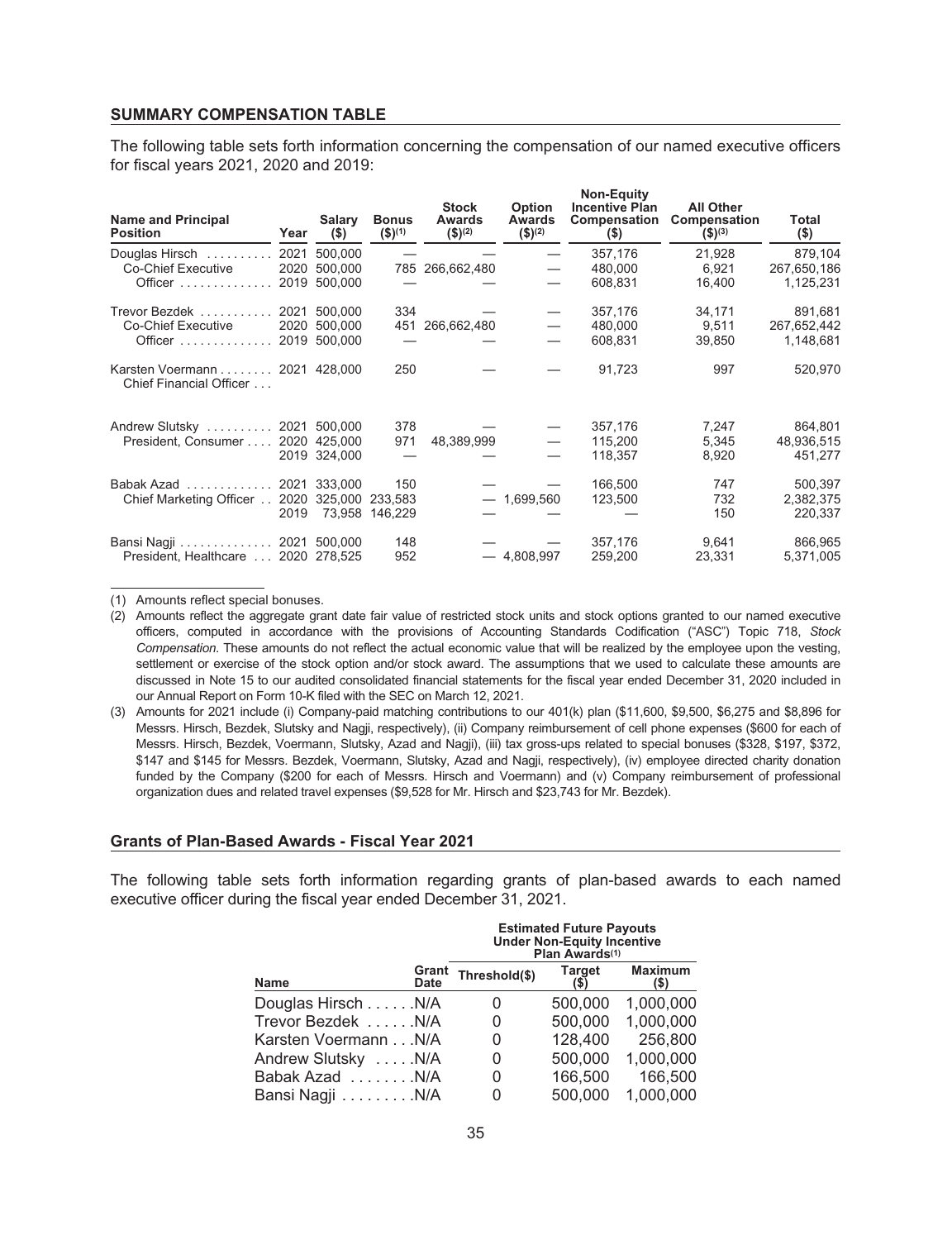### SUMMARY COMPENSATION TABLE

The following table sets forth information concerning the compensation of our named executive officers for fiscal years 2021, 2020 and 2019:

| Name and Principal Position | Year | Salary ($) | Bonus ($)(1) | Stock Awards ($)(2) | Option Awards ($)(2) | Non-Equity Incentive Plan Compensation ($) | All Other Compensation ($)(3) | Total ($) |
|---|---|---|---|---|---|---|---|---|
| Douglas Hirsch | 2021 | 500,000 | — | — | — | 357,176 | 21,928 | 879,104 |
| Co-Chief Executive | 2020 | 500,000 | 785 | 266,662,480 | — | 480,000 | 6,921 | 267,650,186 |
| Officer | 2019 | 500,000 | — | — | — | 608,831 | 16,400 | 1,125,231 |
| Trevor Bezdek | 2021 | 500,000 | 334 | — | — | 357,176 | 34,171 | 891,681 |
| Co-Chief Executive | 2020 | 500,000 | 451 | 266,662,480 | — | 480,000 | 9,511 | 267,652,442 |
| Officer | 2019 | 500,000 | — | — | — | 608,831 | 39,850 | 1,148,681 |
| Karsten Voermann | 2021 | 428,000 | 250 | — | — | 91,723 | 997 | 520,970 |
| Chief Financial Officer | | | | | | | | |
| Andrew Slutsky | 2021 | 500,000 | 378 | — | — | 357,176 | 7,247 | 864,801 |
| President, Consumer | 2020 | 425,000 | 971 | 48,389,999 | — | 115,200 | 5,345 | 48,936,515 |
| | 2019 | 324,000 | — | — | — | 118,357 | 8,920 | 451,277 |
| Babak Azad | 2021 | 333,000 | 150 | — | — | 166,500 | 747 | 500,397 |
| Chief Marketing Officer | 2020 | 325,000 | 233,583 | — | 1,699,560 | 123,500 | 732 | 2,382,375 |
| | 2019 | 73,958 | 146,229 | — | — | — | 150 | 220,337 |
| Bansi Nagji | 2021 | 500,000 | 148 | — | — | 357,176 | 9,641 | 866,965 |
| President, Healthcare | 2020 | 278,525 | 952 | — | 4,808,997 | 259,200 | 23,331 | 5,371,005 |

(1) Amounts reflect special bonuses.

(2) Amounts reflect the aggregate grant date fair value of restricted stock units and stock options granted to our named executive officers, computed in accordance with the provisions of Accounting Standards Codification ("ASC") Topic 718, *Stock Compensation.* These amounts do not reflect the actual economic value that will be realized by the employee upon the vesting, settlement or exercise of the stock option and/or stock award. The assumptions that we used to calculate these amounts are discussed in Note 15 to our audited consolidated financial statements for the fiscal year ended December 31, 2020 included in our Annual Report on Form 10-K filed with the SEC on March 12, 2021.

(3) Amounts for 2021 include (i) Company-paid matching contributions to our 401(k) plan ($11,600, $9,500, $6,275 and $8,896 for Messrs. Hirsch, Bezdek, Slutsky and Nagji, respectively), (ii) Company reimbursement of cell phone expenses ($600 for each of Messrs. Hirsch, Bezdek, Voermann, Slutsky, Azad and Nagji), (iii) tax gross-ups related to special bonuses ($328, $197, $372, $147 and $145 for Messrs. Bezdek, Voermann, Slutsky, Azad and Nagji, respectively), (iv) employee directed charity donation funded by the Company ($200 for each of Messrs. Hirsch and Voermann) and (v) Company reimbursement of professional organization dues and related travel expenses ($9,528 for Mr. Hirsch and $23,743 for Mr. Bezdek).

### Grants of Plan-Based Awards - Fiscal Year 2021

The following table sets forth information regarding grants of plan-based awards to each named executive officer during the fiscal year ended December 31, 2021.

| | | Estimated Future Payouts Under Non-Equity Incentive Plan Awards(1) | | |
|---|---|---|---|---|
| Name | Grant Date | Threshold($) | Target ($) | Maximum ($) |
| Douglas Hirsch | N/A | 0 | 500,000 | 1,000,000 |
| Trevor Bezdek | N/A | 0 | 500,000 | 1,000,000 |
| Karsten Voermann | N/A | 0 | 128,400 | 256,800 |
| Andrew Slutsky | N/A | 0 | 500,000 | 1,000,000 |
| Babak Azad | N/A | 0 | 166,500 | 166,500 |
| Bansi Nagji | N/A | 0 | 500,000 | 1,000,000 |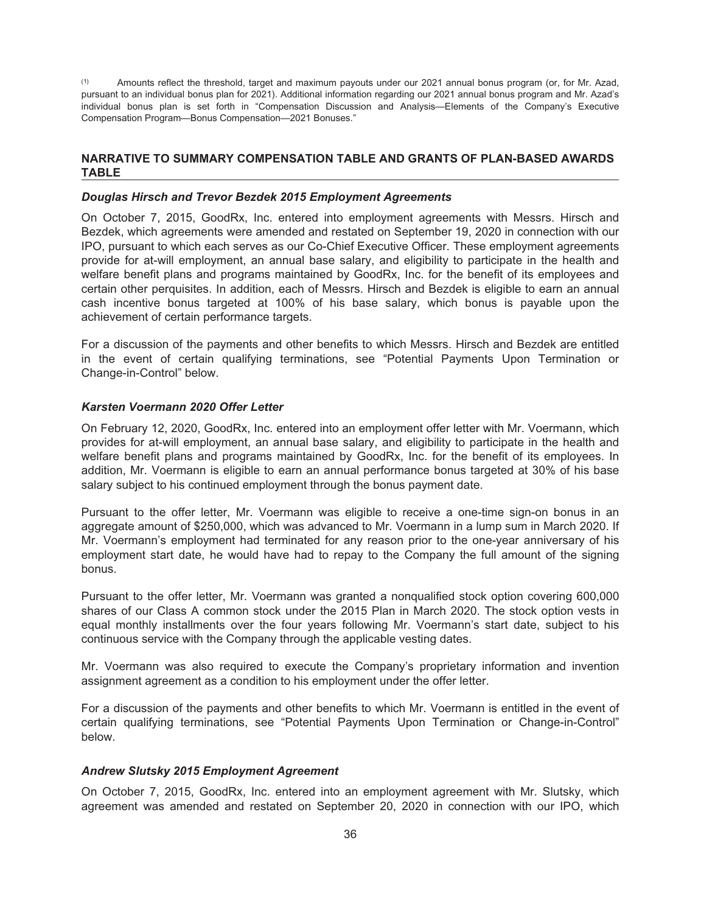(1) Amounts reflect the threshold, target and maximum payouts under our 2021 annual bonus program (or, for Mr. Azad, pursuant to an individual bonus plan for 2021). Additional information regarding our 2021 annual bonus program and Mr. Azad's individual bonus plan is set forth in "Compensation Discussion and Analysis—Elements of the Company's Executive Compensation Program—Bonus Compensation—2021 Bonuses."

## NARRATIVE TO SUMMARY COMPENSATION TABLE AND GRANTS OF PLAN-BASED AWARDS TABLE

### *Douglas Hirsch and Trevor Bezdek 2015 Employment Agreements*

On October 7, 2015, GoodRx, Inc. entered into employment agreements with Messrs. Hirsch and Bezdek, which agreements were amended and restated on September 19, 2020 in connection with our IPO, pursuant to which each serves as our Co-Chief Executive Officer. These employment agreements provide for at-will employment, an annual base salary, and eligibility to participate in the health and welfare benefit plans and programs maintained by GoodRx, Inc. for the benefit of its employees and certain other perquisites. In addition, each of Messrs. Hirsch and Bezdek is eligible to earn an annual cash incentive bonus targeted at 100% of his base salary, which bonus is payable upon the achievement of certain performance targets.

For a discussion of the payments and other benefits to which Messrs. Hirsch and Bezdek are entitled in the event of certain qualifying terminations, see "Potential Payments Upon Termination or Change-in-Control" below.

### *Karsten Voermann 2020 Offer Letter*

On February 12, 2020, GoodRx, Inc. entered into an employment offer letter with Mr. Voermann, which provides for at-will employment, an annual base salary, and eligibility to participate in the health and welfare benefit plans and programs maintained by GoodRx, Inc. for the benefit of its employees. In addition, Mr. Voermann is eligible to earn an annual performance bonus targeted at 30% of his base salary subject to his continued employment through the bonus payment date.

Pursuant to the offer letter, Mr. Voermann was eligible to receive a one-time sign-on bonus in an aggregate amount of $250,000, which was advanced to Mr. Voermann in a lump sum in March 2020. If Mr. Voermann's employment had terminated for any reason prior to the one-year anniversary of his employment start date, he would have had to repay to the Company the full amount of the signing bonus.

Pursuant to the offer letter, Mr. Voermann was granted a nonqualified stock option covering 600,000 shares of our Class A common stock under the 2015 Plan in March 2020. The stock option vests in equal monthly installments over the four years following Mr. Voermann's start date, subject to his continuous service with the Company through the applicable vesting dates.

Mr. Voermann was also required to execute the Company's proprietary information and invention assignment agreement as a condition to his employment under the offer letter.

For a discussion of the payments and other benefits to which Mr. Voermann is entitled in the event of certain qualifying terminations, see "Potential Payments Upon Termination or Change-in-Control" below.

### *Andrew Slutsky 2015 Employment Agreement*

On October 7, 2015, GoodRx, Inc. entered into an employment agreement with Mr. Slutsky, which agreement was amended and restated on September 20, 2020 in connection with our IPO, which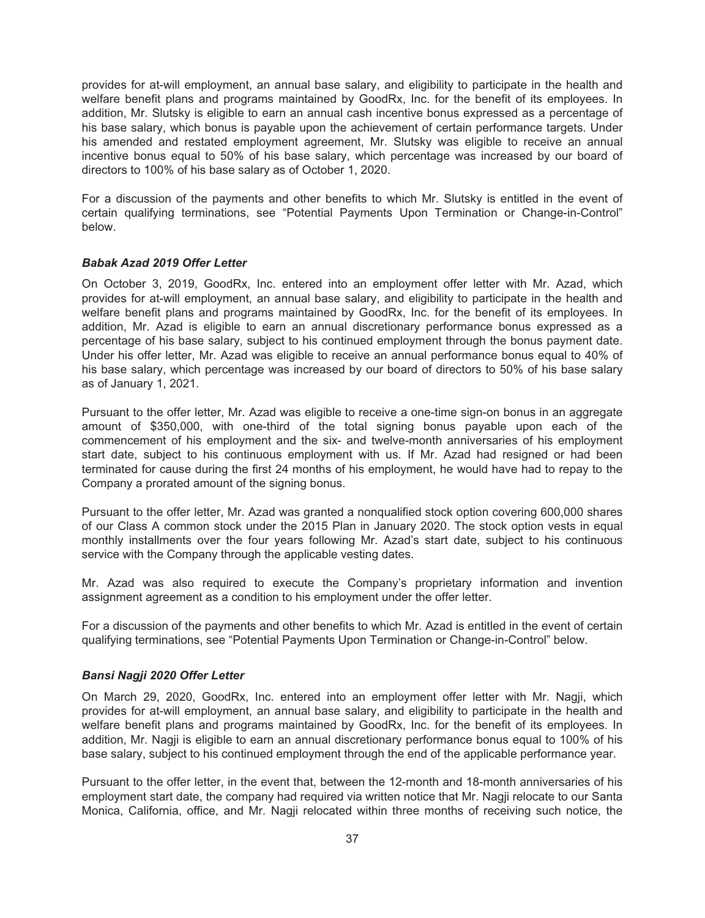provides for at-will employment, an annual base salary, and eligibility to participate in the health and welfare benefit plans and programs maintained by GoodRx, Inc. for the benefit of its employees. In addition, Mr. Slutsky is eligible to earn an annual cash incentive bonus expressed as a percentage of his base salary, which bonus is payable upon the achievement of certain performance targets. Under his amended and restated employment agreement, Mr. Slutsky was eligible to receive an annual incentive bonus equal to 50% of his base salary, which percentage was increased by our board of directors to 100% of his base salary as of October 1, 2020.

For a discussion of the payments and other benefits to which Mr. Slutsky is entitled in the event of certain qualifying terminations, see "Potential Payments Upon Termination or Change-in-Control" below.

***Babak Azad 2019 Offer Letter***

On October 3, 2019, GoodRx, Inc. entered into an employment offer letter with Mr. Azad, which provides for at-will employment, an annual base salary, and eligibility to participate in the health and welfare benefit plans and programs maintained by GoodRx, Inc. for the benefit of its employees. In addition, Mr. Azad is eligible to earn an annual discretionary performance bonus expressed as a percentage of his base salary, subject to his continued employment through the bonus payment date. Under his offer letter, Mr. Azad was eligible to receive an annual performance bonus equal to 40% of his base salary, which percentage was increased by our board of directors to 50% of his base salary as of January 1, 2021.

Pursuant to the offer letter, Mr. Azad was eligible to receive a one-time sign-on bonus in an aggregate amount of $350,000, with one-third of the total signing bonus payable upon each of the commencement of his employment and the six- and twelve-month anniversaries of his employment start date, subject to his continuous employment with us. If Mr. Azad had resigned or had been terminated for cause during the first 24 months of his employment, he would have had to repay to the Company a prorated amount of the signing bonus.

Pursuant to the offer letter, Mr. Azad was granted a nonqualified stock option covering 600,000 shares of our Class A common stock under the 2015 Plan in January 2020. The stock option vests in equal monthly installments over the four years following Mr. Azad's start date, subject to his continuous service with the Company through the applicable vesting dates.

Mr. Azad was also required to execute the Company's proprietary information and invention assignment agreement as a condition to his employment under the offer letter.

For a discussion of the payments and other benefits to which Mr. Azad is entitled in the event of certain qualifying terminations, see "Potential Payments Upon Termination or Change-in-Control" below.

***Bansi Nagji 2020 Offer Letter***

On March 29, 2020, GoodRx, Inc. entered into an employment offer letter with Mr. Nagji, which provides for at-will employment, an annual base salary, and eligibility to participate in the health and welfare benefit plans and programs maintained by GoodRx, Inc. for the benefit of its employees. In addition, Mr. Nagji is eligible to earn an annual discretionary performance bonus equal to 100% of his base salary, subject to his continued employment through the end of the applicable performance year.

Pursuant to the offer letter, in the event that, between the 12-month and 18-month anniversaries of his employment start date, the company had required via written notice that Mr. Nagji relocate to our Santa Monica, California, office, and Mr. Nagji relocated within three months of receiving such notice, the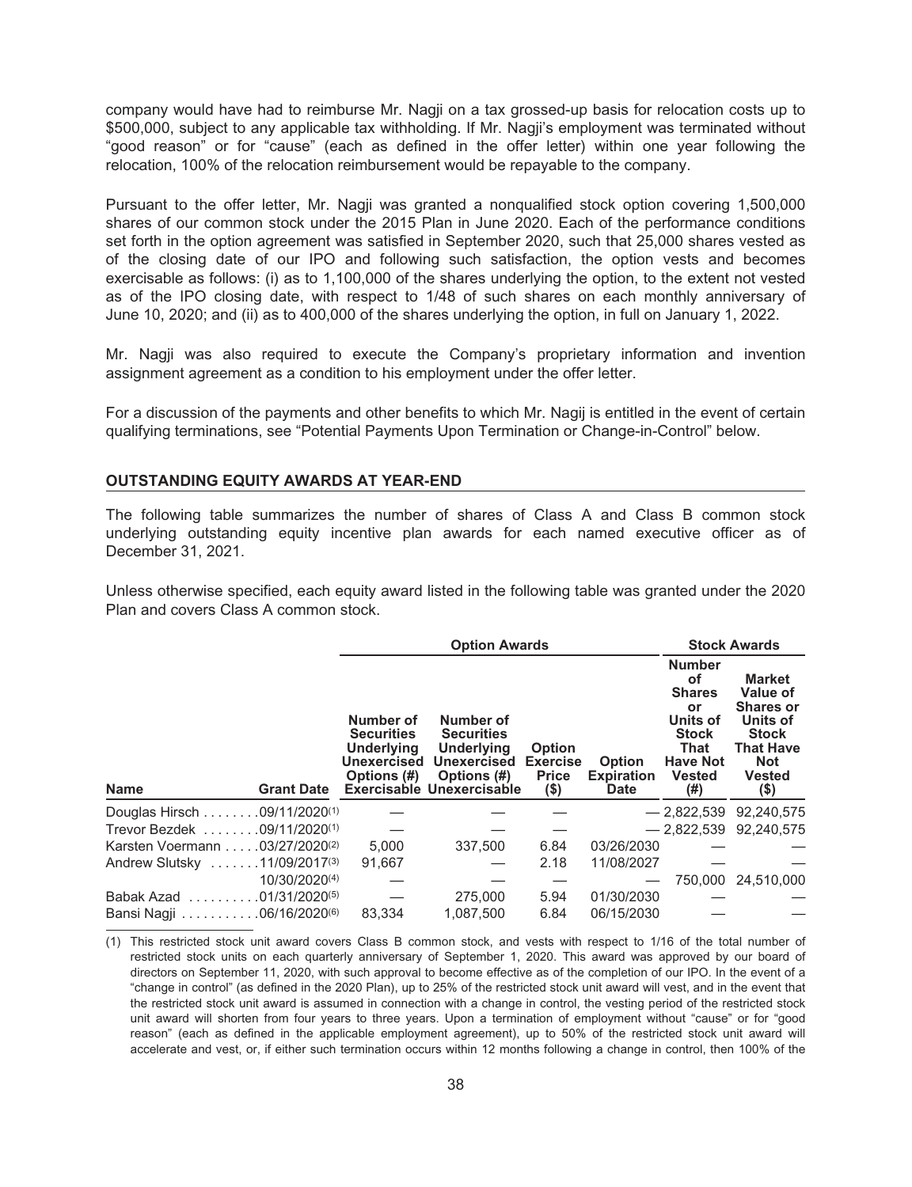company would have had to reimburse Mr. Nagji on a tax grossed-up basis for relocation costs up to $500,000, subject to any applicable tax withholding. If Mr. Nagji's employment was terminated without "good reason" or for "cause" (each as defined in the offer letter) within one year following the relocation, 100% of the relocation reimbursement would be repayable to the company.

Pursuant to the offer letter, Mr. Nagji was granted a nonqualified stock option covering 1,500,000 shares of our common stock under the 2015 Plan in June 2020. Each of the performance conditions set forth in the option agreement was satisfied in September 2020, such that 25,000 shares vested as of the closing date of our IPO and following such satisfaction, the option vests and becomes exercisable as follows: (i) as to 1,100,000 of the shares underlying the option, to the extent not vested as of the IPO closing date, with respect to 1/48 of such shares on each monthly anniversary of June 10, 2020; and (ii) as to 400,000 of the shares underlying the option, in full on January 1, 2022.

Mr. Nagji was also required to execute the Company's proprietary information and invention assignment agreement as a condition to his employment under the offer letter.

For a discussion of the payments and other benefits to which Mr. Nagij is entitled in the event of certain qualifying terminations, see "Potential Payments Upon Termination or Change-in-Control" below.

## OUTSTANDING EQUITY AWARDS AT YEAR-END

The following table summarizes the number of shares of Class A and Class B common stock underlying outstanding equity incentive plan awards for each named executive officer as of December 31, 2021.

Unless otherwise specified, each equity award listed in the following table was granted under the 2020 Plan and covers Class A common stock.

| | | Option Awards | | | | Stock Awards | |
|---|---|---|---|---|---|---|---|
| **Name** | **Grant Date** | **Number of Securities Underlying Unexercised Options (#) Exercisable** | **Number of Securities Underlying Unexercised Options (#) Unexercisable** | **Option Exercise Price ($)** | **Option Expiration Date** | **Number of Shares or Units of Stock That Have Not Vested (#)** | **Market Value of Shares or Units of Stock That Have Not Vested ($)** |
| Douglas Hirsch | 09/11/2020[(1)] | — | — | — | — | 2,822,539 | 92,240,575 |
| Trevor Bezdek | 09/11/2020[(1)] | — | — | — | — | 2,822,539 | 92,240,575 |
| Karsten Voermann | 03/27/2020[(2)] | 5,000 | 337,500 | 6.84 | 03/26/2030 | — | — |
| Andrew Slutsky | 11/09/2017[(3)] | 91,667 | — | 2.18 | 11/08/2027 | — | — |
| | 10/30/2020[(4)] | — | — | — | — | 750,000 | 24,510,000 |
| Babak Azad | 01/31/2020[(5)] | — | 275,000 | 5.94 | 01/30/2030 | — | — |
| Bansi Nagji | 06/16/2020[(6)] | 83,334 | 1,087,500 | 6.84 | 06/15/2030 | — | — |

(1) This restricted stock unit award covers Class B common stock, and vests with respect to 1/16 of the total number of restricted stock units on each quarterly anniversary of September 1, 2020. This award was approved by our board of directors on September 11, 2020, with such approval to become effective as of the completion of our IPO. In the event of a "change in control" (as defined in the 2020 Plan), up to 25% of the restricted stock unit award will vest, and in the event that the restricted stock unit award is assumed in connection with a change in control, the vesting period of the restricted stock unit award will shorten from four years to three years. Upon a termination of employment without "cause" or for "good reason" (each as defined in the applicable employment agreement), up to 50% of the restricted stock unit award will accelerate and vest, or, if either such termination occurs within 12 months following a change in control, then 100% of the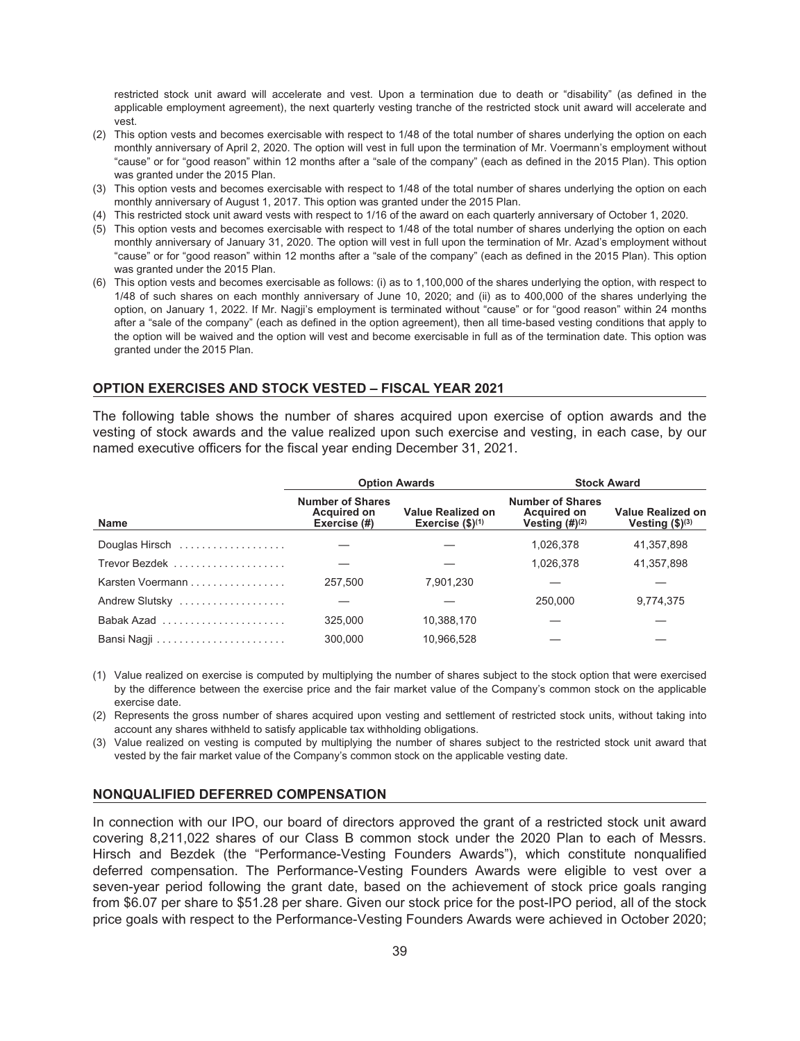restricted stock unit award will accelerate and vest. Upon a termination due to death or "disability" (as defined in the applicable employment agreement), the next quarterly vesting tranche of the restricted stock unit award will accelerate and vest.

(2) This option vests and becomes exercisable with respect to 1/48 of the total number of shares underlying the option on each monthly anniversary of April 2, 2020. The option will vest in full upon the termination of Mr. Voermann's employment without "cause" or for "good reason" within 12 months after a "sale of the company" (each as defined in the 2015 Plan). This option was granted under the 2015 Plan.

(3) This option vests and becomes exercisable with respect to 1/48 of the total number of shares underlying the option on each monthly anniversary of August 1, 2017. This option was granted under the 2015 Plan.

(4) This restricted stock unit award vests with respect to 1/16 of the award on each quarterly anniversary of October 1, 2020.

(5) This option vests and becomes exercisable with respect to 1/48 of the total number of shares underlying the option on each monthly anniversary of January 31, 2020. The option will vest in full upon the termination of Mr. Azad's employment without "cause" or for "good reason" within 12 months after a "sale of the company" (each as defined in the 2015 Plan). This option was granted under the 2015 Plan.

(6) This option vests and becomes exercisable as follows: (i) as to 1,100,000 of the shares underlying the option, with respect to 1/48 of such shares on each monthly anniversary of June 10, 2020; and (ii) as to 400,000 of the shares underlying the option, on January 1, 2022. If Mr. Nagji's employment is terminated without "cause" or for "good reason" within 24 months after a "sale of the company" (each as defined in the option agreement), then all time-based vesting conditions that apply to the option will be waived and the option will vest and become exercisable in full as of the termination date. This option was granted under the 2015 Plan.

## OPTION EXERCISES AND STOCK VESTED – FISCAL YEAR 2021

The following table shows the number of shares acquired upon exercise of option awards and the vesting of stock awards and the value realized upon such exercise and vesting, in each case, by our named executive officers for the fiscal year ending December 31, 2021.

| | Option Awards | | Stock Award | |
|---|---|---|---|---|
| Name | Number of Shares Acquired on Exercise (#) | Value Realized on Exercise ($)(1) | Number of Shares Acquired on Vesting (#)(2) | Value Realized on Vesting ($)(3) |
| Douglas Hirsch | — | — | 1,026,378 | 41,357,898 |
| Trevor Bezdek | — | — | 1,026,378 | 41,357,898 |
| Karsten Voermann | 257,500 | 7,901,230 | — | — |
| Andrew Slutsky | — | — | 250,000 | 9,774,375 |
| Babak Azad | 325,000 | 10,388,170 | — | — |
| Bansi Nagji | 300,000 | 10,966,528 | — | — |

(1) Value realized on exercise is computed by multiplying the number of shares subject to the stock option that were exercised by the difference between the exercise price and the fair market value of the Company's common stock on the applicable exercise date.

(2) Represents the gross number of shares acquired upon vesting and settlement of restricted stock units, without taking into account any shares withheld to satisfy applicable tax withholding obligations.

(3) Value realized on vesting is computed by multiplying the number of shares subject to the restricted stock unit award that vested by the fair market value of the Company's common stock on the applicable vesting date.

## NONQUALIFIED DEFERRED COMPENSATION

In connection with our IPO, our board of directors approved the grant of a restricted stock unit award covering 8,211,022 shares of our Class B common stock under the 2020 Plan to each of Messrs. Hirsch and Bezdek (the "Performance-Vesting Founders Awards"), which constitute nonqualified deferred compensation. The Performance-Vesting Founders Awards were eligible to vest over a seven-year period following the grant date, based on the achievement of stock price goals ranging from $6.07 per share to $51.28 per share. Given our stock price for the post-IPO period, all of the stock price goals with respect to the Performance-Vesting Founders Awards were achieved in October 2020;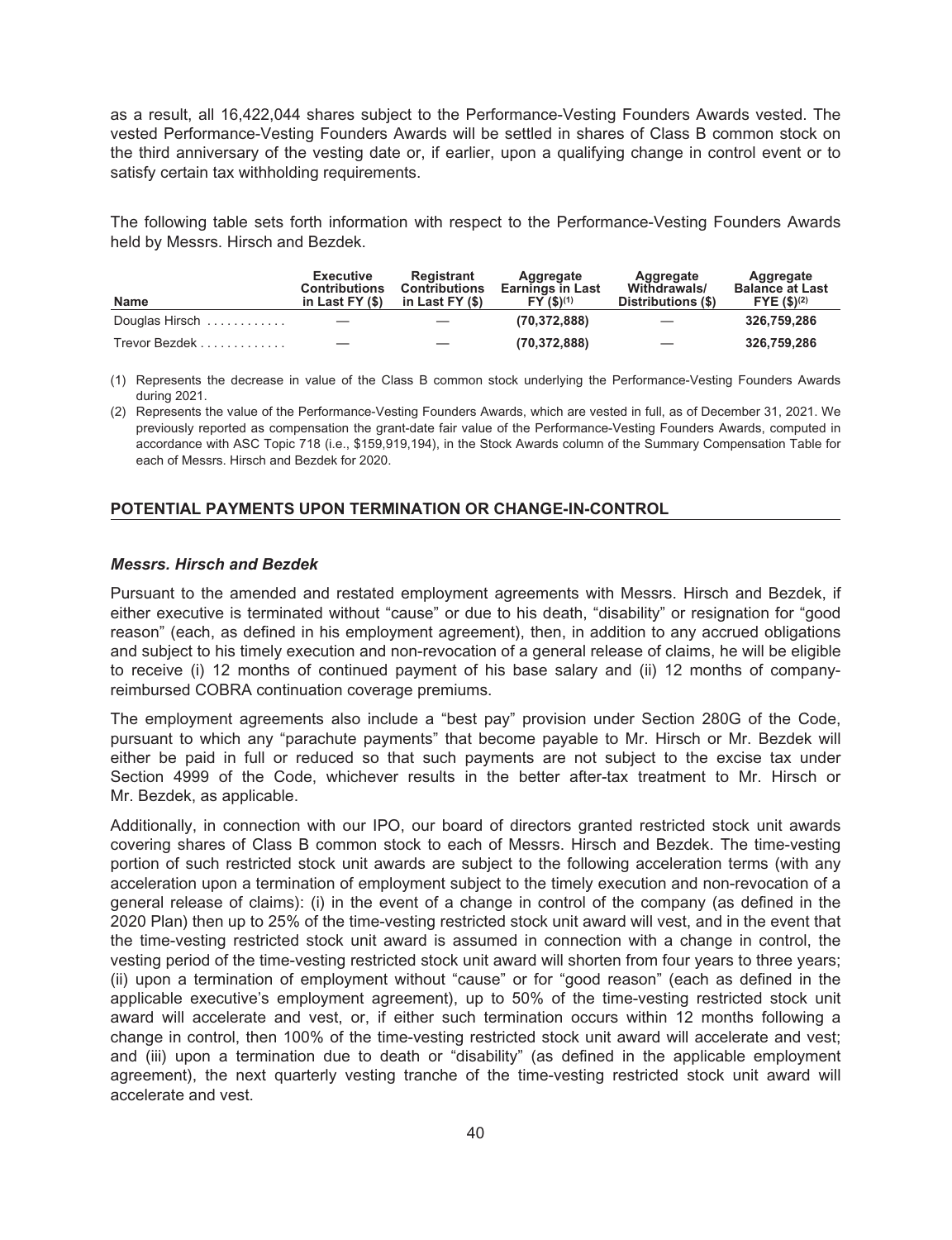as a result, all 16,422,044 shares subject to the Performance-Vesting Founders Awards vested. The vested Performance-Vesting Founders Awards will be settled in shares of Class B common stock on the third anniversary of the vesting date or, if earlier, upon a qualifying change in control event or to satisfy certain tax withholding requirements.

The following table sets forth information with respect to the Performance-Vesting Founders Awards held by Messrs. Hirsch and Bezdek.

| Name | Executive Contributions in Last FY ($) | Registrant Contributions in Last FY ($) | Aggregate Earnings in Last FY ($)(1) | Aggregate Withdrawals/ Distributions ($) | Aggregate Balance at Last FYE ($)(2) |
|---|---|---|---|---|---|
| Douglas Hirsch | — | — | **(70,372,888)** | — | **326,759,286** |
| Trevor Bezdek | — | — | **(70,372,888)** | — | **326,759,286** |

(1) Represents the decrease in value of the Class B common stock underlying the Performance-Vesting Founders Awards during 2021.

(2) Represents the value of the Performance-Vesting Founders Awards, which are vested in full, as of December 31, 2021. We previously reported as compensation the grant-date fair value of the Performance-Vesting Founders Awards, computed in accordance with ASC Topic 718 (i.e., $159,919,194), in the Stock Awards column of the Summary Compensation Table for each of Messrs. Hirsch and Bezdek for 2020.

## POTENTIAL PAYMENTS UPON TERMINATION OR CHANGE-IN-CONTROL

### *Messrs. Hirsch and Bezdek*

Pursuant to the amended and restated employment agreements with Messrs. Hirsch and Bezdek, if either executive is terminated without "cause" or due to his death, "disability" or resignation for "good reason" (each, as defined in his employment agreement), then, in addition to any accrued obligations and subject to his timely execution and non-revocation of a general release of claims, he will be eligible to receive (i) 12 months of continued payment of his base salary and (ii) 12 months of company-reimbursed COBRA continuation coverage premiums.

The employment agreements also include a "best pay" provision under Section 280G of the Code, pursuant to which any "parachute payments" that become payable to Mr. Hirsch or Mr. Bezdek will either be paid in full or reduced so that such payments are not subject to the excise tax under Section 4999 of the Code, whichever results in the better after-tax treatment to Mr. Hirsch or Mr. Bezdek, as applicable.

Additionally, in connection with our IPO, our board of directors granted restricted stock unit awards covering shares of Class B common stock to each of Messrs. Hirsch and Bezdek. The time-vesting portion of such restricted stock unit awards are subject to the following acceleration terms (with any acceleration upon a termination of employment subject to the timely execution and non-revocation of a general release of claims): (i) in the event of a change in control of the company (as defined in the 2020 Plan) then up to 25% of the time-vesting restricted stock unit award will vest, and in the event that the time-vesting restricted stock unit award is assumed in connection with a change in control, the vesting period of the time-vesting restricted stock unit award will shorten from four years to three years; (ii) upon a termination of employment without "cause" or for "good reason" (each as defined in the applicable executive's employment agreement), up to 50% of the time-vesting restricted stock unit award will accelerate and vest, or, if either such termination occurs within 12 months following a change in control, then 100% of the time-vesting restricted stock unit award will accelerate and vest; and (iii) upon a termination due to death or "disability" (as defined in the applicable employment agreement), the next quarterly vesting tranche of the time-vesting restricted stock unit award will accelerate and vest.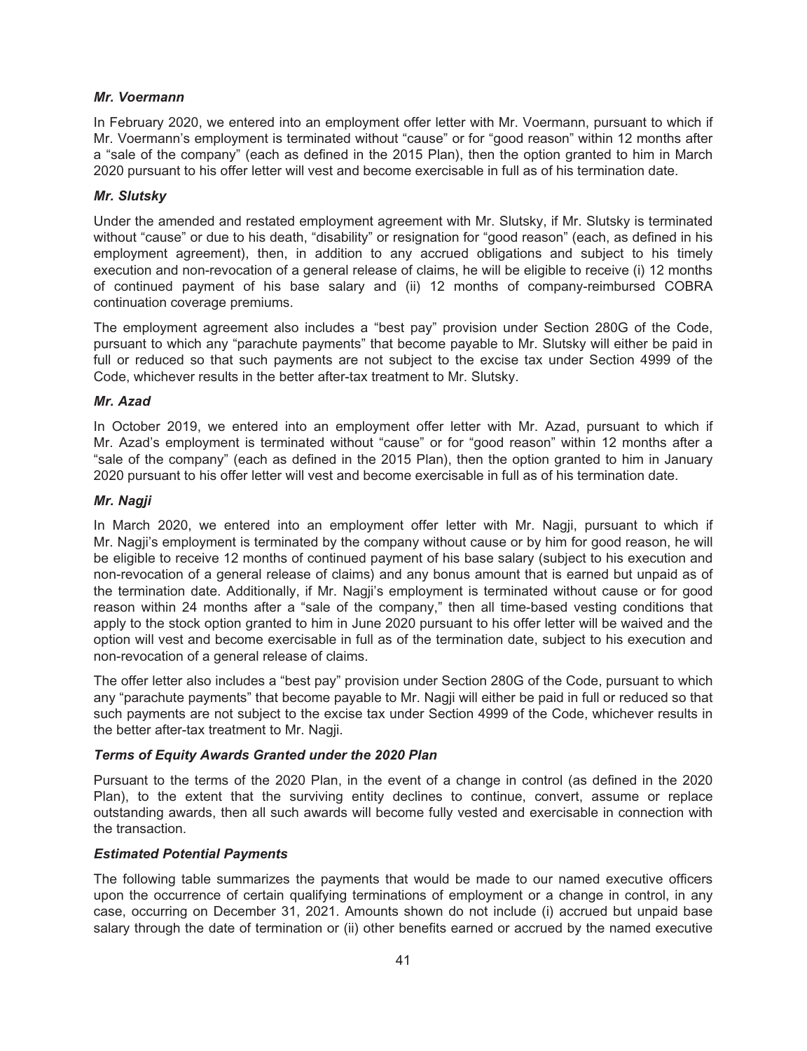***Mr. Voermann***

In February 2020, we entered into an employment offer letter with Mr. Voermann, pursuant to which if Mr. Voermann's employment is terminated without "cause" or for "good reason" within 12 months after a "sale of the company" (each as defined in the 2015 Plan), then the option granted to him in March 2020 pursuant to his offer letter will vest and become exercisable in full as of his termination date.

***Mr. Slutsky***

Under the amended and restated employment agreement with Mr. Slutsky, if Mr. Slutsky is terminated without "cause" or due to his death, "disability" or resignation for "good reason" (each, as defined in his employment agreement), then, in addition to any accrued obligations and subject to his timely execution and non-revocation of a general release of claims, he will be eligible to receive (i) 12 months of continued payment of his base salary and (ii) 12 months of company-reimbursed COBRA continuation coverage premiums.

The employment agreement also includes a "best pay" provision under Section 280G of the Code, pursuant to which any "parachute payments" that become payable to Mr. Slutsky will either be paid in full or reduced so that such payments are not subject to the excise tax under Section 4999 of the Code, whichever results in the better after-tax treatment to Mr. Slutsky.

***Mr. Azad***

In October 2019, we entered into an employment offer letter with Mr. Azad, pursuant to which if Mr. Azad's employment is terminated without "cause" or for "good reason" within 12 months after a "sale of the company" (each as defined in the 2015 Plan), then the option granted to him in January 2020 pursuant to his offer letter will vest and become exercisable in full as of his termination date.

***Mr. Nagji***

In March 2020, we entered into an employment offer letter with Mr. Nagji, pursuant to which if Mr. Nagji's employment is terminated by the company without cause or by him for good reason, he will be eligible to receive 12 months of continued payment of his base salary (subject to his execution and non-revocation of a general release of claims) and any bonus amount that is earned but unpaid as of the termination date. Additionally, if Mr. Nagji's employment is terminated without cause or for good reason within 24 months after a "sale of the company," then all time-based vesting conditions that apply to the stock option granted to him in June 2020 pursuant to his offer letter will be waived and the option will vest and become exercisable in full as of the termination date, subject to his execution and non-revocation of a general release of claims.

The offer letter also includes a "best pay" provision under Section 280G of the Code, pursuant to which any "parachute payments" that become payable to Mr. Nagji will either be paid in full or reduced so that such payments are not subject to the excise tax under Section 4999 of the Code, whichever results in the better after-tax treatment to Mr. Nagji.

***Terms of Equity Awards Granted under the 2020 Plan***

Pursuant to the terms of the 2020 Plan, in the event of a change in control (as defined in the 2020 Plan), to the extent that the surviving entity declines to continue, convert, assume or replace outstanding awards, then all such awards will become fully vested and exercisable in connection with the transaction.

***Estimated Potential Payments***

The following table summarizes the payments that would be made to our named executive officers upon the occurrence of certain qualifying terminations of employment or a change in control, in any case, occurring on December 31, 2021. Amounts shown do not include (i) accrued but unpaid base salary through the date of termination or (ii) other benefits earned or accrued by the named executive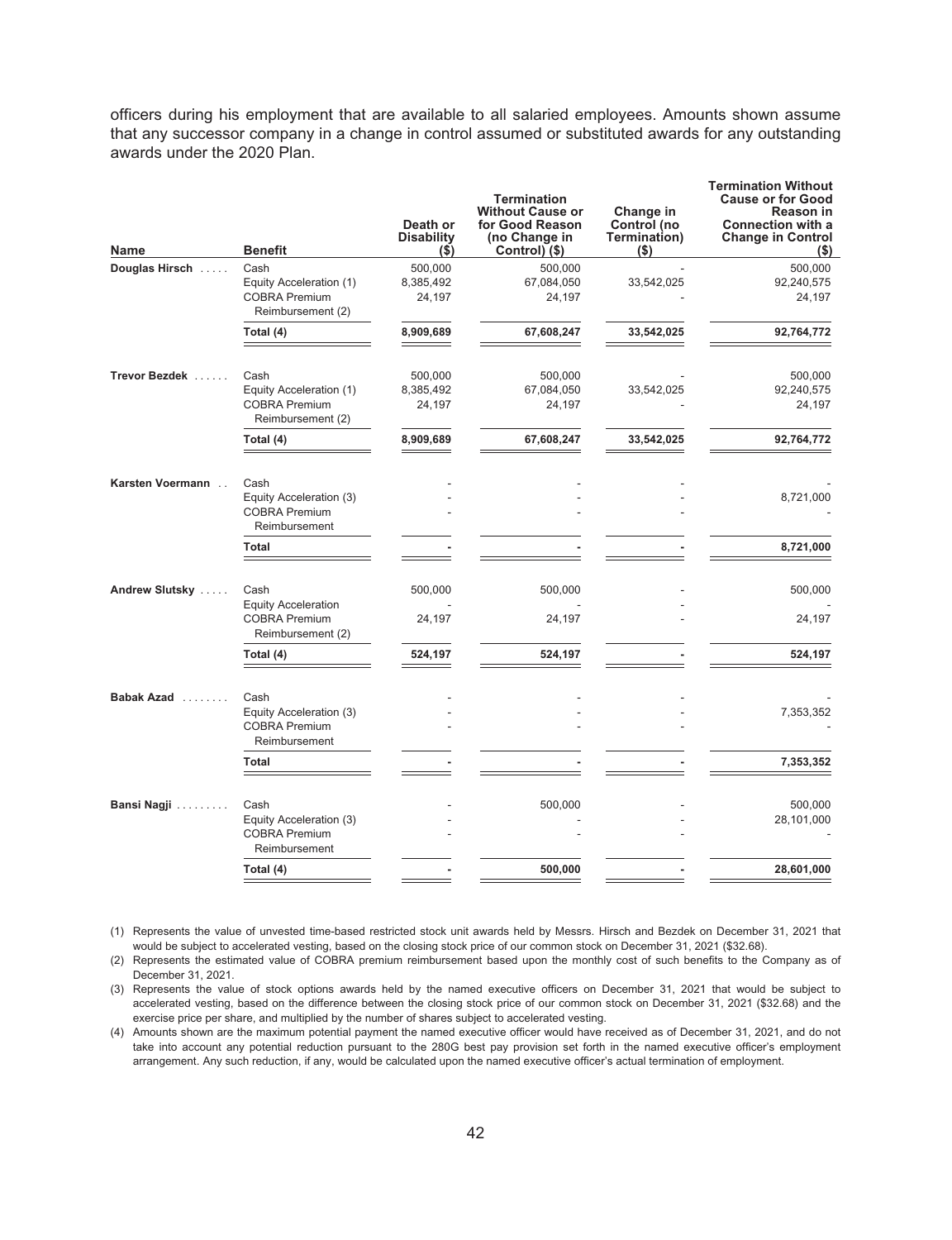officers during his employment that are available to all salaried employees. Amounts shown assume that any successor company in a change in control assumed or substituted awards for any outstanding awards under the 2020 Plan.

| Name | Benefit | Death or Disability ($) | Termination Without Cause or for Good Reason (no Change in Control) ($) | Change in Control (no Termination) ($) | Termination Without Cause or for Good Reason in Connection with a Change in Control ($) |
|---|---|---|---|---|---|
| Douglas Hirsch | Cash | 500,000 | 500,000 | - | 500,000 |
| | Equity Acceleration (1) | 8,385,492 | 67,084,050 | 33,542,025 | 92,240,575 |
| | COBRA Premium Reimbursement (2) | 24,197 | 24,197 | - | 24,197 |
| | **Total (4)** | **8,909,689** | **67,608,247** | **33,542,025** | **92,764,772** |
| Trevor Bezdek | Cash | 500,000 | 500,000 | - | 500,000 |
| | Equity Acceleration (1) | 8,385,492 | 67,084,050 | 33,542,025 | 92,240,575 |
| | COBRA Premium Reimbursement (2) | 24,197 | 24,197 | - | 24,197 |
| | **Total (4)** | **8,909,689** | **67,608,247** | **33,542,025** | **92,764,772** |
| Karsten Voermann | Cash | - | - | - | - |
| | Equity Acceleration (3) | - | - | - | 8,721,000 |
| | COBRA Premium Reimbursement | - | - | - | - |
| | **Total** | **-** | **-** | **-** | **8,721,000** |
| Andrew Slutsky | Cash | 500,000 | 500,000 | - | 500,000 |
| | Equity Acceleration | - | - | - | - |
| | COBRA Premium Reimbursement (2) | 24,197 | 24,197 | - | 24,197 |
| | **Total (4)** | **524,197** | **524,197** | **-** | **524,197** |
| Babak Azad | Cash | - | - | - | - |
| | Equity Acceleration (3) | - | - | - | 7,353,352 |
| | COBRA Premium Reimbursement | - | - | - | - |
| | **Total** | **-** | **-** | **-** | **7,353,352** |
| Bansi Nagji | Cash | - | 500,000 | - | 500,000 |
| | Equity Acceleration (3) | - | - | - | 28,101,000 |
| | COBRA Premium Reimbursement | - | - | - | - |
| | **Total (4)** | **-** | **500,000** | **-** | **28,601,000** |

(1) Represents the value of unvested time-based restricted stock unit awards held by Messrs. Hirsch and Bezdek on December 31, 2021 that would be subject to accelerated vesting, based on the closing stock price of our common stock on December 31, 2021 ($32.68).

(2) Represents the estimated value of COBRA premium reimbursement based upon the monthly cost of such benefits to the Company as of December 31, 2021.

(3) Represents the value of stock options awards held by the named executive officers on December 31, 2021 that would be subject to accelerated vesting, based on the difference between the closing stock price of our common stock on December 31, 2021 ($32.68) and the exercise price per share, and multiplied by the number of shares subject to accelerated vesting.

(4) Amounts shown are the maximum potential payment the named executive officer would have received as of December 31, 2021, and do not take into account any potential reduction pursuant to the 280G best pay provision set forth in the named executive officer's employment arrangement. Any such reduction, if any, would be calculated upon the named executive officer's actual termination of employment.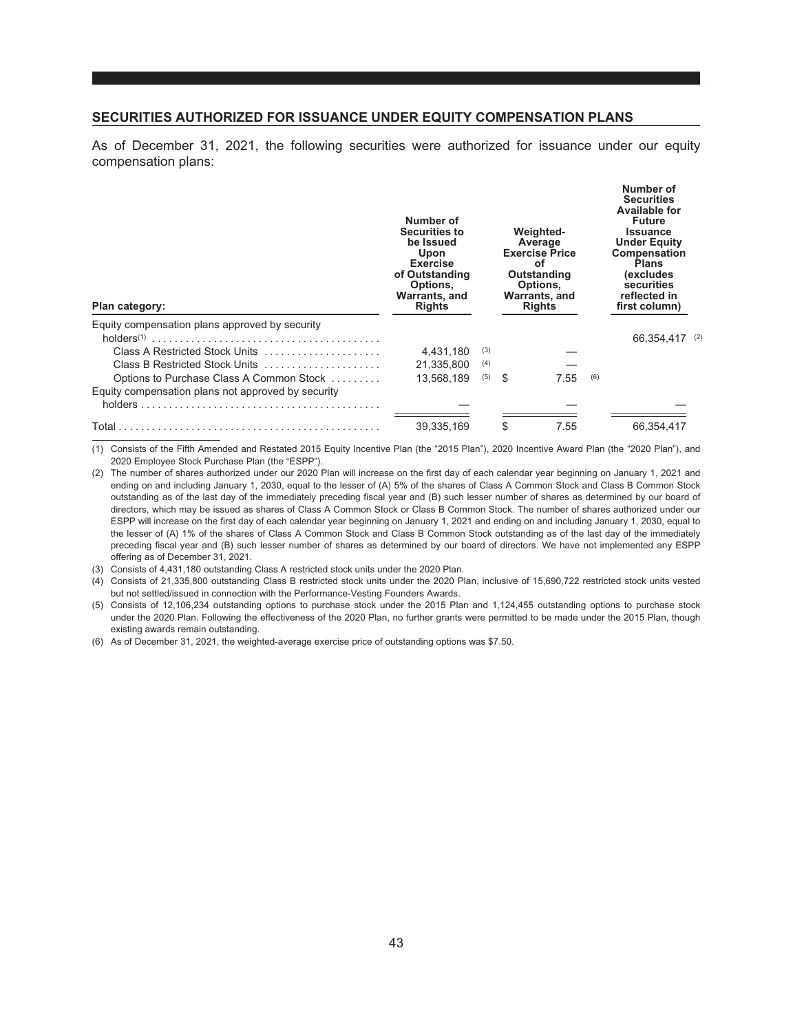## SECURITIES AUTHORIZED FOR ISSUANCE UNDER EQUITY COMPENSATION PLANS

As of December 31, 2021, the following securities were authorized for issuance under our equity compensation plans:

| Plan category: | Number of Securities to be Issued Upon Exercise of Outstanding Options, Warrants, and Rights | Weighted-Average Exercise Price of Outstanding Options, Warrants, and Rights | Number of Securities Available for Future Issuance Under Equity Compensation Plans (excludes securities reflected in first column) |
|---|---|---|---|
| Equity compensation plans approved by security holders[1] | | | 66,354,417 [2] |
| Class A Restricted Stock Units | 4,431,180 [3] | — | |
| Class B Restricted Stock Units | 21,335,800 [4] | — | |
| Options to Purchase Class A Common Stock | 13,568,189 [5] | $ 7.55 [6] | |
| Equity compensation plans not approved by security holders | — | — | — |
| Total | 39,335,169 | $ 7.55 | 66,354,417 |

(1) Consists of the Fifth Amended and Restated 2015 Equity Incentive Plan (the "2015 Plan"), 2020 Incentive Award Plan (the "2020 Plan"), and 2020 Employee Stock Purchase Plan (the "ESPP").

(2) The number of shares authorized under our 2020 Plan will increase on the first day of each calendar year beginning on January 1, 2021 and ending on and including January 1, 2030, equal to the lesser of (A) 5% of the shares of Class A Common Stock and Class B Common Stock outstanding as of the last day of the immediately preceding fiscal year and (B) such lesser number of shares as determined by our board of directors, which may be issued as shares of Class A Common Stock or Class B Common Stock. The number of shares authorized under our ESPP will increase on the first day of each calendar year beginning on January 1, 2021 and ending on and including January 1, 2030, equal to the lesser of (A) 1% of the shares of Class A Common Stock and Class B Common Stock outstanding as of the last day of the immediately preceding fiscal year and (B) such lesser number of shares as determined by our board of directors. We have not implemented any ESPP offering as of December 31, 2021.

(3) Consists of 4,431,180 outstanding Class A restricted stock units under the 2020 Plan.

(4) Consists of 21,335,800 outstanding Class B restricted stock units under the 2020 Plan, inclusive of 15,690,722 restricted stock units vested but not settled/issued in connection with the Performance-Vesting Founders Awards.

(5) Consists of 12,106,234 outstanding options to purchase stock under the 2015 Plan and 1,124,455 outstanding options to purchase stock under the 2020 Plan. Following the effectiveness of the 2020 Plan, no further grants were permitted to be made under the 2015 Plan, though existing awards remain outstanding.

(6) As of December 31, 2021, the weighted-average exercise price of outstanding options was $7.50.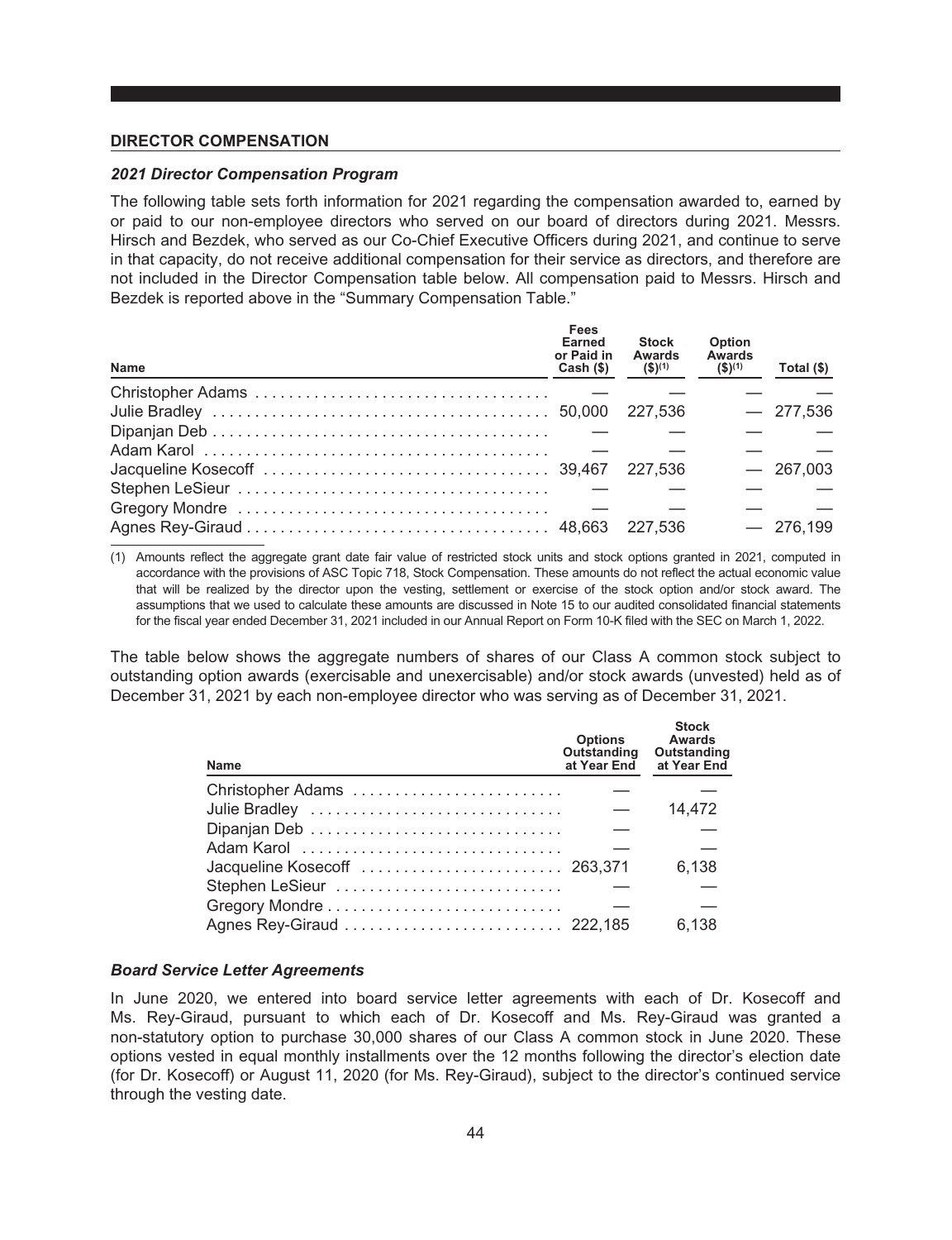## DIRECTOR COMPENSATION

### *2021 Director Compensation Program*

The following table sets forth information for 2021 regarding the compensation awarded to, earned by or paid to our non-employee directors who served on our board of directors during 2021. Messrs. Hirsch and Bezdek, who served as our Co-Chief Executive Officers during 2021, and continue to serve in that capacity, do not receive additional compensation for their service as directors, and therefore are not included in the Director Compensation table below. All compensation paid to Messrs. Hirsch and Bezdek is reported above in the "Summary Compensation Table."

| Name | Fees Earned or Paid in Cash ($) | Stock Awards ($)(1) | Option Awards ($)(1) | Total ($) |
|---|---|---|---|---|
| Christopher Adams | — | — | — | — |
| Julie Bradley | 50,000 | 227,536 | — | 277,536 |
| Dipanjan Deb | — | — | — | — |
| Adam Karol | — | — | — | — |
| Jacqueline Kosecoff | 39,467 | 227,536 | — | 267,003 |
| Stephen LeSieur | — | — | — | — |
| Gregory Mondre | — | — | — | — |
| Agnes Rey-Giraud | 48,663 | 227,536 | — | 276,199 |

(1) Amounts reflect the aggregate grant date fair value of restricted stock units and stock options granted in 2021, computed in accordance with the provisions of ASC Topic 718, Stock Compensation. These amounts do not reflect the actual economic value that will be realized by the director upon the vesting, settlement or exercise of the stock option and/or stock award. The assumptions that we used to calculate these amounts are discussed in Note 15 to our audited consolidated financial statements for the fiscal year ended December 31, 2021 included in our Annual Report on Form 10-K filed with the SEC on March 1, 2022.

The table below shows the aggregate numbers of shares of our Class A common stock subject to outstanding option awards (exercisable and unexercisable) and/or stock awards (unvested) held as of December 31, 2021 by each non-employee director who was serving as of December 31, 2021.

| Name | Options Outstanding at Year End | Stock Awards Outstanding at Year End |
|---|---|---|
| Christopher Adams | — | — |
| Julie Bradley | — | 14,472 |
| Dipanjan Deb | — | — |
| Adam Karol | — | — |
| Jacqueline Kosecoff | 263,371 | 6,138 |
| Stephen LeSieur | — | — |
| Gregory Mondre | — | — |
| Agnes Rey-Giraud | 222,185 | 6,138 |

### *Board Service Letter Agreements*

In June 2020, we entered into board service letter agreements with each of Dr. Kosecoff and Ms. Rey-Giraud, pursuant to which each of Dr. Kosecoff and Ms. Rey-Giraud was granted a non-statutory option to purchase 30,000 shares of our Class A common stock in June 2020. These options vested in equal monthly installments over the 12 months following the director's election date (for Dr. Kosecoff) or August 11, 2020 (for Ms. Rey-Giraud), subject to the director's continued service through the vesting date.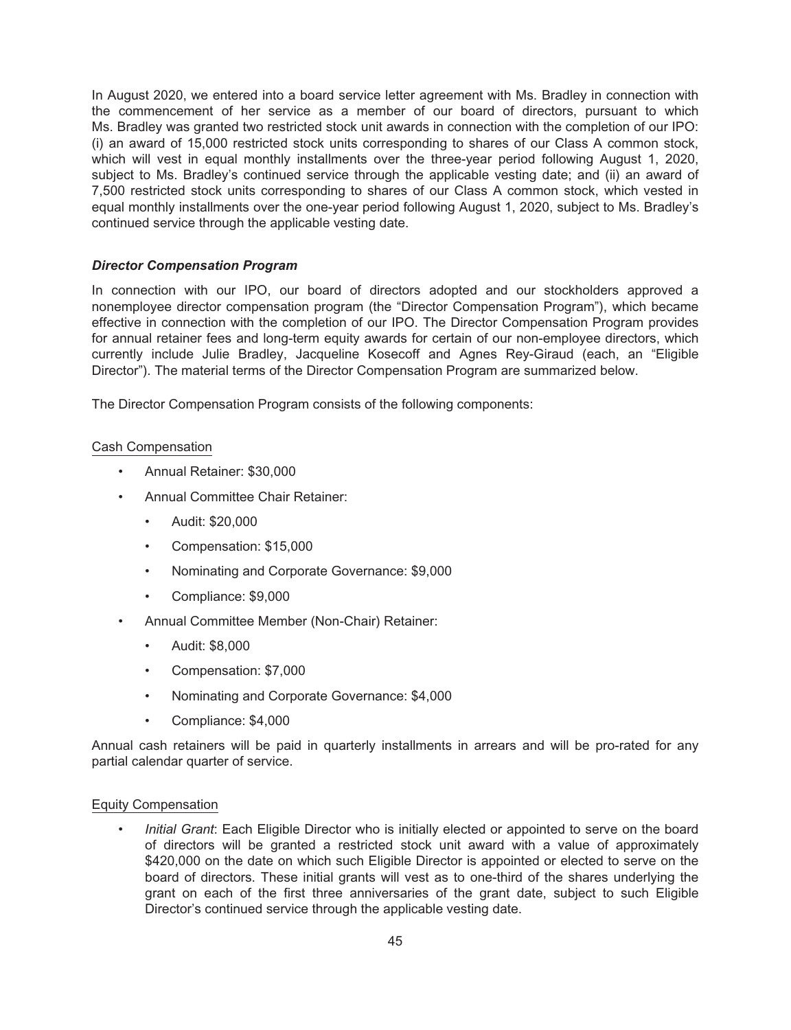In August 2020, we entered into a board service letter agreement with Ms. Bradley in connection with the commencement of her service as a member of our board of directors, pursuant to which Ms. Bradley was granted two restricted stock unit awards in connection with the completion of our IPO: (i) an award of 15,000 restricted stock units corresponding to shares of our Class A common stock, which will vest in equal monthly installments over the three-year period following August 1, 2020, subject to Ms. Bradley's continued service through the applicable vesting date; and (ii) an award of 7,500 restricted stock units corresponding to shares of our Class A common stock, which vested in equal monthly installments over the one-year period following August 1, 2020, subject to Ms. Bradley's continued service through the applicable vesting date.

### *Director Compensation Program*

In connection with our IPO, our board of directors adopted and our stockholders approved a nonemployee director compensation program (the "Director Compensation Program"), which became effective in connection with the completion of our IPO. The Director Compensation Program provides for annual retainer fees and long-term equity awards for certain of our non-employee directors, which currently include Julie Bradley, Jacqueline Kosecoff and Agnes Rey-Giraud (each, an "Eligible Director"). The material terms of the Director Compensation Program are summarized below.

The Director Compensation Program consists of the following components:

<u>Cash Compensation</u>

- Annual Retainer: $30,000
- Annual Committee Chair Retainer:
  - Audit: $20,000
  - Compensation: $15,000
  - Nominating and Corporate Governance: $9,000
  - Compliance: $9,000
- Annual Committee Member (Non-Chair) Retainer:
  - Audit: $8,000
  - Compensation: $7,000
  - Nominating and Corporate Governance: $4,000
  - Compliance: $4,000

Annual cash retainers will be paid in quarterly installments in arrears and will be pro-rated for any partial calendar quarter of service.

<u>Equity Compensation</u>

- *Initial Grant*: Each Eligible Director who is initially elected or appointed to serve on the board of directors will be granted a restricted stock unit award with a value of approximately $420,000 on the date on which such Eligible Director is appointed or elected to serve on the board of directors. These initial grants will vest as to one-third of the shares underlying the grant on each of the first three anniversaries of the grant date, subject to such Eligible Director's continued service through the applicable vesting date.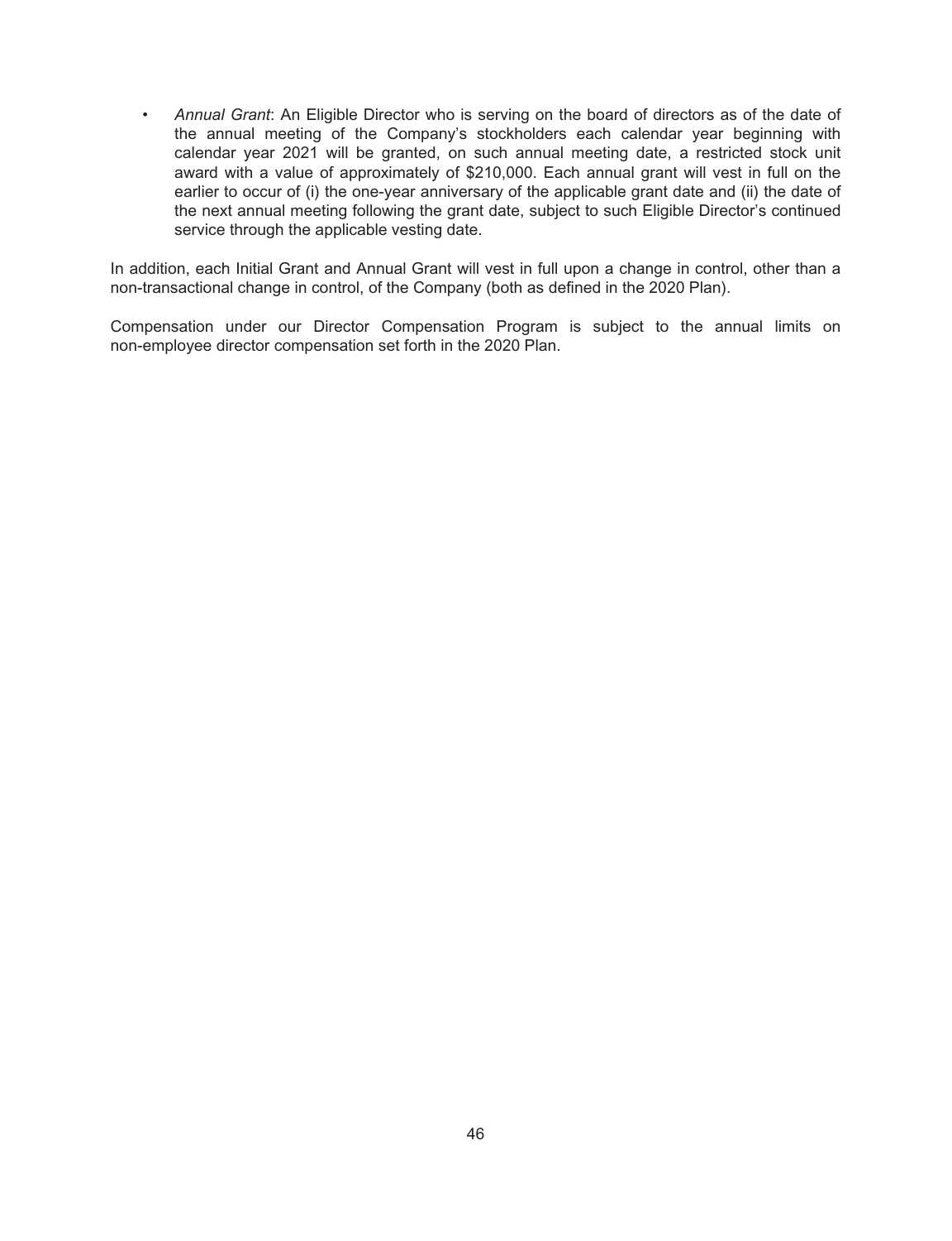- *Annual Grant*: An Eligible Director who is serving on the board of directors as of the date of the annual meeting of the Company's stockholders each calendar year beginning with calendar year 2021 will be granted, on such annual meeting date, a restricted stock unit award with a value of approximately of $210,000. Each annual grant will vest in full on the earlier to occur of (i) the one-year anniversary of the applicable grant date and (ii) the date of the next annual meeting following the grant date, subject to such Eligible Director's continued service through the applicable vesting date.

In addition, each Initial Grant and Annual Grant will vest in full upon a change in control, other than a non-transactional change in control, of the Company (both as defined in the 2020 Plan).

Compensation under our Director Compensation Program is subject to the annual limits on non-employee director compensation set forth in the 2020 Plan.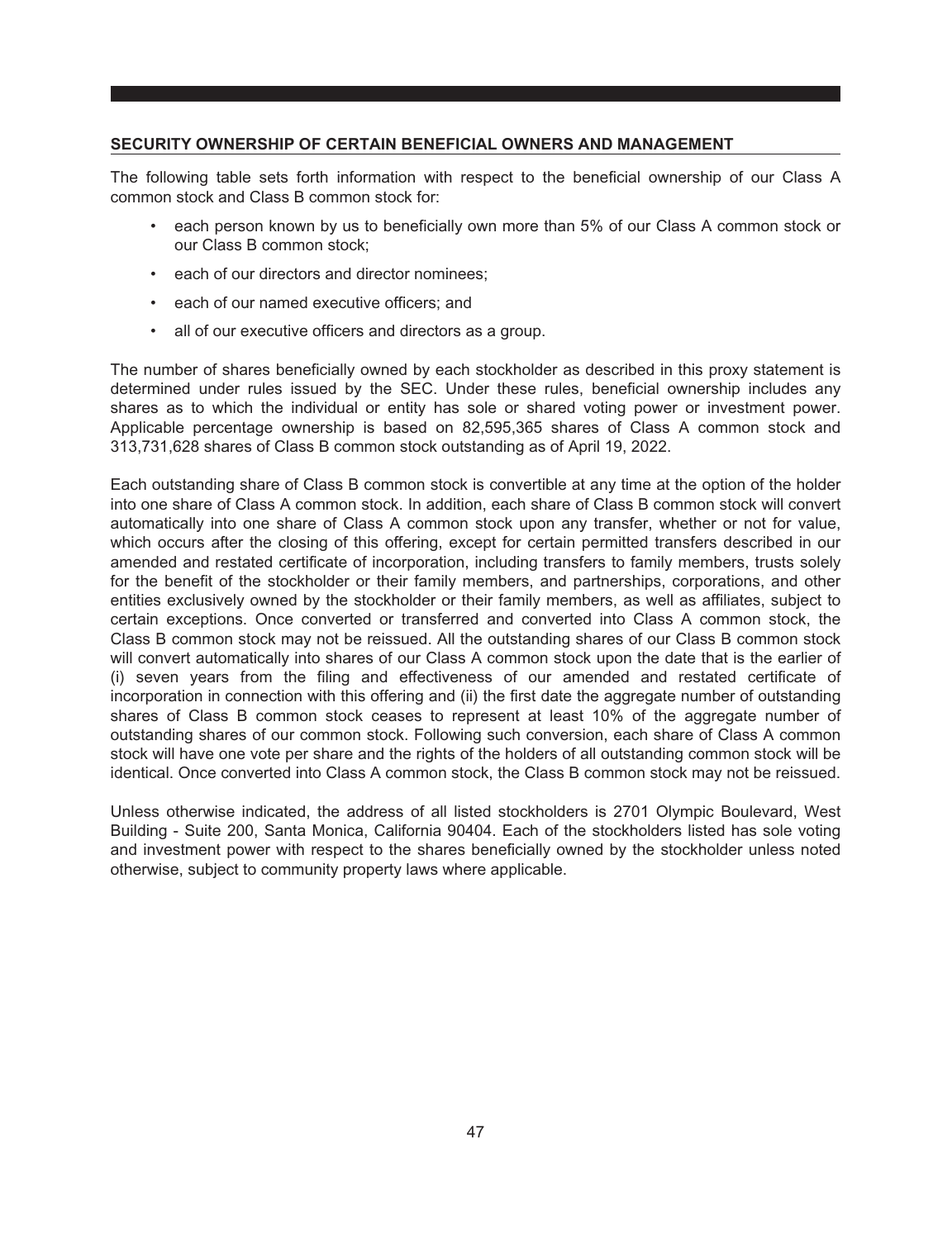## SECURITY OWNERSHIP OF CERTAIN BENEFICIAL OWNERS AND MANAGEMENT

The following table sets forth information with respect to the beneficial ownership of our Class A common stock and Class B common stock for:

- each person known by us to beneficially own more than 5% of our Class A common stock or our Class B common stock;
- each of our directors and director nominees;
- each of our named executive officers; and
- all of our executive officers and directors as a group.

The number of shares beneficially owned by each stockholder as described in this proxy statement is determined under rules issued by the SEC. Under these rules, beneficial ownership includes any shares as to which the individual or entity has sole or shared voting power or investment power. Applicable percentage ownership is based on 82,595,365 shares of Class A common stock and 313,731,628 shares of Class B common stock outstanding as of April 19, 2022.

Each outstanding share of Class B common stock is convertible at any time at the option of the holder into one share of Class A common stock. In addition, each share of Class B common stock will convert automatically into one share of Class A common stock upon any transfer, whether or not for value, which occurs after the closing of this offering, except for certain permitted transfers described in our amended and restated certificate of incorporation, including transfers to family members, trusts solely for the benefit of the stockholder or their family members, and partnerships, corporations, and other entities exclusively owned by the stockholder or their family members, as well as affiliates, subject to certain exceptions. Once converted or transferred and converted into Class A common stock, the Class B common stock may not be reissued. All the outstanding shares of our Class B common stock will convert automatically into shares of our Class A common stock upon the date that is the earlier of (i) seven years from the filing and effectiveness of our amended and restated certificate of incorporation in connection with this offering and (ii) the first date the aggregate number of outstanding shares of Class B common stock ceases to represent at least 10% of the aggregate number of outstanding shares of our common stock. Following such conversion, each share of Class A common stock will have one vote per share and the rights of the holders of all outstanding common stock will be identical. Once converted into Class A common stock, the Class B common stock may not be reissued.

Unless otherwise indicated, the address of all listed stockholders is 2701 Olympic Boulevard, West Building - Suite 200, Santa Monica, California 90404. Each of the stockholders listed has sole voting and investment power with respect to the shares beneficially owned by the stockholder unless noted otherwise, subject to community property laws where applicable.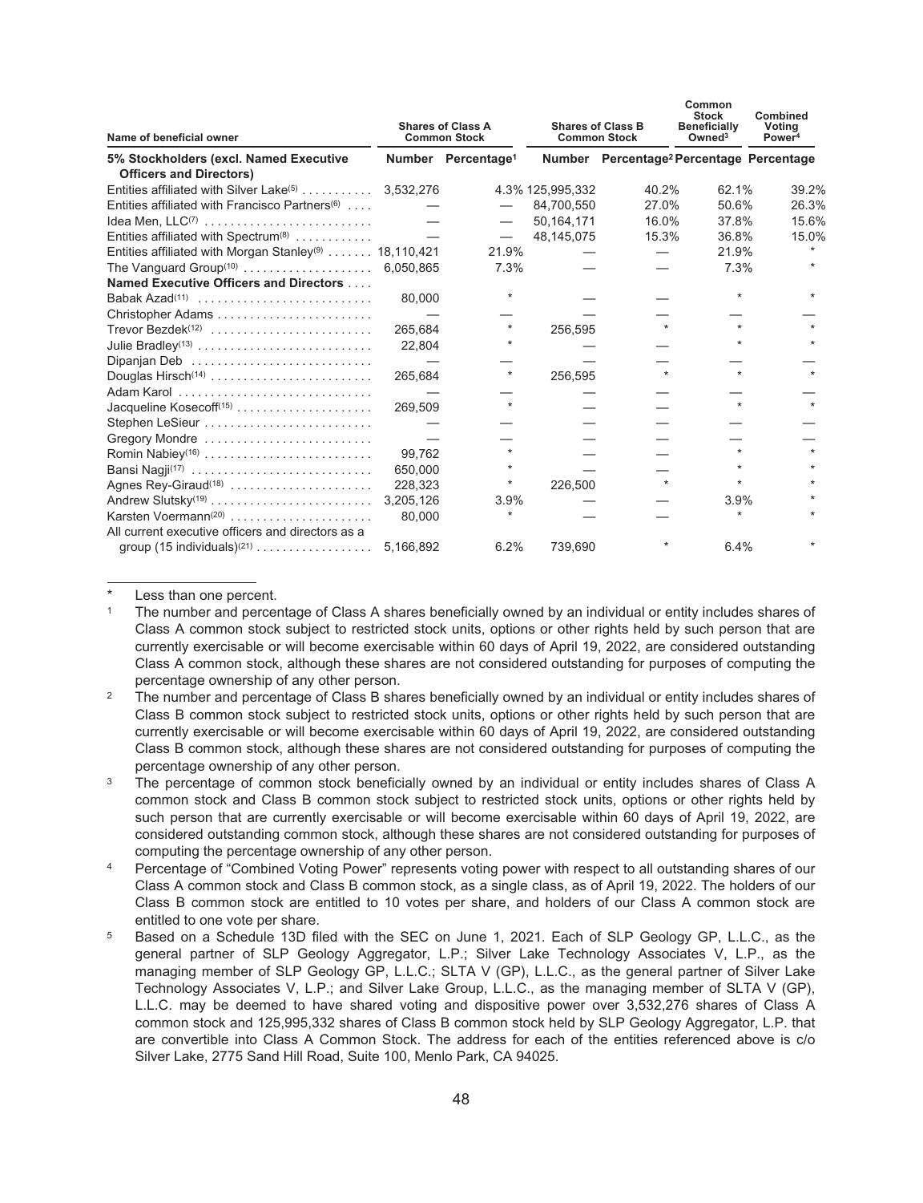| Name of beneficial owner | Shares of Class A Common Stock | | Shares of Class B Common Stock | | Common Stock Beneficially Owned[3] | Combined Voting Power[4] |
|---|---|---|---|---|---|---|
| **5% Stockholders (excl. Named Executive Officers and Directors)** | **Number** | **Percentage[1]** | **Number** | **Percentage[2]** | **Percentage** | **Percentage** |
| Entities affiliated with Silver Lake[(5)] | 3,532,276 | 4.3% | 125,995,332 | 40.2% | 62.1% | 39.2% |
| Entities affiliated with Francisco Partners[(6)] | — | — | 84,700,550 | 27.0% | 50.6% | 26.3% |
| Idea Men, LLC[(7)] | — | — | 50,164,171 | 16.0% | 37.8% | 15.6% |
| Entities affiliated with Spectrum[(8)] | — | — | 48,145,075 | 15.3% | 36.8% | 15.0% |
| Entities affiliated with Morgan Stanley[(9)] | 18,110,421 | 21.9% | — | — | 21.9% | * |
| The Vanguard Group[(10)] | 6,050,865 | 7.3% | — | — | 7.3% | * |
| **Named Executive Officers and Directors** | | | | | | |
| Babak Azad[(11)] | 80,000 | * | — | — | * | * |
| Christopher Adams | — | — | — | — | — | — |
| Trevor Bezdek[(12)] | 265,684 | * | 256,595 | * | * | * |
| Julie Bradley[(13)] | 22,804 | * | — | — | * | * |
| Dipanjan Deb | — | — | — | — | — | — |
| Douglas Hirsch[(14)] | 265,684 | * | 256,595 | * | * | * |
| Adam Karol | — | — | — | — | — | — |
| Jacqueline Kosecoff[(15)] | 269,509 | * | — | — | * | * |
| Stephen LeSieur | — | — | — | — | — | — |
| Gregory Mondre | — | — | — | — | — | — |
| Romin Nabiey[(16)] | 99,762 | * | — | — | * | * |
| Bansi Nagji[(17)] | 650,000 | * | — | — | * | * |
| Agnes Rey-Giraud[(18)] | 228,323 | * | 226,500 | * | * | * |
| Andrew Slutsky[(19)] | 3,205,126 | 3.9% | — | — | 3.9% | * |
| Karsten Voermann[(20)] | 80,000 | * | — | — | * | * |
| All current executive officers and directors as a group (15 individuals)[(21)] | 5,166,892 | 6.2% | 739,690 | * | 6.4% | * |

\* Less than one percent.

1 The number and percentage of Class A shares beneficially owned by an individual or entity includes shares of Class A common stock subject to restricted stock units, options or other rights held by such person that are currently exercisable or will become exercisable within 60 days of April 19, 2022, are considered outstanding Class A common stock, although these shares are not considered outstanding for purposes of computing the percentage ownership of any other person.

2 The number and percentage of Class B shares beneficially owned by an individual or entity includes shares of Class B common stock subject to restricted stock units, options or other rights held by such person that are currently exercisable or will become exercisable within 60 days of April 19, 2022, are considered outstanding Class B common stock, although these shares are not considered outstanding for purposes of computing the percentage ownership of any other person.

3 The percentage of common stock beneficially owned by an individual or entity includes shares of Class A common stock and Class B common stock subject to restricted stock units, options or other rights held by such person that are currently exercisable or will become exercisable within 60 days of April 19, 2022, are considered outstanding common stock, although these shares are not considered outstanding for purposes of computing the percentage ownership of any other person.

4 Percentage of "Combined Voting Power" represents voting power with respect to all outstanding shares of our Class A common stock and Class B common stock, as a single class, as of April 19, 2022. The holders of our Class B common stock are entitled to 10 votes per share, and holders of our Class A common stock are entitled to one vote per share.

5 Based on a Schedule 13D filed with the SEC on June 1, 2021. Each of SLP Geology GP, L.L.C., as the general partner of SLP Geology Aggregator, L.P.; Silver Lake Technology Associates V, L.P., as the managing member of SLP Geology GP, L.L.C.; SLTA V (GP), L.L.C., as the general partner of Silver Lake Technology Associates V, L.P.; and Silver Lake Group, L.L.C., as the managing member of SLTA V (GP), L.L.C. may be deemed to have shared voting and dispositive power over 3,532,276 shares of Class A common stock and 125,995,332 shares of Class B common stock held by SLP Geology Aggregator, L.P. that are convertible into Class A Common Stock. The address for each of the entities referenced above is c/o Silver Lake, 2775 Sand Hill Road, Suite 100, Menlo Park, CA 94025.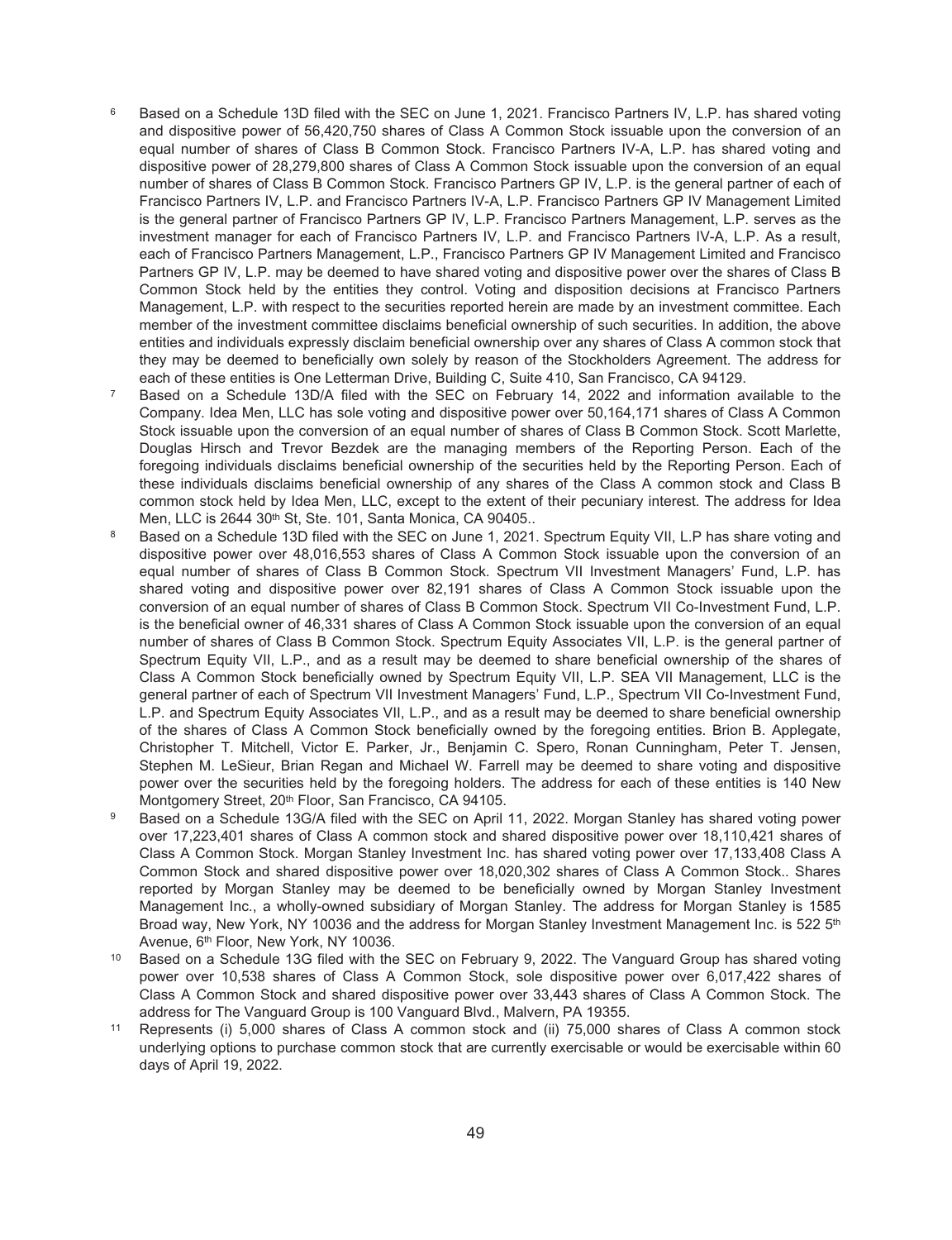[6] Based on a Schedule 13D filed with the SEC on June 1, 2021. Francisco Partners IV, L.P. has shared voting and dispositive power of 56,420,750 shares of Class A Common Stock issuable upon the conversion of an equal number of shares of Class B Common Stock. Francisco Partners IV-A, L.P. has shared voting and dispositive power of 28,279,800 shares of Class A Common Stock issuable upon the conversion of an equal number of shares of Class B Common Stock. Francisco Partners GP IV, L.P. is the general partner of each of Francisco Partners IV, L.P. and Francisco Partners IV-A, L.P. Francisco Partners GP IV Management Limited is the general partner of Francisco Partners GP IV, L.P. Francisco Partners Management, L.P. serves as the investment manager for each of Francisco Partners IV, L.P. and Francisco Partners IV-A, L.P. As a result, each of Francisco Partners Management, L.P., Francisco Partners GP IV Management Limited and Francisco Partners GP IV, L.P. may be deemed to have shared voting and dispositive power over the shares of Class B Common Stock held by the entities they control. Voting and disposition decisions at Francisco Partners Management, L.P. with respect to the securities reported herein are made by an investment committee. Each member of the investment committee disclaims beneficial ownership of such securities. In addition, the above entities and individuals expressly disclaim beneficial ownership over any shares of Class A common stock that they may be deemed to beneficially own solely by reason of the Stockholders Agreement. The address for each of these entities is One Letterman Drive, Building C, Suite 410, San Francisco, CA 94129.

[7] Based on a Schedule 13D/A filed with the SEC on February 14, 2022 and information available to the Company. Idea Men, LLC has sole voting and dispositive power over 50,164,171 shares of Class A Common Stock issuable upon the conversion of an equal number of shares of Class B Common Stock. Scott Marlette, Douglas Hirsch and Trevor Bezdek are the managing members of the Reporting Person. Each of the foregoing individuals disclaims beneficial ownership of the securities held by the Reporting Person. Each of these individuals disclaims beneficial ownership of any shares of the Class A common stock and Class B common stock held by Idea Men, LLC, except to the extent of their pecuniary interest. The address for Idea Men, LLC is 2644 30th St, Ste. 101, Santa Monica, CA 90405..

[8] Based on a Schedule 13D filed with the SEC on June 1, 2021. Spectrum Equity VII, L.P has share voting and dispositive power over 48,016,553 shares of Class A Common Stock issuable upon the conversion of an equal number of shares of Class B Common Stock. Spectrum VII Investment Managers' Fund, L.P. has shared voting and dispositive power over 82,191 shares of Class A Common Stock issuable upon the conversion of an equal number of shares of Class B Common Stock. Spectrum VII Co-Investment Fund, L.P. is the beneficial owner of 46,331 shares of Class A Common Stock issuable upon the conversion of an equal number of shares of Class B Common Stock. Spectrum Equity Associates VII, L.P. is the general partner of Spectrum Equity VII, L.P., and as a result may be deemed to share beneficial ownership of the shares of Class A Common Stock beneficially owned by Spectrum Equity VII, L.P. SEA VII Management, LLC is the general partner of each of Spectrum VII Investment Managers' Fund, L.P., Spectrum VII Co-Investment Fund, L.P. and Spectrum Equity Associates VII, L.P., and as a result may be deemed to share beneficial ownership of the shares of Class A Common Stock beneficially owned by the foregoing entities. Brion B. Applegate, Christopher T. Mitchell, Victor E. Parker, Jr., Benjamin C. Spero, Ronan Cunningham, Peter T. Jensen, Stephen M. LeSieur, Brian Regan and Michael W. Farrell may be deemed to share voting and dispositive power over the securities held by the foregoing holders. The address for each of these entities is 140 New Montgomery Street, 20th Floor, San Francisco, CA 94105.

[9] Based on a Schedule 13G/A filed with the SEC on April 11, 2022. Morgan Stanley has shared voting power over 17,223,401 shares of Class A common stock and shared dispositive power over 18,110,421 shares of Class A Common Stock. Morgan Stanley Investment Inc. has shared voting power over 17,133,408 Class A Common Stock and shared dispositive power over 18,020,302 shares of Class A Common Stock.. Shares reported by Morgan Stanley may be deemed to be beneficially owned by Morgan Stanley Investment Management Inc., a wholly-owned subsidiary of Morgan Stanley. The address for Morgan Stanley is 1585 Broad way, New York, NY 10036 and the address for Morgan Stanley Investment Management Inc. is 522 5th Avenue, 6th Floor, New York, NY 10036.

[10] Based on a Schedule 13G filed with the SEC on February 9, 2022. The Vanguard Group has shared voting power over 10,538 shares of Class A Common Stock, sole dispositive power over 6,017,422 shares of Class A Common Stock and shared dispositive power over 33,443 shares of Class A Common Stock. The address for The Vanguard Group is 100 Vanguard Blvd., Malvern, PA 19355.

[11] Represents (i) 5,000 shares of Class A common stock and (ii) 75,000 shares of Class A common stock underlying options to purchase common stock that are currently exercisable or would be exercisable within 60 days of April 19, 2022.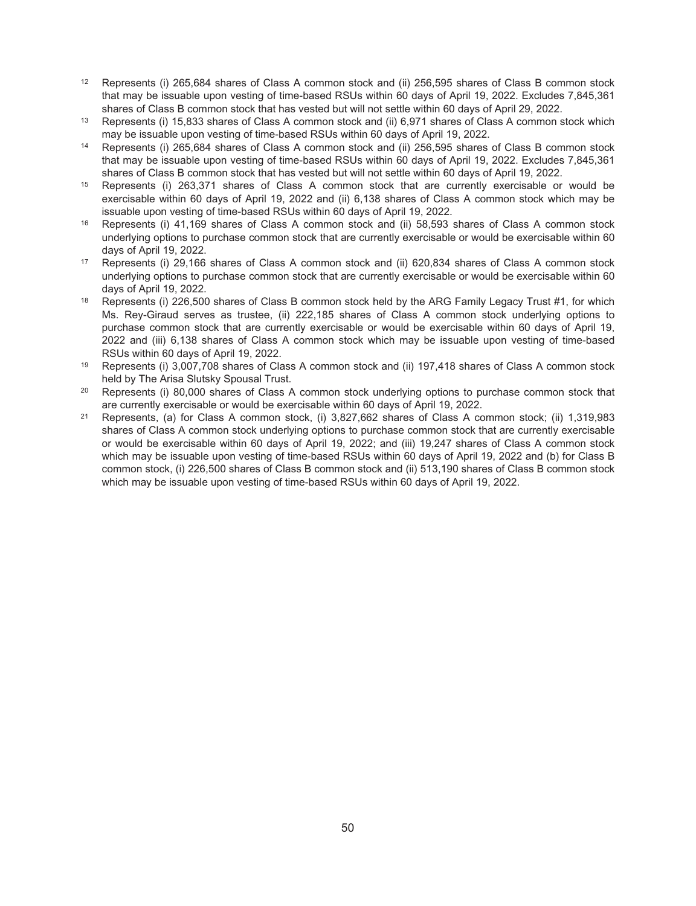[12] Represents (i) 265,684 shares of Class A common stock and (ii) 256,595 shares of Class B common stock that may be issuable upon vesting of time-based RSUs within 60 days of April 19, 2022. Excludes 7,845,361 shares of Class B common stock that has vested but will not settle within 60 days of April 29, 2022.

[13] Represents (i) 15,833 shares of Class A common stock and (ii) 6,971 shares of Class A common stock which may be issuable upon vesting of time-based RSUs within 60 days of April 19, 2022.

[14] Represents (i) 265,684 shares of Class A common stock and (ii) 256,595 shares of Class B common stock that may be issuable upon vesting of time-based RSUs within 60 days of April 19, 2022. Excludes 7,845,361 shares of Class B common stock that has vested but will not settle within 60 days of April 19, 2022.

[15] Represents (i) 263,371 shares of Class A common stock that are currently exercisable or would be exercisable within 60 days of April 19, 2022 and (ii) 6,138 shares of Class A common stock which may be issuable upon vesting of time-based RSUs within 60 days of April 19, 2022.

[16] Represents (i) 41,169 shares of Class A common stock and (ii) 58,593 shares of Class A common stock underlying options to purchase common stock that are currently exercisable or would be exercisable within 60 days of April 19, 2022.

[17] Represents (i) 29,166 shares of Class A common stock and (ii) 620,834 shares of Class A common stock underlying options to purchase common stock that are currently exercisable or would be exercisable within 60 days of April 19, 2022.

[18] Represents (i) 226,500 shares of Class B common stock held by the ARG Family Legacy Trust #1, for which Ms. Rey-Giraud serves as trustee, (ii) 222,185 shares of Class A common stock underlying options to purchase common stock that are currently exercisable or would be exercisable within 60 days of April 19, 2022 and (iii) 6,138 shares of Class A common stock which may be issuable upon vesting of time-based RSUs within 60 days of April 19, 2022.

[19] Represents (i) 3,007,708 shares of Class A common stock and (ii) 197,418 shares of Class A common stock held by The Arisa Slutsky Spousal Trust.

[20] Represents (i) 80,000 shares of Class A common stock underlying options to purchase common stock that are currently exercisable or would be exercisable within 60 days of April 19, 2022.

[21] Represents, (a) for Class A common stock, (i) 3,827,662 shares of Class A common stock; (ii) 1,319,983 shares of Class A common stock underlying options to purchase common stock that are currently exercisable or would be exercisable within 60 days of April 19, 2022; and (iii) 19,247 shares of Class A common stock which may be issuable upon vesting of time-based RSUs within 60 days of April 19, 2022 and (b) for Class B common stock, (i) 226,500 shares of Class B common stock and (ii) 513,190 shares of Class B common stock which may be issuable upon vesting of time-based RSUs within 60 days of April 19, 2022.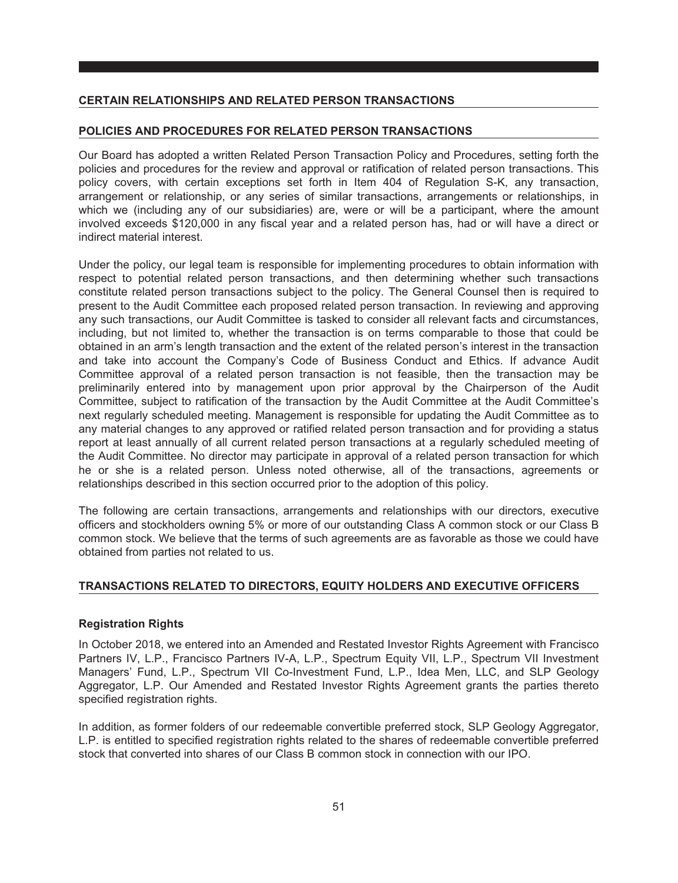## CERTAIN RELATIONSHIPS AND RELATED PERSON TRANSACTIONS

## POLICIES AND PROCEDURES FOR RELATED PERSON TRANSACTIONS

Our Board has adopted a written Related Person Transaction Policy and Procedures, setting forth the policies and procedures for the review and approval or ratification of related person transactions. This policy covers, with certain exceptions set forth in Item 404 of Regulation S-K, any transaction, arrangement or relationship, or any series of similar transactions, arrangements or relationships, in which we (including any of our subsidiaries) are, were or will be a participant, where the amount involved exceeds $120,000 in any fiscal year and a related person has, had or will have a direct or indirect material interest.

Under the policy, our legal team is responsible for implementing procedures to obtain information with respect to potential related person transactions, and then determining whether such transactions constitute related person transactions subject to the policy. The General Counsel then is required to present to the Audit Committee each proposed related person transaction. In reviewing and approving any such transactions, our Audit Committee is tasked to consider all relevant facts and circumstances, including, but not limited to, whether the transaction is on terms comparable to those that could be obtained in an arm's length transaction and the extent of the related person's interest in the transaction and take into account the Company's Code of Business Conduct and Ethics. If advance Audit Committee approval of a related person transaction is not feasible, then the transaction may be preliminarily entered into by management upon prior approval by the Chairperson of the Audit Committee, subject to ratification of the transaction by the Audit Committee at the Audit Committee's next regularly scheduled meeting. Management is responsible for updating the Audit Committee as to any material changes to any approved or ratified related person transaction and for providing a status report at least annually of all current related person transactions at a regularly scheduled meeting of the Audit Committee. No director may participate in approval of a related person transaction for which he or she is a related person. Unless noted otherwise, all of the transactions, agreements or relationships described in this section occurred prior to the adoption of this policy.

The following are certain transactions, arrangements and relationships with our directors, executive officers and stockholders owning 5% or more of our outstanding Class A common stock or our Class B common stock. We believe that the terms of such agreements are as favorable as those we could have obtained from parties not related to us.

## TRANSACTIONS RELATED TO DIRECTORS, EQUITY HOLDERS AND EXECUTIVE OFFICERS

### Registration Rights

In October 2018, we entered into an Amended and Restated Investor Rights Agreement with Francisco Partners IV, L.P., Francisco Partners IV-A, L.P., Spectrum Equity VII, L.P., Spectrum VII Investment Managers' Fund, L.P., Spectrum VII Co-Investment Fund, L.P., Idea Men, LLC, and SLP Geology Aggregator, L.P. Our Amended and Restated Investor Rights Agreement grants the parties thereto specified registration rights.

In addition, as former folders of our redeemable convertible preferred stock, SLP Geology Aggregator, L.P. is entitled to specified registration rights related to the shares of redeemable convertible preferred stock that converted into shares of our Class B common stock in connection with our IPO.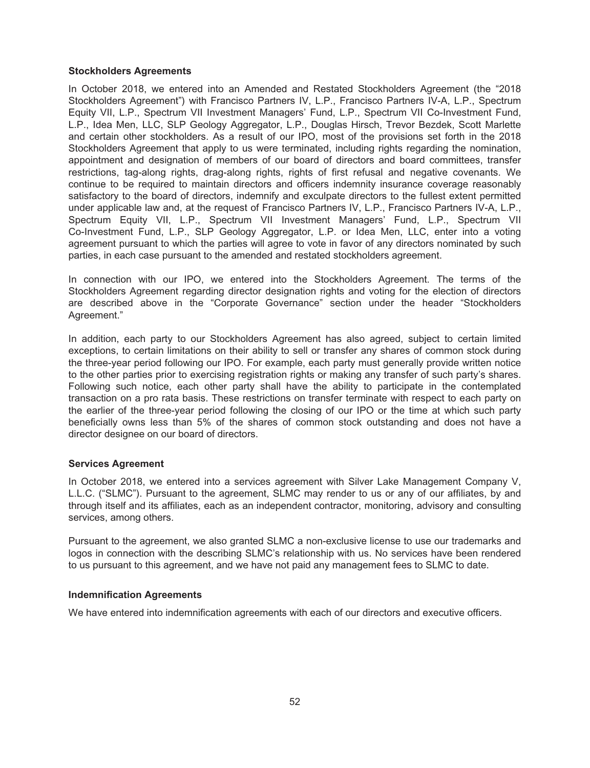### Stockholders Agreements

In October 2018, we entered into an Amended and Restated Stockholders Agreement (the "2018 Stockholders Agreement") with Francisco Partners IV, L.P., Francisco Partners IV-A, L.P., Spectrum Equity VII, L.P., Spectrum VII Investment Managers' Fund, L.P., Spectrum VII Co-Investment Fund, L.P., Idea Men, LLC, SLP Geology Aggregator, L.P., Douglas Hirsch, Trevor Bezdek, Scott Marlette and certain other stockholders. As a result of our IPO, most of the provisions set forth in the 2018 Stockholders Agreement that apply to us were terminated, including rights regarding the nomination, appointment and designation of members of our board of directors and board committees, transfer restrictions, tag-along rights, drag-along rights, rights of first refusal and negative covenants. We continue to be required to maintain directors and officers indemnity insurance coverage reasonably satisfactory to the board of directors, indemnify and exculpate directors to the fullest extent permitted under applicable law and, at the request of Francisco Partners IV, L.P., Francisco Partners IV-A, L.P., Spectrum Equity VII, L.P., Spectrum VII Investment Managers' Fund, L.P., Spectrum VII Co-Investment Fund, L.P., SLP Geology Aggregator, L.P. or Idea Men, LLC, enter into a voting agreement pursuant to which the parties will agree to vote in favor of any directors nominated by such parties, in each case pursuant to the amended and restated stockholders agreement.

In connection with our IPO, we entered into the Stockholders Agreement. The terms of the Stockholders Agreement regarding director designation rights and voting for the election of directors are described above in the "Corporate Governance" section under the header "Stockholders Agreement."

In addition, each party to our Stockholders Agreement has also agreed, subject to certain limited exceptions, to certain limitations on their ability to sell or transfer any shares of common stock during the three-year period following our IPO. For example, each party must generally provide written notice to the other parties prior to exercising registration rights or making any transfer of such party's shares. Following such notice, each other party shall have the ability to participate in the contemplated transaction on a pro rata basis. These restrictions on transfer terminate with respect to each party on the earlier of the three-year period following the closing of our IPO or the time at which such party beneficially owns less than 5% of the shares of common stock outstanding and does not have a director designee on our board of directors.

### Services Agreement

In October 2018, we entered into a services agreement with Silver Lake Management Company V, L.L.C. ("SLMC"). Pursuant to the agreement, SLMC may render to us or any of our affiliates, by and through itself and its affiliates, each as an independent contractor, monitoring, advisory and consulting services, among others.

Pursuant to the agreement, we also granted SLMC a non-exclusive license to use our trademarks and logos in connection with the describing SLMC's relationship with us. No services have been rendered to us pursuant to this agreement, and we have not paid any management fees to SLMC to date.

### Indemnification Agreements

We have entered into indemnification agreements with each of our directors and executive officers.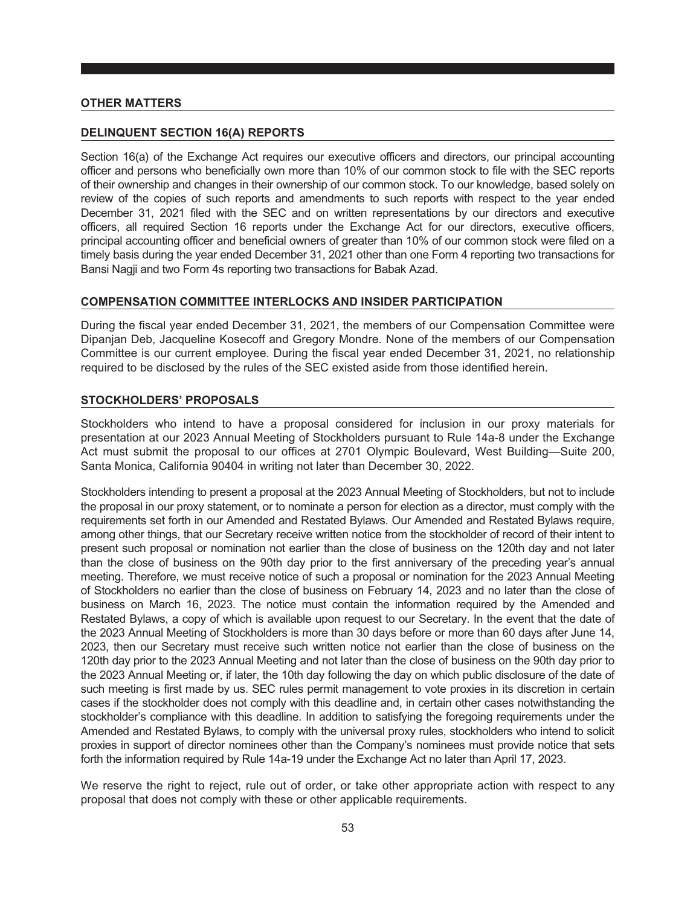## OTHER MATTERS

### DELINQUENT SECTION 16(A) REPORTS

Section 16(a) of the Exchange Act requires our executive officers and directors, our principal accounting officer and persons who beneficially own more than 10% of our common stock to file with the SEC reports of their ownership and changes in their ownership of our common stock. To our knowledge, based solely on review of the copies of such reports and amendments to such reports with respect to the year ended December 31, 2021 filed with the SEC and on written representations by our directors and executive officers, all required Section 16 reports under the Exchange Act for our directors, executive officers, principal accounting officer and beneficial owners of greater than 10% of our common stock were filed on a timely basis during the year ended December 31, 2021 other than one Form 4 reporting two transactions for Bansi Nagji and two Form 4s reporting two transactions for Babak Azad.

### COMPENSATION COMMITTEE INTERLOCKS AND INSIDER PARTICIPATION

During the fiscal year ended December 31, 2021, the members of our Compensation Committee were Dipanjan Deb, Jacqueline Kosecoff and Gregory Mondre. None of the members of our Compensation Committee is our current employee. During the fiscal year ended December 31, 2021, no relationship required to be disclosed by the rules of the SEC existed aside from those identified herein.

### STOCKHOLDERS' PROPOSALS

Stockholders who intend to have a proposal considered for inclusion in our proxy materials for presentation at our 2023 Annual Meeting of Stockholders pursuant to Rule 14a-8 under the Exchange Act must submit the proposal to our offices at 2701 Olympic Boulevard, West Building—Suite 200, Santa Monica, California 90404 in writing not later than December 30, 2022.

Stockholders intending to present a proposal at the 2023 Annual Meeting of Stockholders, but not to include the proposal in our proxy statement, or to nominate a person for election as a director, must comply with the requirements set forth in our Amended and Restated Bylaws. Our Amended and Restated Bylaws require, among other things, that our Secretary receive written notice from the stockholder of record of their intent to present such proposal or nomination not earlier than the close of business on the 120th day and not later than the close of business on the 90th day prior to the first anniversary of the preceding year's annual meeting. Therefore, we must receive notice of such a proposal or nomination for the 2023 Annual Meeting of Stockholders no earlier than the close of business on February 14, 2023 and no later than the close of business on March 16, 2023. The notice must contain the information required by the Amended and Restated Bylaws, a copy of which is available upon request to our Secretary. In the event that the date of the 2023 Annual Meeting of Stockholders is more than 30 days before or more than 60 days after June 14, 2023, then our Secretary must receive such written notice not earlier than the close of business on the 120th day prior to the 2023 Annual Meeting and not later than the close of business on the 90th day prior to the 2023 Annual Meeting or, if later, the 10th day following the day on which public disclosure of the date of such meeting is first made by us. SEC rules permit management to vote proxies in its discretion in certain cases if the stockholder does not comply with this deadline and, in certain other cases notwithstanding the stockholder's compliance with this deadline. In addition to satisfying the foregoing requirements under the Amended and Restated Bylaws, to comply with the universal proxy rules, stockholders who intend to solicit proxies in support of director nominees other than the Company's nominees must provide notice that sets forth the information required by Rule 14a-19 under the Exchange Act no later than April 17, 2023.

We reserve the right to reject, rule out of order, or take other appropriate action with respect to any proposal that does not comply with these or other applicable requirements.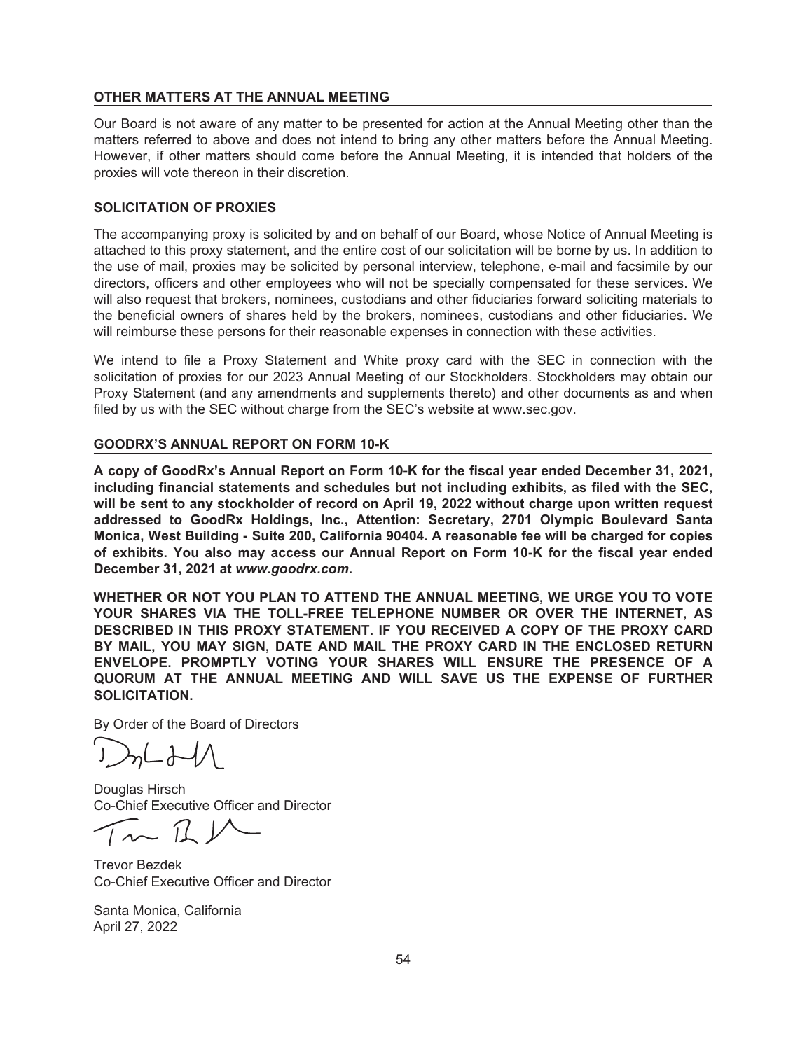## OTHER MATTERS AT THE ANNUAL MEETING

Our Board is not aware of any matter to be presented for action at the Annual Meeting other than the matters referred to above and does not intend to bring any other matters before the Annual Meeting. However, if other matters should come before the Annual Meeting, it is intended that holders of the proxies will vote thereon in their discretion.

## SOLICITATION OF PROXIES

The accompanying proxy is solicited by and on behalf of our Board, whose Notice of Annual Meeting is attached to this proxy statement, and the entire cost of our solicitation will be borne by us. In addition to the use of mail, proxies may be solicited by personal interview, telephone, e-mail and facsimile by our directors, officers and other employees who will not be specially compensated for these services. We will also request that brokers, nominees, custodians and other fiduciaries forward soliciting materials to the beneficial owners of shares held by the brokers, nominees, custodians and other fiduciaries. We will reimburse these persons for their reasonable expenses in connection with these activities.

We intend to file a Proxy Statement and White proxy card with the SEC in connection with the solicitation of proxies for our 2023 Annual Meeting of our Stockholders. Stockholders may obtain our Proxy Statement (and any amendments and supplements thereto) and other documents as and when filed by us with the SEC without charge from the SEC's website at www.sec.gov.

## GOODRX'S ANNUAL REPORT ON FORM 10-K

**A copy of GoodRx's Annual Report on Form 10-K for the fiscal year ended December 31, 2021, including financial statements and schedules but not including exhibits, as filed with the SEC, will be sent to any stockholder of record on April 19, 2022 without charge upon written request addressed to GoodRx Holdings, Inc., Attention: Secretary, 2701 Olympic Boulevard Santa Monica, West Building - Suite 200, California 90404. A reasonable fee will be charged for copies of exhibits. You also may access our Annual Report on Form 10-K for the fiscal year ended December 31, 2021 at *www.goodrx.com*.**

**WHETHER OR NOT YOU PLAN TO ATTEND THE ANNUAL MEETING, WE URGE YOU TO VOTE YOUR SHARES VIA THE TOLL-FREE TELEPHONE NUMBER OR OVER THE INTERNET, AS DESCRIBED IN THIS PROXY STATEMENT. IF YOU RECEIVED A COPY OF THE PROXY CARD BY MAIL, YOU MAY SIGN, DATE AND MAIL THE PROXY CARD IN THE ENCLOSED RETURN ENVELOPE. PROMPTLY VOTING YOUR SHARES WILL ENSURE THE PRESENCE OF A QUORUM AT THE ANNUAL MEETING AND WILL SAVE US THE EXPENSE OF FURTHER SOLICITATION.**

By Order of the Board of Directors

Douglas Hirsch
Co-Chief Executive Officer and Director

Trevor Bezdek
Co-Chief Executive Officer and Director

Santa Monica, California
April 27, 2022